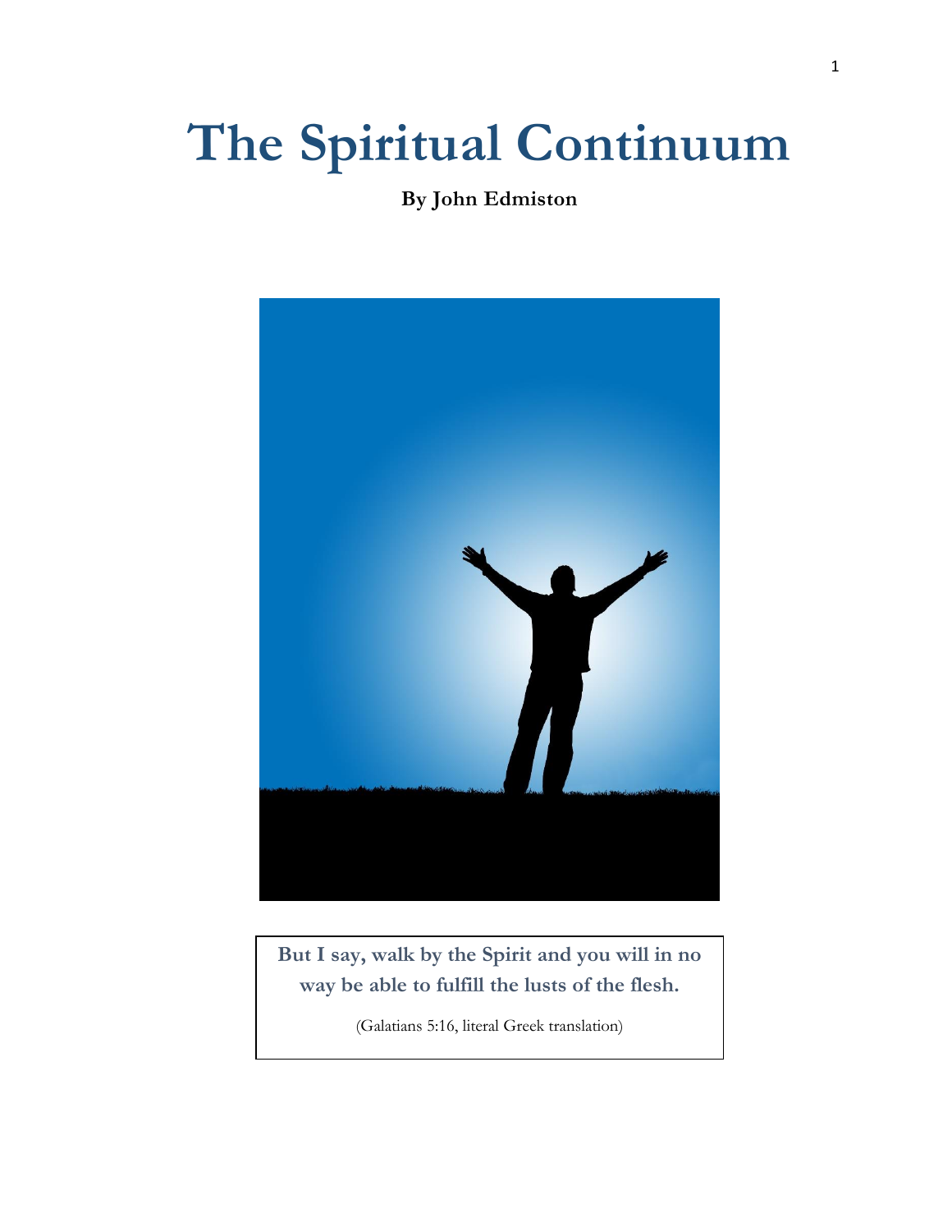# The Spiritual Continuum

**By John Edmiston**

**But I say, walk by the Spirit and you will in no way be able to fulfill the lusts of the flesh.**

(Galatians 5:16, literal Greek translation)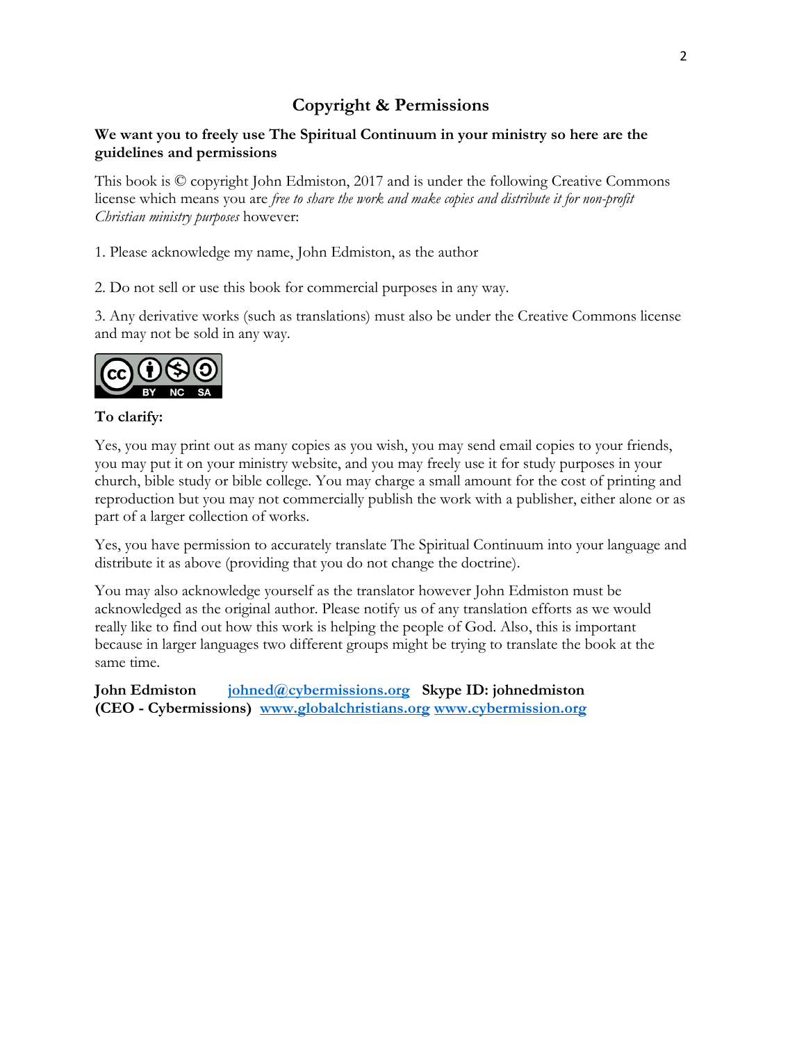## Copyright & Permissions

**We want you to freely use The Spiritual Continuum in your ministry so here are the guidelines and permissions**

This book is © copyright John Edmiston, 2017 and is under the following Creative Commons license which means you are *free to share the work and make copies and distribute it for non-profit Christian ministry purposes* however:

1. Please acknowledge my name, John Edmiston, as the author

2. Do not sell or use this book for commercial purposes in any way.

3. Any derivative works (such as translations) must also be under the Creative Commons license and may not be sold in any way.

**To clarify:**

Yes, you may print out as many copies as you wish, you may send email copies to your friends, you may put it on your ministry website, and you may freely use it for study purposes in your church, bible study or bible college. You may charge a small amount for the cost of printing and reproduction but you may not commercially publish the work with a publisher, either alone or as part of a larger collection of works.

Yes, you have permission to accurately translate The Spiritual Continuum into your language and distribute it as above (providing that you do not change the doctrine).

You may also acknowledge yourself as the translator however John Edmiston must be acknowledged as the original author. Please notify us of any translation efforts as we would really like to find out how this work is helping the people of God. Also, this is important because in larger languages two different groups might be trying to translate the book at the same time.

**John Edmiston** [johned@cybermissions.org](mailto:johned@cybermissions.org) **Skype ID: johnedmiston**
**(CEO - Cybermissions)** [www.globalchristians.org](http://www.globalchristians.org) [www.cybermission.org](http://www.cybermission.org)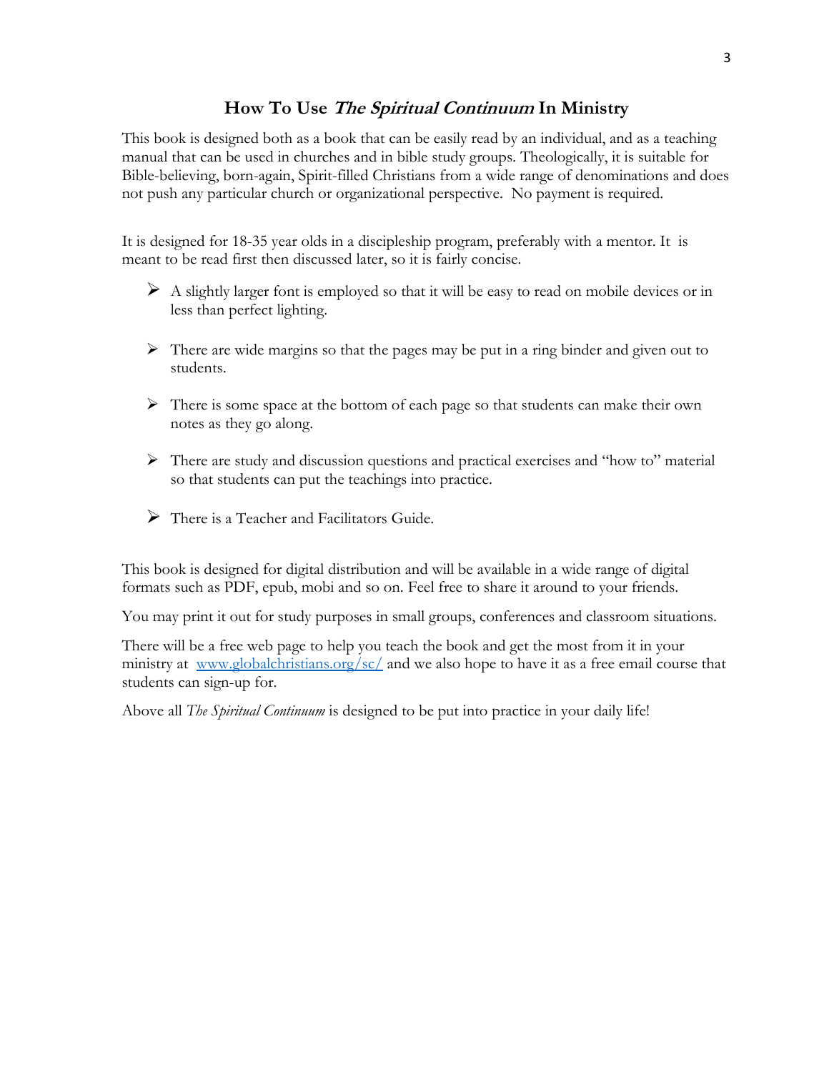# How To Use *The Spiritual Continuum* In Ministry

This book is designed both as a book that can be easily read by an individual, and as a teaching manual that can be used in churches and in bible study groups. Theologically, it is suitable for Bible-believing, born-again, Spirit-filled Christians from a wide range of denominations and does not push any particular church or organizational perspective. No payment is required.

It is designed for 18-35 year olds in a discipleship program, preferably with a mentor. It is meant to be read first then discussed later, so it is fairly concise.

- A slightly larger font is employed so that it will be easy to read on mobile devices or in less than perfect lighting.
- There are wide margins so that the pages may be put in a ring binder and given out to students.
- There is some space at the bottom of each page so that students can make their own notes as they go along.
- There are study and discussion questions and practical exercises and "how to" material so that students can put the teachings into practice.
- There is a Teacher and Facilitators Guide.

This book is designed for digital distribution and will be available in a wide range of digital formats such as PDF, epub, mobi and so on. Feel free to share it around to your friends.

You may print it out for study purposes in small groups, conferences and classroom situations.

There will be a free web page to help you teach the book and get the most from it in your ministry at [www.globalchristians.org/sc/](www.globalchristians.org/sc/) and we also hope to have it as a free email course that students can sign-up for.

Above all *The Spiritual Continuum* is designed to be put into practice in your daily life!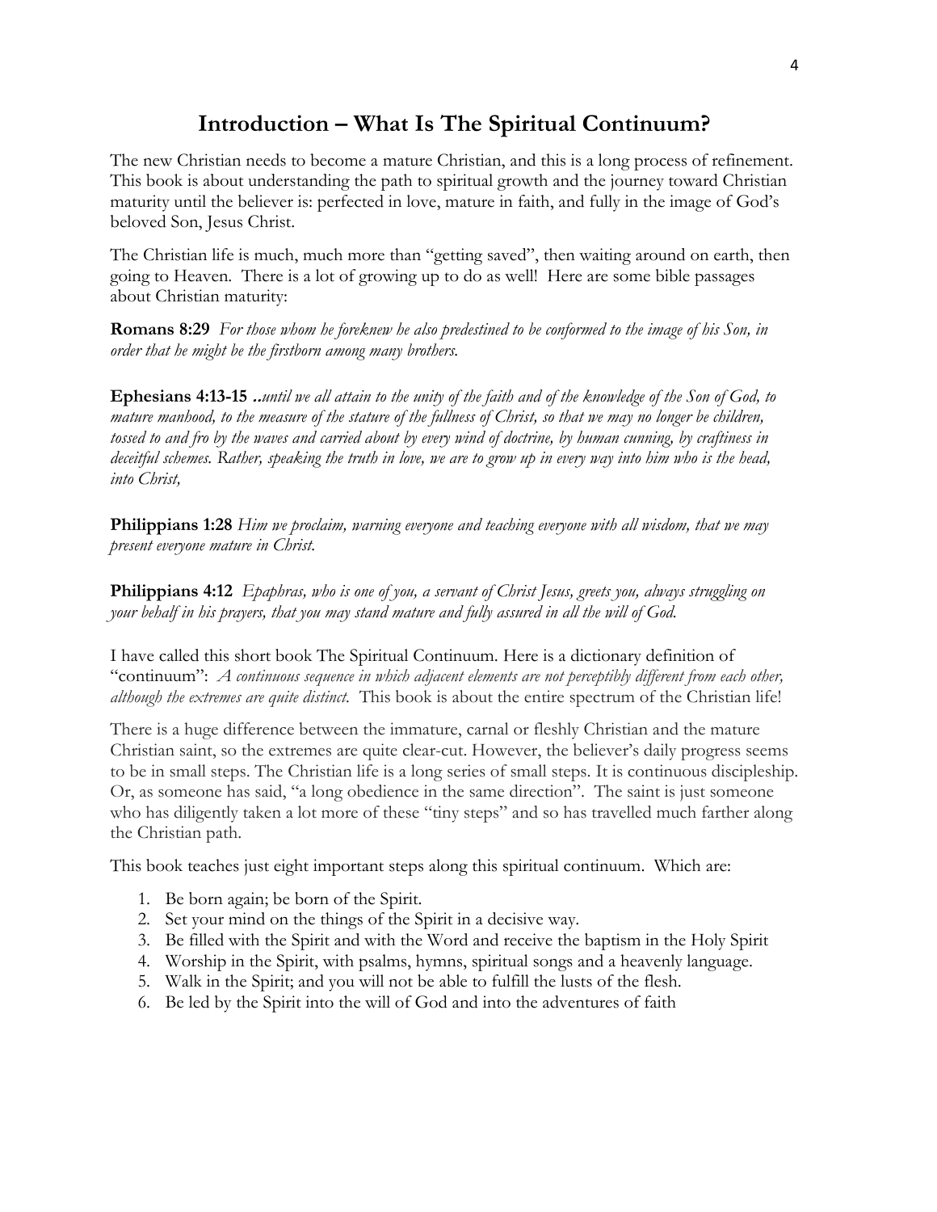# Introduction – What Is The Spiritual Continuum?

The new Christian needs to become a mature Christian, and this is a long process of refinement. This book is about understanding the path to spiritual growth and the journey toward Christian maturity until the believer is: perfected in love, mature in faith, and fully in the image of God's beloved Son, Jesus Christ.

The Christian life is much, much more than "getting saved", then waiting around on earth, then going to Heaven. There is a lot of growing up to do as well! Here are some bible passages about Christian maturity:

**Romans 8:29** *For those whom he foreknew he also predestined to be conformed to the image of his Son, in order that he might be the firstborn among many brothers.*

**Ephesians 4:13-15** *..until we all attain to the unity of the faith and of the knowledge of the Son of God, to mature manhood, to the measure of the stature of the fullness of Christ, so that we may no longer be children, tossed to and fro by the waves and carried about by every wind of doctrine, by human cunning, by craftiness in deceitful schemes. Rather, speaking the truth in love, we are to grow up in every way into him who is the head, into Christ,*

**Philippians 1:28** *Him we proclaim, warning everyone and teaching everyone with all wisdom, that we may present everyone mature in Christ.*

**Philippians 4:12** *Epaphras, who is one of you, a servant of Christ Jesus, greets you, always struggling on your behalf in his prayers, that you may stand mature and fully assured in all the will of God.*

I have called this short book The Spiritual Continuum. Here is a dictionary definition of "continuum": *A continuous sequence in which adjacent elements are not perceptibly different from each other, although the extremes are quite distinct.* This book is about the entire spectrum of the Christian life!

There is a huge difference between the immature, carnal or fleshly Christian and the mature Christian saint, so the extremes are quite clear-cut. However, the believer's daily progress seems to be in small steps. The Christian life is a long series of small steps. It is continuous discipleship. Or, as someone has said, "a long obedience in the same direction". The saint is just someone who has diligently taken a lot more of these "tiny steps" and so has travelled much farther along the Christian path.

This book teaches just eight important steps along this spiritual continuum. Which are:

1. Be born again; be born of the Spirit.
2. Set your mind on the things of the Spirit in a decisive way.
3. Be filled with the Spirit and with the Word and receive the baptism in the Holy Spirit
4. Worship in the Spirit, with psalms, hymns, spiritual songs and a heavenly language.
5. Walk in the Spirit; and you will not be able to fulfill the lusts of the flesh.
6. Be led by the Spirit into the will of God and into the adventures of faith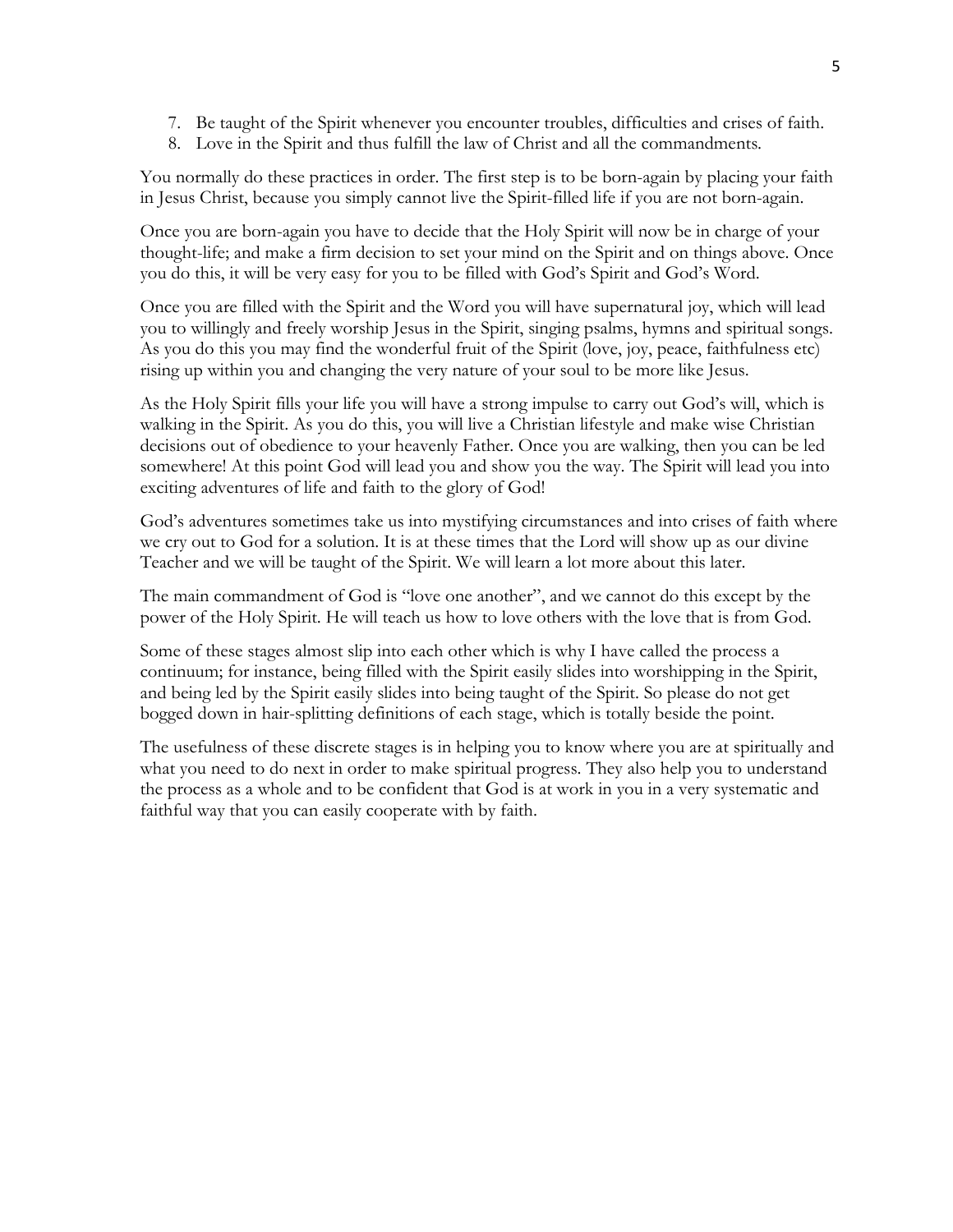7. Be taught of the Spirit whenever you encounter troubles, difficulties and crises of faith.
8. Love in the Spirit and thus fulfill the law of Christ and all the commandments.

You normally do these practices in order. The first step is to be born-again by placing your faith in Jesus Christ, because you simply cannot live the Spirit-filled life if you are not born-again.

Once you are born-again you have to decide that the Holy Spirit will now be in charge of your thought-life; and make a firm decision to set your mind on the Spirit and on things above. Once you do this, it will be very easy for you to be filled with God's Spirit and God's Word.

Once you are filled with the Spirit and the Word you will have supernatural joy, which will lead you to willingly and freely worship Jesus in the Spirit, singing psalms, hymns and spiritual songs. As you do this you may find the wonderful fruit of the Spirit (love, joy, peace, faithfulness etc) rising up within you and changing the very nature of your soul to be more like Jesus.

As the Holy Spirit fills your life you will have a strong impulse to carry out God's will, which is walking in the Spirit. As you do this, you will live a Christian lifestyle and make wise Christian decisions out of obedience to your heavenly Father. Once you are walking, then you can be led somewhere! At this point God will lead you and show you the way. The Spirit will lead you into exciting adventures of life and faith to the glory of God!

God's adventures sometimes take us into mystifying circumstances and into crises of faith where we cry out to God for a solution. It is at these times that the Lord will show up as our divine Teacher and we will be taught of the Spirit. We will learn a lot more about this later.

The main commandment of God is "love one another", and we cannot do this except by the power of the Holy Spirit. He will teach us how to love others with the love that is from God.

Some of these stages almost slip into each other which is why I have called the process a continuum; for instance, being filled with the Spirit easily slides into worshipping in the Spirit, and being led by the Spirit easily slides into being taught of the Spirit. So please do not get bogged down in hair-splitting definitions of each stage, which is totally beside the point.

The usefulness of these discrete stages is in helping you to know where you are at spiritually and what you need to do next in order to make spiritual progress. They also help you to understand the process as a whole and to be confident that God is at work in you in a very systematic and faithful way that you can easily cooperate with by faith.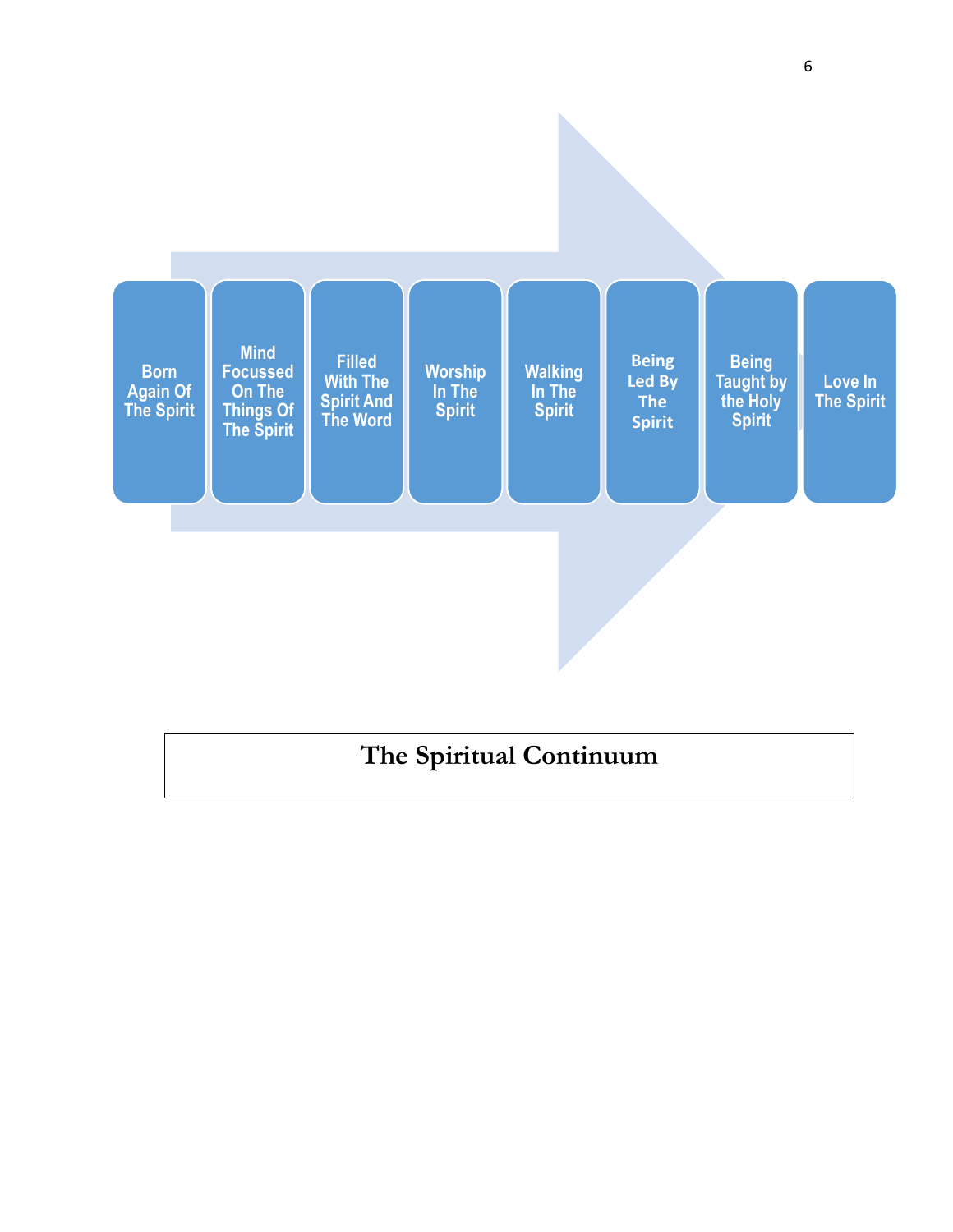Born Again Of The Spirit → Mind Focussed On The Things Of The Spirit → Filled With The Spirit And The Word → Worship In The Spirit → Walking In The Spirit → Being Led By The Spirit → Being Taught by the Holy Spirit → Love In The Spirit

**The Spiritual Continuum**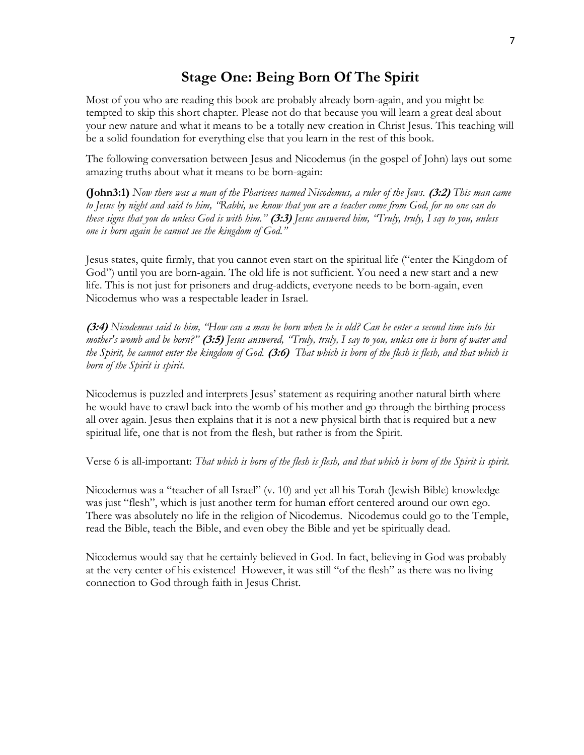# Stage One: Being Born Of The Spirit

Most of you who are reading this book are probably already born-again, and you might be tempted to skip this short chapter. Please not do that because you will learn a great deal about your new nature and what it means to be a totally new creation in Christ Jesus. This teaching will be a solid foundation for everything else that you learn in the rest of this book.

The following conversation between Jesus and Nicodemus (in the gospel of John) lays out some amazing truths about what it means to be born-again:

**(John3:1)** *Now there was a man of the Pharisees named Nicodemus, a ruler of the Jews.* ***(3:2)*** *This man came to Jesus by night and said to him, "Rabbi, we know that you are a teacher come from God, for no one can do these signs that you do unless God is with him."* ***(3:3)*** *Jesus answered him, "Truly, truly, I say to you, unless one is born again he cannot see the kingdom of God."*

Jesus states, quite firmly, that you cannot even start on the spiritual life ("enter the Kingdom of God") until you are born-again. The old life is not sufficient. You need a new start and a new life. This is not just for prisoners and drug-addicts, everyone needs to be born-again, even Nicodemus who was a respectable leader in Israel.

***(3:4)*** *Nicodemus said to him, "How can a man be born when he is old? Can he enter a second time into his mother's womb and be born?"* ***(3:5)*** *Jesus answered, "Truly, truly, I say to you, unless one is born of water and the Spirit, he cannot enter the kingdom of God.* ***(3:6)*** *That which is born of the flesh is flesh, and that which is born of the Spirit is spirit.*

Nicodemus is puzzled and interprets Jesus' statement as requiring another natural birth where he would have to crawl back into the womb of his mother and go through the birthing process all over again. Jesus then explains that it is not a new physical birth that is required but a new spiritual life, one that is not from the flesh, but rather is from the Spirit.

Verse 6 is all-important: *That which is born of the flesh is flesh, and that which is born of the Spirit is spirit.*

Nicodemus was a "teacher of all Israel" (v. 10) and yet all his Torah (Jewish Bible) knowledge was just "flesh", which is just another term for human effort centered around our own ego. There was absolutely no life in the religion of Nicodemus. Nicodemus could go to the Temple, read the Bible, teach the Bible, and even obey the Bible and yet be spiritually dead.

Nicodemus would say that he certainly believed in God. In fact, believing in God was probably at the very center of his existence! However, it was still "of the flesh" as there was no living connection to God through faith in Jesus Christ.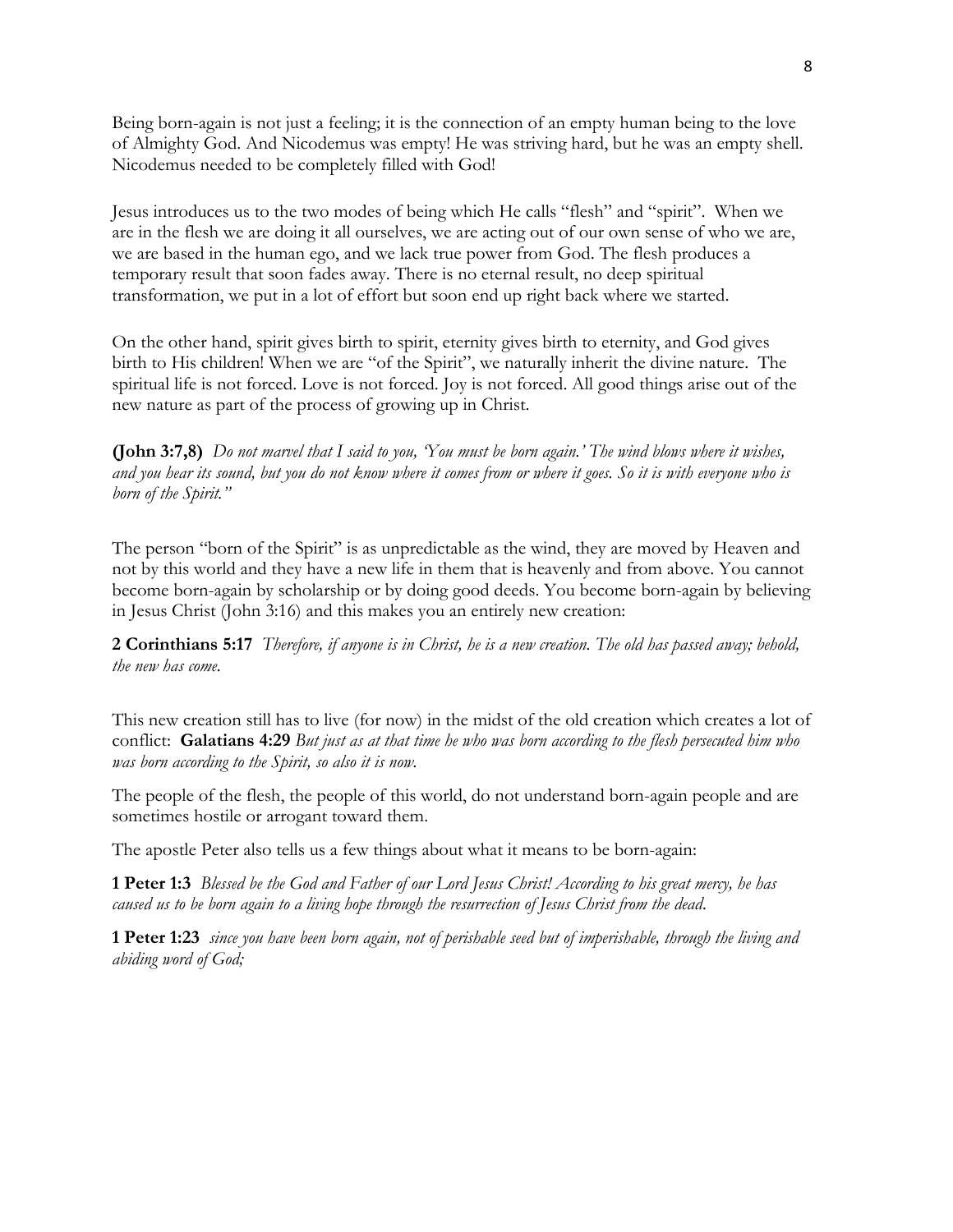Being born-again is not just a feeling; it is the connection of an empty human being to the love of Almighty God. And Nicodemus was empty! He was striving hard, but he was an empty shell. Nicodemus needed to be completely filled with God!

Jesus introduces us to the two modes of being which He calls "flesh" and "spirit". When we are in the flesh we are doing it all ourselves, we are acting out of our own sense of who we are, we are based in the human ego, and we lack true power from God. The flesh produces a temporary result that soon fades away. There is no eternal result, no deep spiritual transformation, we put in a lot of effort but soon end up right back where we started.

On the other hand, spirit gives birth to spirit, eternity gives birth to eternity, and God gives birth to His children! When we are "of the Spirit", we naturally inherit the divine nature. The spiritual life is not forced. Love is not forced. Joy is not forced. All good things arise out of the new nature as part of the process of growing up in Christ.

**(John 3:7,8)** *Do not marvel that I said to you, 'You must be born again.' The wind blows where it wishes, and you hear its sound, but you do not know where it comes from or where it goes. So it is with everyone who is born of the Spirit."*

The person "born of the Spirit" is as unpredictable as the wind, they are moved by Heaven and not by this world and they have a new life in them that is heavenly and from above. You cannot become born-again by scholarship or by doing good deeds. You become born-again by believing in Jesus Christ (John 3:16) and this makes you an entirely new creation:

**2 Corinthians 5:17** *Therefore, if anyone is in Christ, he is a new creation. The old has passed away; behold, the new has come.*

This new creation still has to live (for now) in the midst of the old creation which creates a lot of conflict: **Galatians 4:29** *But just as at that time he who was born according to the flesh persecuted him who was born according to the Spirit, so also it is now.*

The people of the flesh, the people of this world, do not understand born-again people and are sometimes hostile or arrogant toward them.

The apostle Peter also tells us a few things about what it means to be born-again:

**1 Peter 1:3** *Blessed be the God and Father of our Lord Jesus Christ! According to his great mercy, he has caused us to be born again to a living hope through the resurrection of Jesus Christ from the dead.*

**1 Peter 1:23** *since you have been born again, not of perishable seed but of imperishable, through the living and abiding word of God;*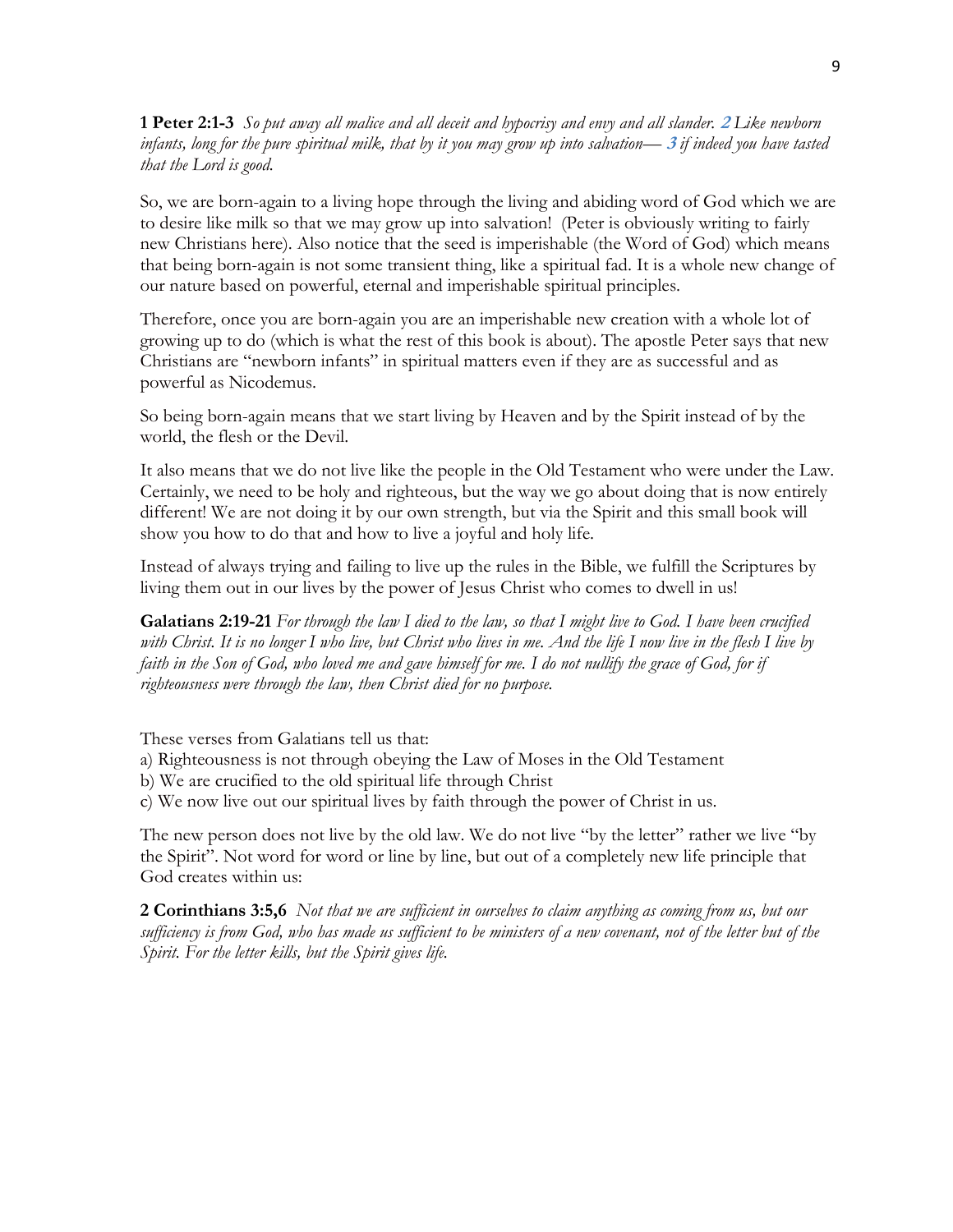**1 Peter 2:1-3** *So put away all malice and all deceit and hypocrisy and envy and all slander.* ***2*** *Like newborn infants, long for the pure spiritual milk, that by it you may grow up into salvation—* ***3*** *if indeed you have tasted that the Lord is good.*

So, we are born-again to a living hope through the living and abiding word of God which we are to desire like milk so that we may grow up into salvation! (Peter is obviously writing to fairly new Christians here). Also notice that the seed is imperishable (the Word of God) which means that being born-again is not some transient thing, like a spiritual fad. It is a whole new change of our nature based on powerful, eternal and imperishable spiritual principles.

Therefore, once you are born-again you are an imperishable new creation with a whole lot of growing up to do (which is what the rest of this book is about). The apostle Peter says that new Christians are "newborn infants" in spiritual matters even if they are as successful and as powerful as Nicodemus.

So being born-again means that we start living by Heaven and by the Spirit instead of by the world, the flesh or the Devil.

It also means that we do not live like the people in the Old Testament who were under the Law. Certainly, we need to be holy and righteous, but the way we go about doing that is now entirely different! We are not doing it by our own strength, but via the Spirit and this small book will show you how to do that and how to live a joyful and holy life.

Instead of always trying and failing to live up the rules in the Bible, we fulfill the Scriptures by living them out in our lives by the power of Jesus Christ who comes to dwell in us!

**Galatians 2:19-21** *For through the law I died to the law, so that I might live to God. I have been crucified with Christ. It is no longer I who live, but Christ who lives in me. And the life I now live in the flesh I live by faith in the Son of God, who loved me and gave himself for me. I do not nullify the grace of God, for if righteousness were through the law, then Christ died for no purpose.*

These verses from Galatians tell us that:
a) Righteousness is not through obeying the Law of Moses in the Old Testament
b) We are crucified to the old spiritual life through Christ
c) We now live out our spiritual lives by faith through the power of Christ in us.

The new person does not live by the old law. We do not live "by the letter" rather we live "by the Spirit". Not word for word or line by line, but out of a completely new life principle that God creates within us:

**2 Corinthians 3:5,6** *Not that we are sufficient in ourselves to claim anything as coming from us, but our sufficiency is from God, who has made us sufficient to be ministers of a new covenant, not of the letter but of the Spirit. For the letter kills, but the Spirit gives life.*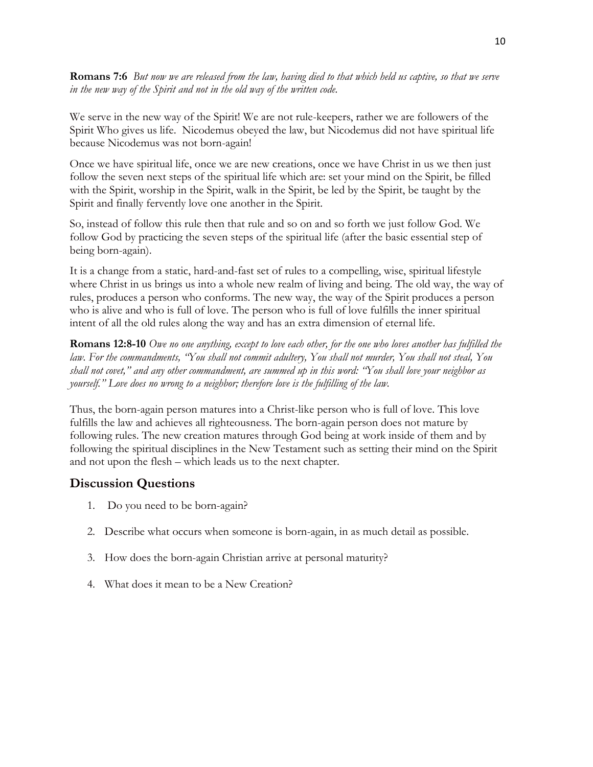**Romans 7:6** *But now we are released from the law, having died to that which held us captive, so that we serve in the new way of the Spirit and not in the old way of the written code.*

We serve in the new way of the Spirit! We are not rule-keepers, rather we are followers of the Spirit Who gives us life. Nicodemus obeyed the law, but Nicodemus did not have spiritual life because Nicodemus was not born-again!

Once we have spiritual life, once we are new creations, once we have Christ in us we then just follow the seven next steps of the spiritual life which are: set your mind on the Spirit, be filled with the Spirit, worship in the Spirit, walk in the Spirit, be led by the Spirit, be taught by the Spirit and finally fervently love one another in the Spirit.

So, instead of follow this rule then that rule and so on and so forth we just follow God. We follow God by practicing the seven steps of the spiritual life (after the basic essential step of being born-again).

It is a change from a static, hard-and-fast set of rules to a compelling, wise, spiritual lifestyle where Christ in us brings us into a whole new realm of living and being. The old way, the way of rules, produces a person who conforms. The new way, the way of the Spirit produces a person who is alive and who is full of love. The person who is full of love fulfills the inner spiritual intent of all the old rules along the way and has an extra dimension of eternal life.

**Romans 12:8-10** *Owe no one anything, except to love each other, for the one who loves another has fulfilled the law. For the commandments, "You shall not commit adultery, You shall not murder, You shall not steal, You shall not covet," and any other commandment, are summed up in this word: "You shall love your neighbor as yourself." Love does no wrong to a neighbor; therefore love is the fulfilling of the law.*

Thus, the born-again person matures into a Christ-like person who is full of love. This love fulfills the law and achieves all righteousness. The born-again person does not mature by following rules. The new creation matures through God being at work inside of them and by following the spiritual disciplines in the New Testament such as setting their mind on the Spirit and not upon the flesh – which leads us to the next chapter.

## Discussion Questions

1. Do you need to be born-again?

2. Describe what occurs when someone is born-again, in as much detail as possible.

3. How does the born-again Christian arrive at personal maturity?

4. What does it mean to be a New Creation?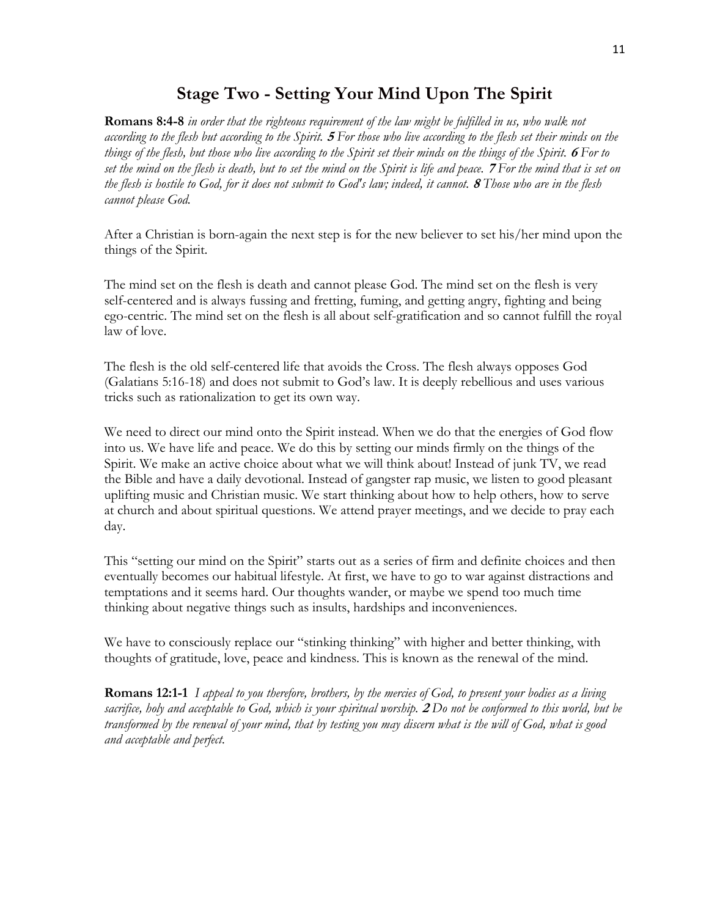# Stage Two - Setting Your Mind Upon The Spirit

**Romans 8:4-8** *in order that the righteous requirement of the law might be fulfilled in us, who walk not according to the flesh but according to the Spirit.* ***5*** *For those who live according to the flesh set their minds on the things of the flesh, but those who live according to the Spirit set their minds on the things of the Spirit.* ***6*** *For to set the mind on the flesh is death, but to set the mind on the Spirit is life and peace.* ***7*** *For the mind that is set on the flesh is hostile to God, for it does not submit to God's law; indeed, it cannot.* ***8*** *Those who are in the flesh cannot please God.*

After a Christian is born-again the next step is for the new believer to set his/her mind upon the things of the Spirit.

The mind set on the flesh is death and cannot please God. The mind set on the flesh is very self-centered and is always fussing and fretting, fuming, and getting angry, fighting and being ego-centric. The mind set on the flesh is all about self-gratification and so cannot fulfill the royal law of love.

The flesh is the old self-centered life that avoids the Cross. The flesh always opposes God (Galatians 5:16-18) and does not submit to God's law. It is deeply rebellious and uses various tricks such as rationalization to get its own way.

We need to direct our mind onto the Spirit instead. When we do that the energies of God flow into us. We have life and peace. We do this by setting our minds firmly on the things of the Spirit. We make an active choice about what we will think about! Instead of junk TV, we read the Bible and have a daily devotional. Instead of gangster rap music, we listen to good pleasant uplifting music and Christian music. We start thinking about how to help others, how to serve at church and about spiritual questions. We attend prayer meetings, and we decide to pray each day.

This "setting our mind on the Spirit" starts out as a series of firm and definite choices and then eventually becomes our habitual lifestyle. At first, we have to go to war against distractions and temptations and it seems hard. Our thoughts wander, or maybe we spend too much time thinking about negative things such as insults, hardships and inconveniences.

We have to consciously replace our "stinking thinking" with higher and better thinking, with thoughts of gratitude, love, peace and kindness. This is known as the renewal of the mind.

**Romans 12:1-1** *I appeal to you therefore, brothers, by the mercies of God, to present your bodies as a living sacrifice, holy and acceptable to God, which is your spiritual worship.* ***2*** *Do not be conformed to this world, but be transformed by the renewal of your mind, that by testing you may discern what is the will of God, what is good and acceptable and perfect.*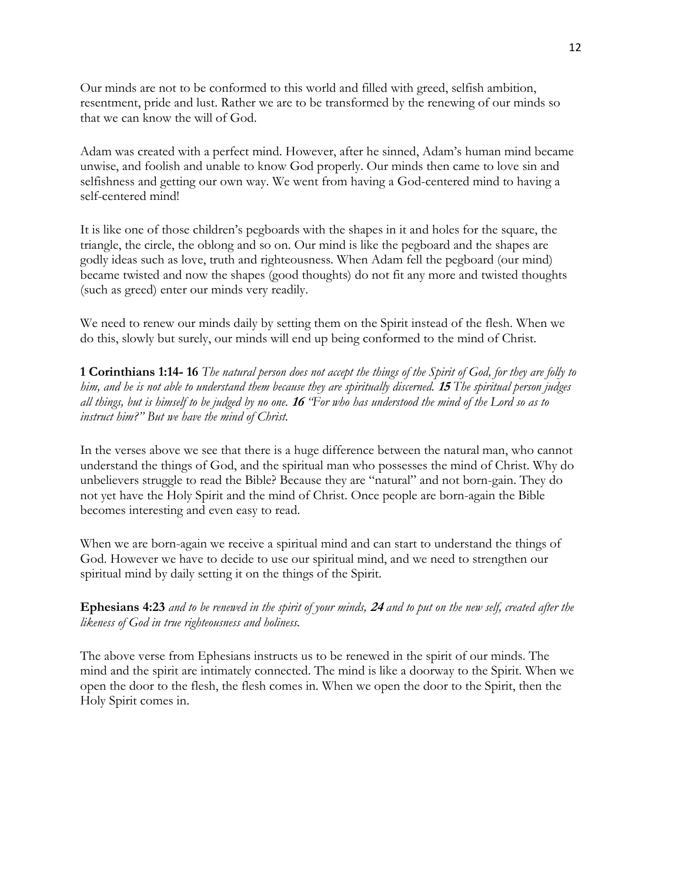Our minds are not to be conformed to this world and filled with greed, selfish ambition, resentment, pride and lust. Rather we are to be transformed by the renewing of our minds so that we can know the will of God.

Adam was created with a perfect mind. However, after he sinned, Adam's human mind became unwise, and foolish and unable to know God properly. Our minds then came to love sin and selfishness and getting our own way. We went from having a God-centered mind to having a self-centered mind!

It is like one of those children's pegboards with the shapes in it and holes for the square, the triangle, the circle, the oblong and so on. Our mind is like the pegboard and the shapes are godly ideas such as love, truth and righteousness. When Adam fell the pegboard (our mind) became twisted and now the shapes (good thoughts) do not fit any more and twisted thoughts (such as greed) enter our minds very readily.

We need to renew our minds daily by setting them on the Spirit instead of the flesh. When we do this, slowly but surely, our minds will end up being conformed to the mind of Christ.

**1 Corinthians 1:14- 16** *The natural person does not accept the things of the Spirit of God, for they are folly to him, and he is not able to understand them because they are spiritually discerned.* ***15*** *The spiritual person judges all things, but is himself to be judged by no one.* ***16*** *"For who has understood the mind of the Lord so as to instruct him?" But we have the mind of Christ.*

In the verses above we see that there is a huge difference between the natural man, who cannot understand the things of God, and the spiritual man who possesses the mind of Christ. Why do unbelievers struggle to read the Bible? Because they are "natural" and not born-gain. They do not yet have the Holy Spirit and the mind of Christ. Once people are born-again the Bible becomes interesting and even easy to read.

When we are born-again we receive a spiritual mind and can start to understand the things of God. However we have to decide to use our spiritual mind, and we need to strengthen our spiritual mind by daily setting it on the things of the Spirit.

**Ephesians 4:23** *and to be renewed in the spirit of your minds,* ***24*** *and to put on the new self, created after the likeness of God in true righteousness and holiness.*

The above verse from Ephesians instructs us to be renewed in the spirit of our minds. The mind and the spirit are intimately connected. The mind is like a doorway to the Spirit. When we open the door to the flesh, the flesh comes in. When we open the door to the Spirit, then the Holy Spirit comes in.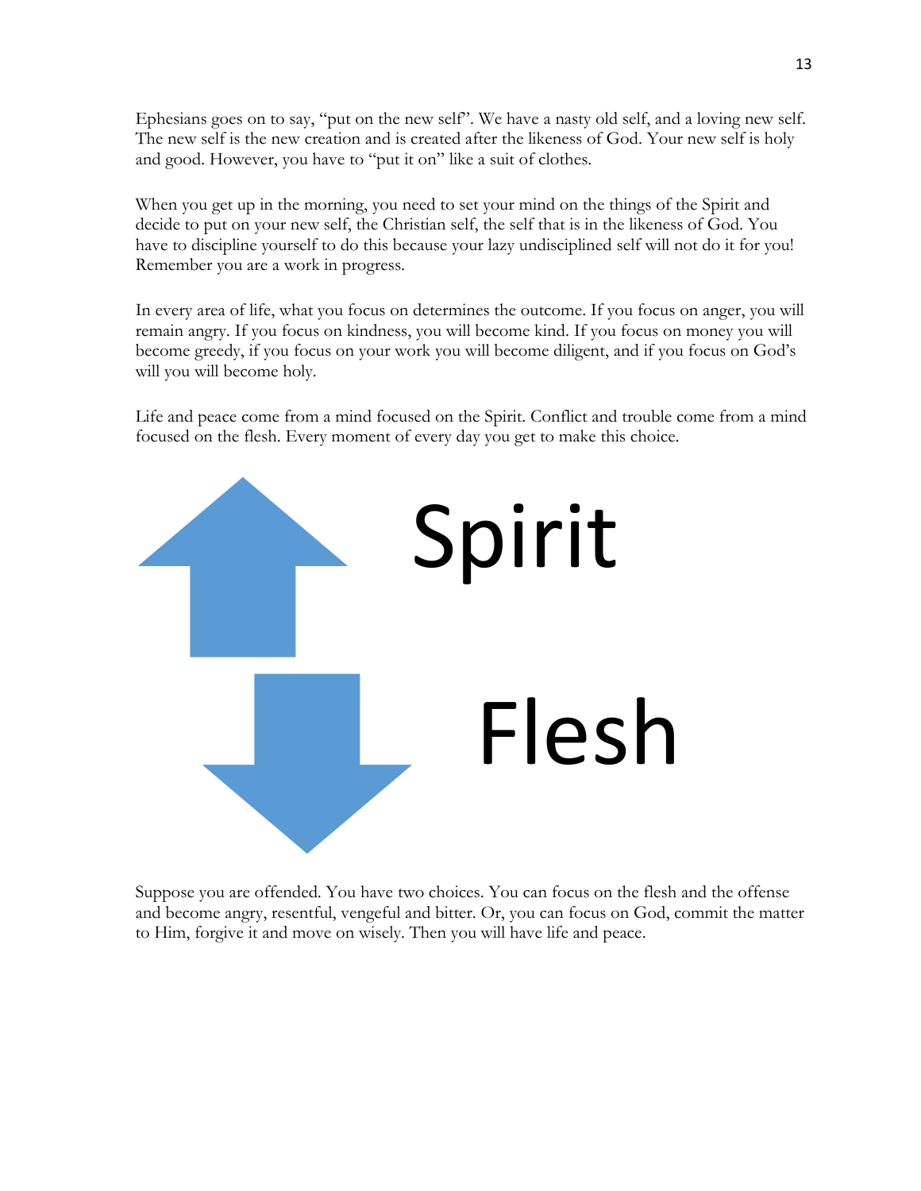Ephesians goes on to say, "put on the new self". We have a nasty old self, and a loving new self. The new self is the new creation and is created after the likeness of God. Your new self is holy and good. However, you have to "put it on" like a suit of clothes.

When you get up in the morning, you need to set your mind on the things of the Spirit and decide to put on your new self, the Christian self, the self that is in the likeness of God. You have to discipline yourself to do this because your lazy undisciplined self will not do it for you! Remember you are a work in progress.

In every area of life, what you focus on determines the outcome. If you focus on anger, you will remain angry. If you focus on kindness, you will become kind. If you focus on money you will become greedy, if you focus on your work you will become diligent, and if you focus on God's will you will become holy.

Life and peace come from a mind focused on the Spirit. Conflict and trouble come from a mind focused on the flesh. Every moment of every day you get to make this choice.

Spirit

Flesh

Suppose you are offended. You have two choices. You can focus on the flesh and the offense and become angry, resentful, vengeful and bitter. Or, you can focus on God, commit the matter to Him, forgive it and move on wisely. Then you will have life and peace.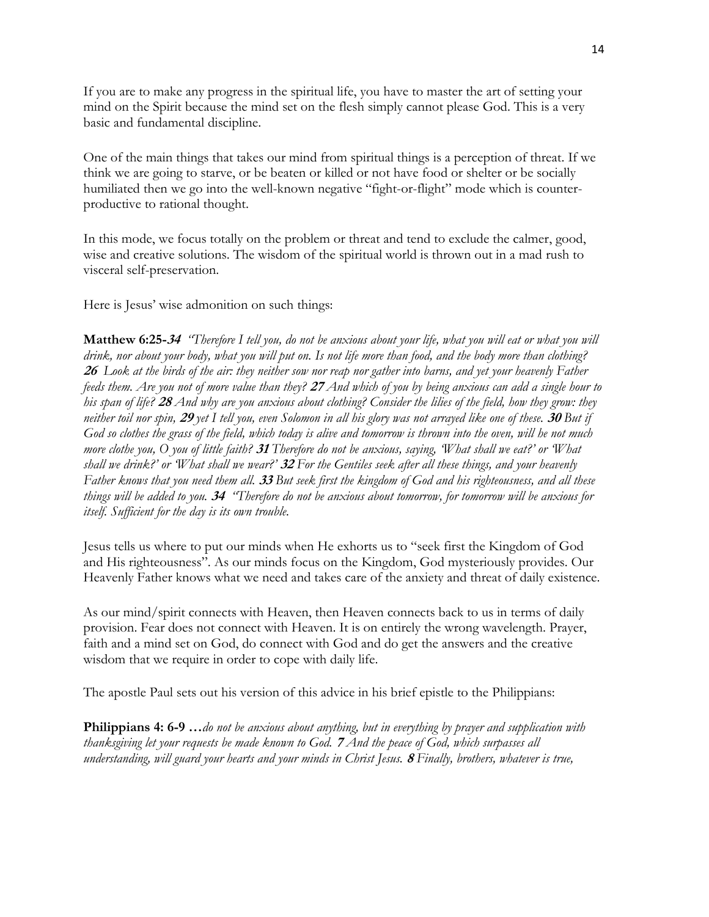If you are to make any progress in the spiritual life, you have to master the art of setting your mind on the Spirit because the mind set on the flesh simply cannot please God. This is a very basic and fundamental discipline.

One of the main things that takes our mind from spiritual things is a perception of threat. If we think we are going to starve, or be beaten or killed or not have food or shelter or be socially humiliated then we go into the well-known negative "fight-or-flight" mode which is counter-productive to rational thought.

In this mode, we focus totally on the problem or threat and tend to exclude the calmer, good, wise and creative solutions. The wisdom of the spiritual world is thrown out in a mad rush to visceral self-preservation.

Here is Jesus' wise admonition on such things:

**Matthew 6:25-*34*** *"Therefore I tell you, do not be anxious about your life, what you will eat or what you will drink, nor about your body, what you will put on. Is not life more than food, and the body more than clothing?* ***26*** *Look at the birds of the air: they neither sow nor reap nor gather into barns, and yet your heavenly Father feeds them. Are you not of more value than they?* ***27*** *And which of you by being anxious can add a single hour to his span of life?* ***28*** *And why are you anxious about clothing? Consider the lilies of the field, how they grow: they neither toil nor spin,* ***29*** *yet I tell you, even Solomon in all his glory was not arrayed like one of these.* ***30*** *But if God so clothes the grass of the field, which today is alive and tomorrow is thrown into the oven, will he not much more clothe you, O you of little faith?* ***31*** *Therefore do not be anxious, saying, 'What shall we eat?' or 'What shall we drink?' or 'What shall we wear?'* ***32*** *For the Gentiles seek after all these things, and your heavenly Father knows that you need them all.* ***33*** *But seek first the kingdom of God and his righteousness, and all these things will be added to you.* ***34*** *"Therefore do not be anxious about tomorrow, for tomorrow will be anxious for itself. Sufficient for the day is its own trouble.*

Jesus tells us where to put our minds when He exhorts us to "seek first the Kingdom of God and His righteousness". As our minds focus on the Kingdom, God mysteriously provides. Our Heavenly Father knows what we need and takes care of the anxiety and threat of daily existence.

As our mind/spirit connects with Heaven, then Heaven connects back to us in terms of daily provision. Fear does not connect with Heaven. It is on entirely the wrong wavelength. Prayer, faith and a mind set on God, do connect with God and do get the answers and the creative wisdom that we require in order to cope with daily life.

The apostle Paul sets out his version of this advice in his brief epistle to the Philippians:

**Philippians 4: 6-9 …***do not be anxious about anything, but in everything by prayer and supplication with thanksgiving let your requests be made known to God.* ***7*** *And the peace of God, which surpasses all understanding, will guard your hearts and your minds in Christ Jesus.* ***8*** *Finally, brothers, whatever is true,*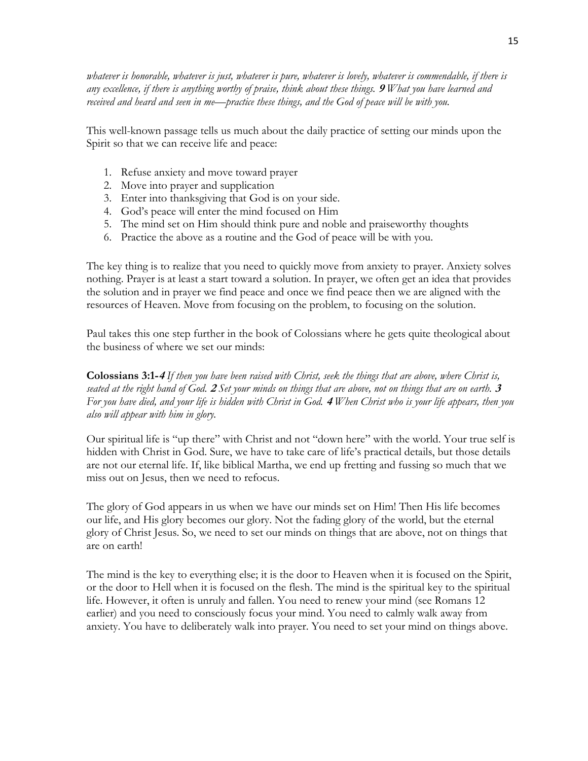*whatever is honorable, whatever is just, whatever is pure, whatever is lovely, whatever is commendable, if there is any excellence, if there is anything worthy of praise, think about these things.* ***9*** *What you have learned and received and heard and seen in me—practice these things, and the God of peace will be with you.*

This well-known passage tells us much about the daily practice of setting our minds upon the Spirit so that we can receive life and peace:

1. Refuse anxiety and move toward prayer
2. Move into prayer and supplication
3. Enter into thanksgiving that God is on your side.
4. God's peace will enter the mind focused on Him
5. The mind set on Him should think pure and noble and praiseworthy thoughts
6. Practice the above as a routine and the God of peace will be with you.

The key thing is to realize that you need to quickly move from anxiety to prayer. Anxiety solves nothing. Prayer is at least a start toward a solution. In prayer, we often get an idea that provides the solution and in prayer we find peace and once we find peace then we are aligned with the resources of Heaven. Move from focusing on the problem, to focusing on the solution.

Paul takes this one step further in the book of Colossians where he gets quite theological about the business of where we set our minds:

**Colossians 3:1-*4*** *If then you have been raised with Christ, seek the things that are above, where Christ is, seated at the right hand of God.* ***2*** *Set your minds on things that are above, not on things that are on earth.* ***3*** *For you have died, and your life is hidden with Christ in God.* ***4*** *When Christ who is your life appears, then you also will appear with him in glory.*

Our spiritual life is "up there" with Christ and not "down here" with the world. Your true self is hidden with Christ in God. Sure, we have to take care of life's practical details, but those details are not our eternal life. If, like biblical Martha, we end up fretting and fussing so much that we miss out on Jesus, then we need to refocus.

The glory of God appears in us when we have our minds set on Him! Then His life becomes our life, and His glory becomes our glory. Not the fading glory of the world, but the eternal glory of Christ Jesus. So, we need to set our minds on things that are above, not on things that are on earth!

The mind is the key to everything else; it is the door to Heaven when it is focused on the Spirit, or the door to Hell when it is focused on the flesh. The mind is the spiritual key to the spiritual life. However, it often is unruly and fallen. You need to renew your mind (see Romans 12 earlier) and you need to consciously focus your mind. You need to calmly walk away from anxiety. You have to deliberately walk into prayer. You need to set your mind on things above.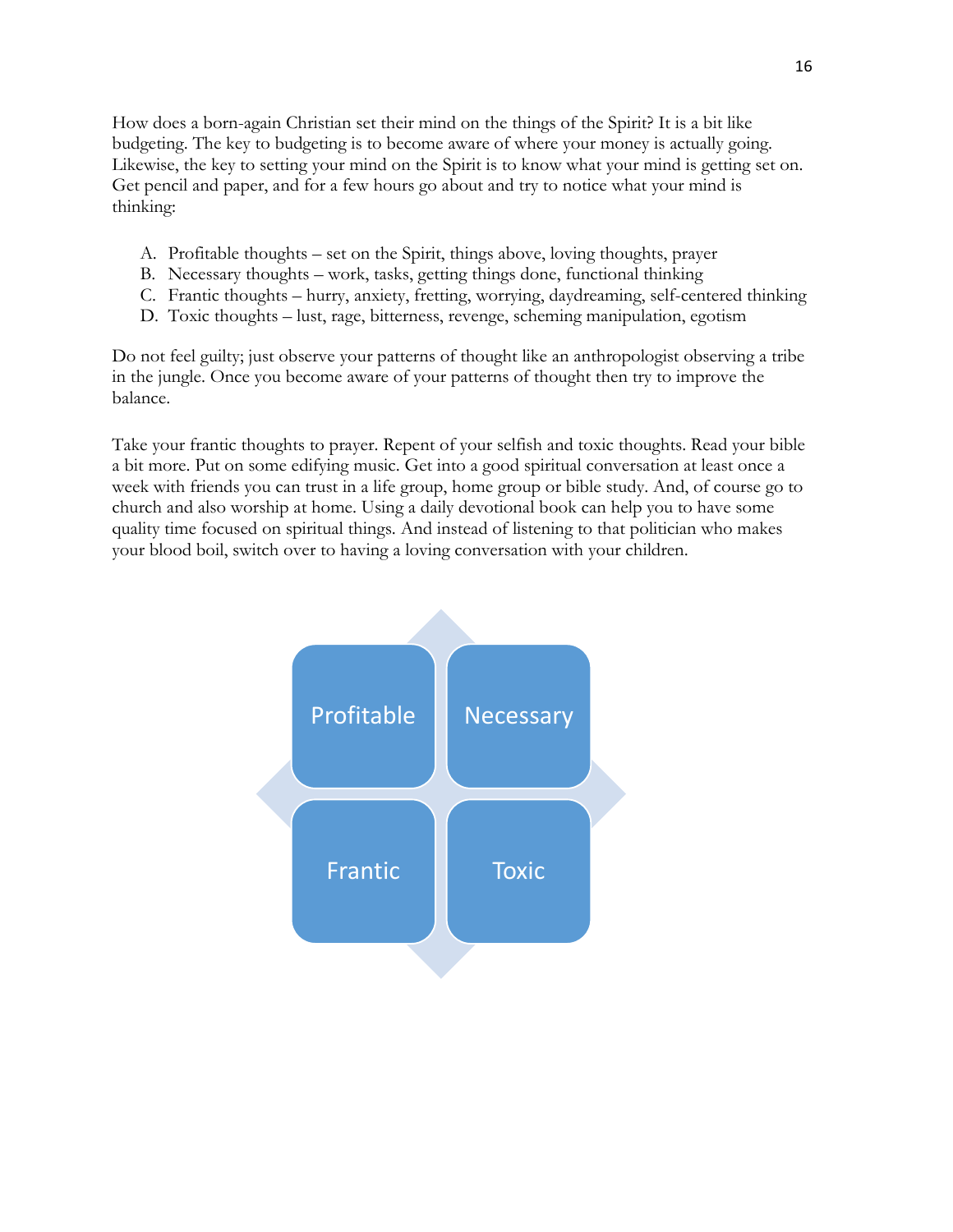How does a born-again Christian set their mind on the things of the Spirit? It is a bit like budgeting. The key to budgeting is to become aware of where your money is actually going. Likewise, the key to setting your mind on the Spirit is to know what your mind is getting set on. Get pencil and paper, and for a few hours go about and try to notice what your mind is thinking:

A. Profitable thoughts – set on the Spirit, things above, loving thoughts, prayer
B. Necessary thoughts – work, tasks, getting things done, functional thinking
C. Frantic thoughts – hurry, anxiety, fretting, worrying, daydreaming, self-centered thinking
D. Toxic thoughts – lust, rage, bitterness, revenge, scheming manipulation, egotism

Do not feel guilty; just observe your patterns of thought like an anthropologist observing a tribe in the jungle. Once you become aware of your patterns of thought then try to improve the balance.

Take your frantic thoughts to prayer. Repent of your selfish and toxic thoughts. Read your bible a bit more. Put on some edifying music. Get into a good spiritual conversation at least once a week with friends you can trust in a life group, home group or bible study. And, of course go to church and also worship at home. Using a daily devotional book can help you to have some quality time focused on spiritual things. And instead of listening to that politician who makes your blood boil, switch over to having a loving conversation with your children.

| Profitable | Necessary |
|---|---|
| Frantic | Toxic |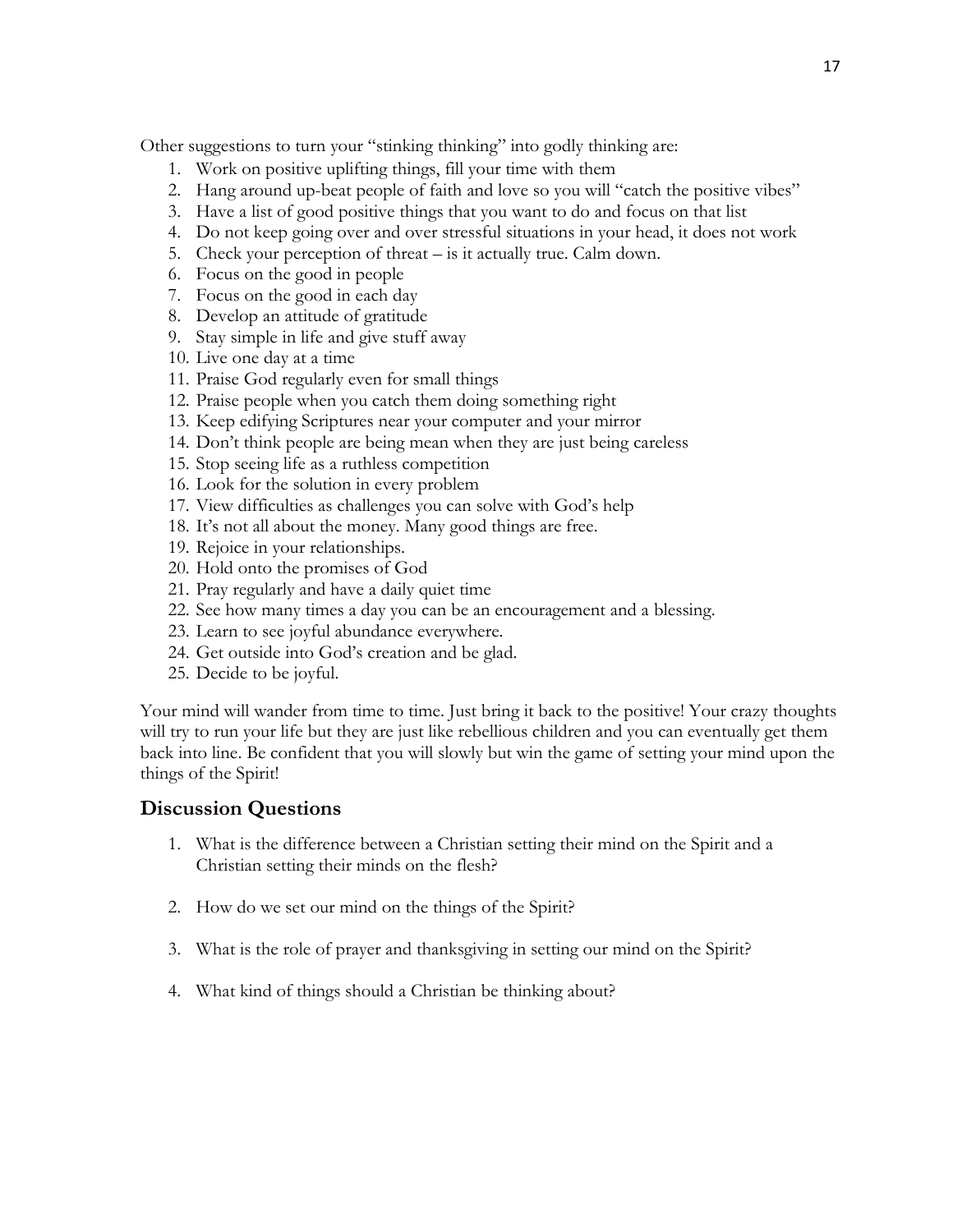Other suggestions to turn your "stinking thinking" into godly thinking are:

1. Work on positive uplifting things, fill your time with them
2. Hang around up-beat people of faith and love so you will "catch the positive vibes"
3. Have a list of good positive things that you want to do and focus on that list
4. Do not keep going over and over stressful situations in your head, it does not work
5. Check your perception of threat – is it actually true. Calm down.
6. Focus on the good in people
7. Focus on the good in each day
8. Develop an attitude of gratitude
9. Stay simple in life and give stuff away
10. Live one day at a time
11. Praise God regularly even for small things
12. Praise people when you catch them doing something right
13. Keep edifying Scriptures near your computer and your mirror
14. Don't think people are being mean when they are just being careless
15. Stop seeing life as a ruthless competition
16. Look for the solution in every problem
17. View difficulties as challenges you can solve with God's help
18. It's not all about the money. Many good things are free.
19. Rejoice in your relationships.
20. Hold onto the promises of God
21. Pray regularly and have a daily quiet time
22. See how many times a day you can be an encouragement and a blessing.
23. Learn to see joyful abundance everywhere.
24. Get outside into God's creation and be glad.
25. Decide to be joyful.

Your mind will wander from time to time. Just bring it back to the positive! Your crazy thoughts will try to run your life but they are just like rebellious children and you can eventually get them back into line. Be confident that you will slowly but win the game of setting your mind upon the things of the Spirit!

## Discussion Questions

1. What is the difference between a Christian setting their mind on the Spirit and a Christian setting their minds on the flesh?

2. How do we set our mind on the things of the Spirit?

3. What is the role of prayer and thanksgiving in setting our mind on the Spirit?

4. What kind of things should a Christian be thinking about?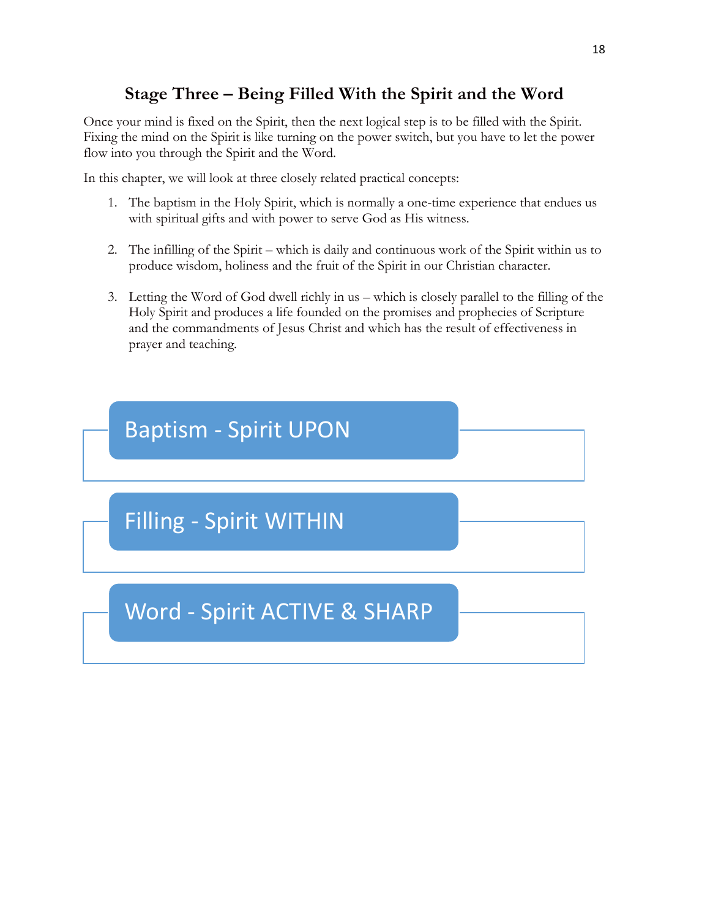## Stage Three – Being Filled With the Spirit and the Word

Once your mind is fixed on the Spirit, then the next logical step is to be filled with the Spirit. Fixing the mind on the Spirit is like turning on the power switch, but you have to let the power flow into you through the Spirit and the Word.

In this chapter, we will look at three closely related practical concepts:

1. The baptism in the Holy Spirit, which is normally a one-time experience that endues us with spiritual gifts and with power to serve God as His witness.

2. The infilling of the Spirit – which is daily and continuous work of the Spirit within us to produce wisdom, holiness and the fruit of the Spirit in our Christian character.

3. Letting the Word of God dwell richly in us – which is closely parallel to the filling of the Holy Spirit and produces a life founded on the promises and prophecies of Scripture and the commandments of Jesus Christ and which has the result of effectiveness in prayer and teaching.

Baptism - Spirit UPON

Filling - Spirit WITHIN

Word - Spirit ACTIVE & SHARP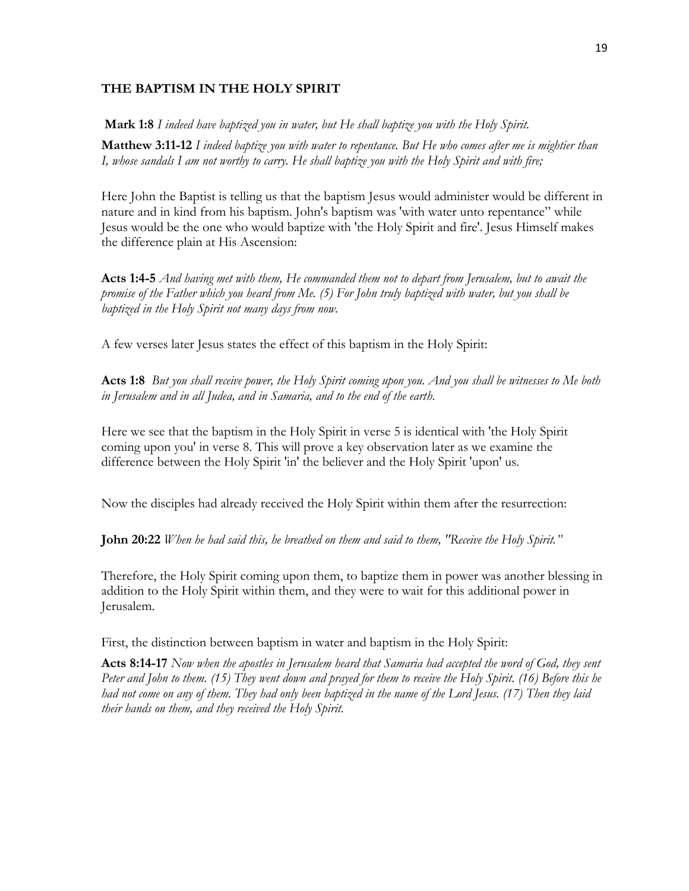**THE BAPTISM IN THE HOLY SPIRIT**

**Mark 1:8** *I indeed have baptized you in water, but He shall baptize you with the Holy Spirit.*

**Matthew 3:11-12** *I indeed baptize you with water to repentance. But He who comes after me is mightier than I, whose sandals I am not worthy to carry. He shall baptize you with the Holy Spirit and with fire;*

Here John the Baptist is telling us that the baptism Jesus would administer would be different in nature and in kind from his baptism. John's baptism was 'with water unto repentance" while Jesus would be the one who would baptize with 'the Holy Spirit and fire'. Jesus Himself makes the difference plain at His Ascension:

**Acts 1:4-5** *And having met with them, He commanded them not to depart from Jerusalem, but to await the promise of the Father which you heard from Me. (5) For John truly baptized with water, but you shall be baptized in the Holy Spirit not many days from now.*

A few verses later Jesus states the effect of this baptism in the Holy Spirit:

**Acts 1:8** *But you shall receive power, the Holy Spirit coming upon you. And you shall be witnesses to Me both in Jerusalem and in all Judea, and in Samaria, and to the end of the earth.*

Here we see that the baptism in the Holy Spirit in verse 5 is identical with 'the Holy Spirit coming upon you' in verse 8. This will prove a key observation later as we examine the difference between the Holy Spirit 'in' the believer and the Holy Spirit 'upon' us.

Now the disciples had already received the Holy Spirit within them after the resurrection:

**John 20:22** *When he had said this, he breathed on them and said to them, "Receive the Holy Spirit."*

Therefore, the Holy Spirit coming upon them, to baptize them in power was another blessing in addition to the Holy Spirit within them, and they were to wait for this additional power in Jerusalem.

First, the distinction between baptism in water and baptism in the Holy Spirit:

**Acts 8:14-17** *Now when the apostles in Jerusalem heard that Samaria had accepted the word of God, they sent Peter and John to them. (15) They went down and prayed for them to receive the Holy Spirit. (16) Before this he had not come on any of them. They had only been baptized in the name of the Lord Jesus. (17) Then they laid their hands on them, and they received the Holy Spirit.*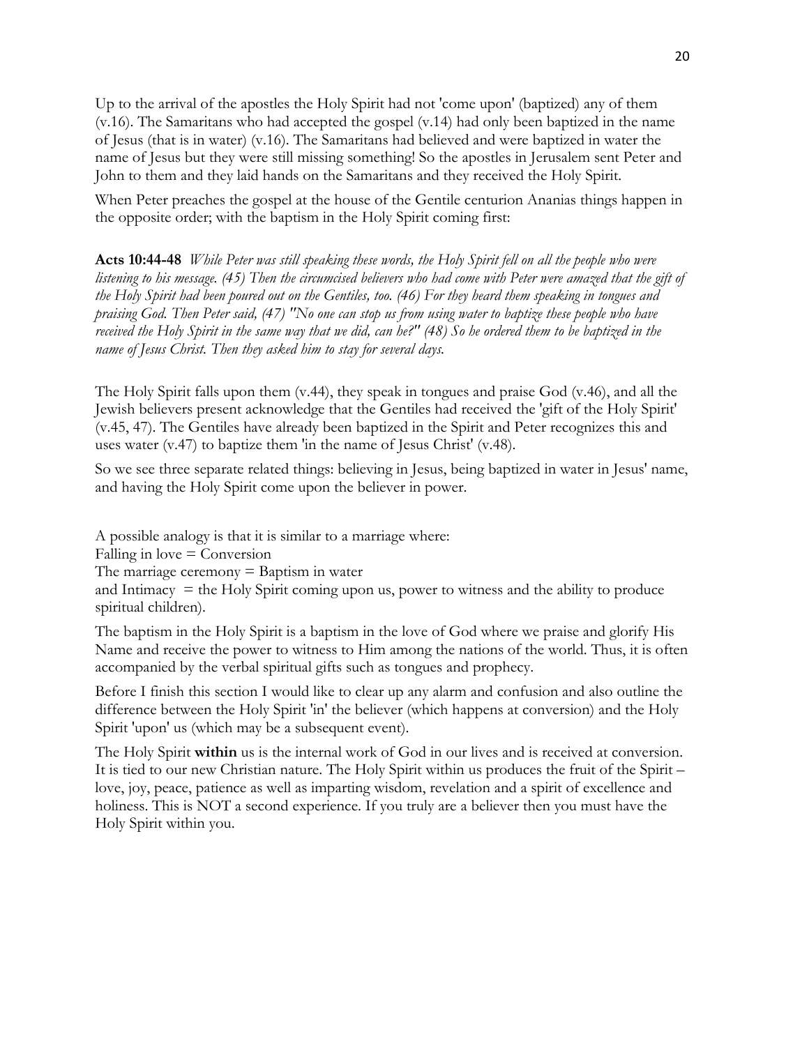Up to the arrival of the apostles the Holy Spirit had not 'come upon' (baptized) any of them (v.16). The Samaritans who had accepted the gospel (v.14) had only been baptized in the name of Jesus (that is in water) (v.16). The Samaritans had believed and were baptized in water the name of Jesus but they were still missing something! So the apostles in Jerusalem sent Peter and John to them and they laid hands on the Samaritans and they received the Holy Spirit.

When Peter preaches the gospel at the house of the Gentile centurion Ananias things happen in the opposite order; with the baptism in the Holy Spirit coming first:

**Acts 10:44-48** *While Peter was still speaking these words, the Holy Spirit fell on all the people who were listening to his message. (45) Then the circumcised believers who had come with Peter were amazed that the gift of the Holy Spirit had been poured out on the Gentiles, too. (46) For they heard them speaking in tongues and praising God. Then Peter said, (47) "No one can stop us from using water to baptize these people who have received the Holy Spirit in the same way that we did, can he?" (48) So he ordered them to be baptized in the name of Jesus Christ. Then they asked him to stay for several days.*

The Holy Spirit falls upon them (v.44), they speak in tongues and praise God (v.46), and all the Jewish believers present acknowledge that the Gentiles had received the 'gift of the Holy Spirit' (v.45, 47). The Gentiles have already been baptized in the Spirit and Peter recognizes this and uses water (v.47) to baptize them 'in the name of Jesus Christ' (v.48).

So we see three separate related things: believing in Jesus, being baptized in water in Jesus' name, and having the Holy Spirit come upon the believer in power.

A possible analogy is that it is similar to a marriage where:
Falling in love = Conversion
The marriage ceremony = Baptism in water
and Intimacy = the Holy Spirit coming upon us, power to witness and the ability to produce spiritual children).

The baptism in the Holy Spirit is a baptism in the love of God where we praise and glorify His Name and receive the power to witness to Him among the nations of the world. Thus, it is often accompanied by the verbal spiritual gifts such as tongues and prophecy.

Before I finish this section I would like to clear up any alarm and confusion and also outline the difference between the Holy Spirit 'in' the believer (which happens at conversion) and the Holy Spirit 'upon' us (which may be a subsequent event).

The Holy Spirit **within** us is the internal work of God in our lives and is received at conversion. It is tied to our new Christian nature. The Holy Spirit within us produces the fruit of the Spirit – love, joy, peace, patience as well as imparting wisdom, revelation and a spirit of excellence and holiness. This is NOT a second experience. If you truly are a believer then you must have the Holy Spirit within you.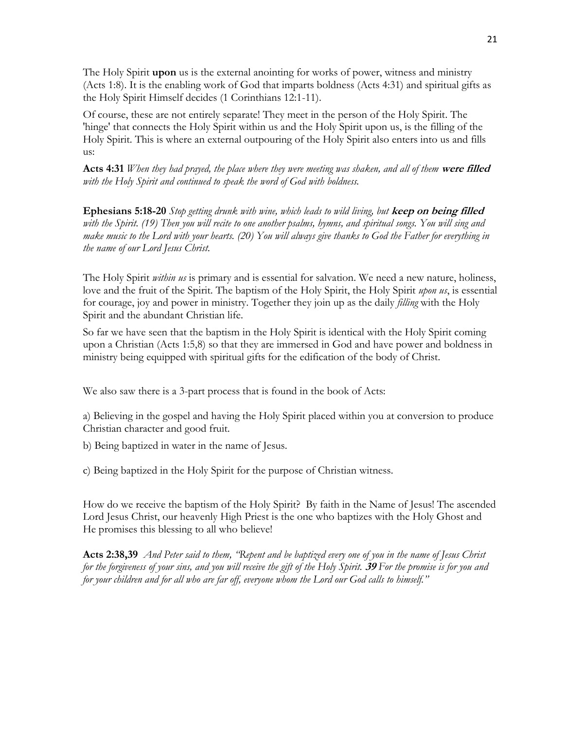The Holy Spirit **upon** us is the external anointing for works of power, witness and ministry (Acts 1:8). It is the enabling work of God that imparts boldness (Acts 4:31) and spiritual gifts as the Holy Spirit Himself decides (1 Corinthians 12:1-11).

Of course, these are not entirely separate! They meet in the person of the Holy Spirit. The 'hinge' that connects the Holy Spirit within us and the Holy Spirit upon us, is the filling of the Holy Spirit. This is where an external outpouring of the Holy Spirit also enters into us and fills us:

**Acts 4:31** *When they had prayed, the place where they were meeting was shaken, and all of them* ***were filled*** *with the Holy Spirit and continued to speak the word of God with boldness.*

**Ephesians 5:18-20** *Stop getting drunk with wine, which leads to wild living, but* ***keep on being filled*** *with the Spirit. (19) Then you will recite to one another psalms, hymns, and spiritual songs. You will sing and make music to the Lord with your hearts. (20) You will always give thanks to God the Father for everything in the name of our Lord Jesus Christ.*

The Holy Spirit *within us* is primary and is essential for salvation. We need a new nature, holiness, love and the fruit of the Spirit. The baptism of the Holy Spirit, the Holy Spirit *upon us*, is essential for courage, joy and power in ministry. Together they join up as the daily *filling* with the Holy Spirit and the abundant Christian life.

So far we have seen that the baptism in the Holy Spirit is identical with the Holy Spirit coming upon a Christian (Acts 1:5,8) so that they are immersed in God and have power and boldness in ministry being equipped with spiritual gifts for the edification of the body of Christ.

We also saw there is a 3-part process that is found in the book of Acts:

a) Believing in the gospel and having the Holy Spirit placed within you at conversion to produce Christian character and good fruit.

b) Being baptized in water in the name of Jesus.

c) Being baptized in the Holy Spirit for the purpose of Christian witness.

How do we receive the baptism of the Holy Spirit? By faith in the Name of Jesus! The ascended Lord Jesus Christ, our heavenly High Priest is the one who baptizes with the Holy Ghost and He promises this blessing to all who believe!

**Acts 2:38,39** *And Peter said to them, "Repent and be baptized every one of you in the name of Jesus Christ for the forgiveness of your sins, and you will receive the gift of the Holy Spirit.* ***39*** *For the promise is for you and for your children and for all who are far off, everyone whom the Lord our God calls to himself."*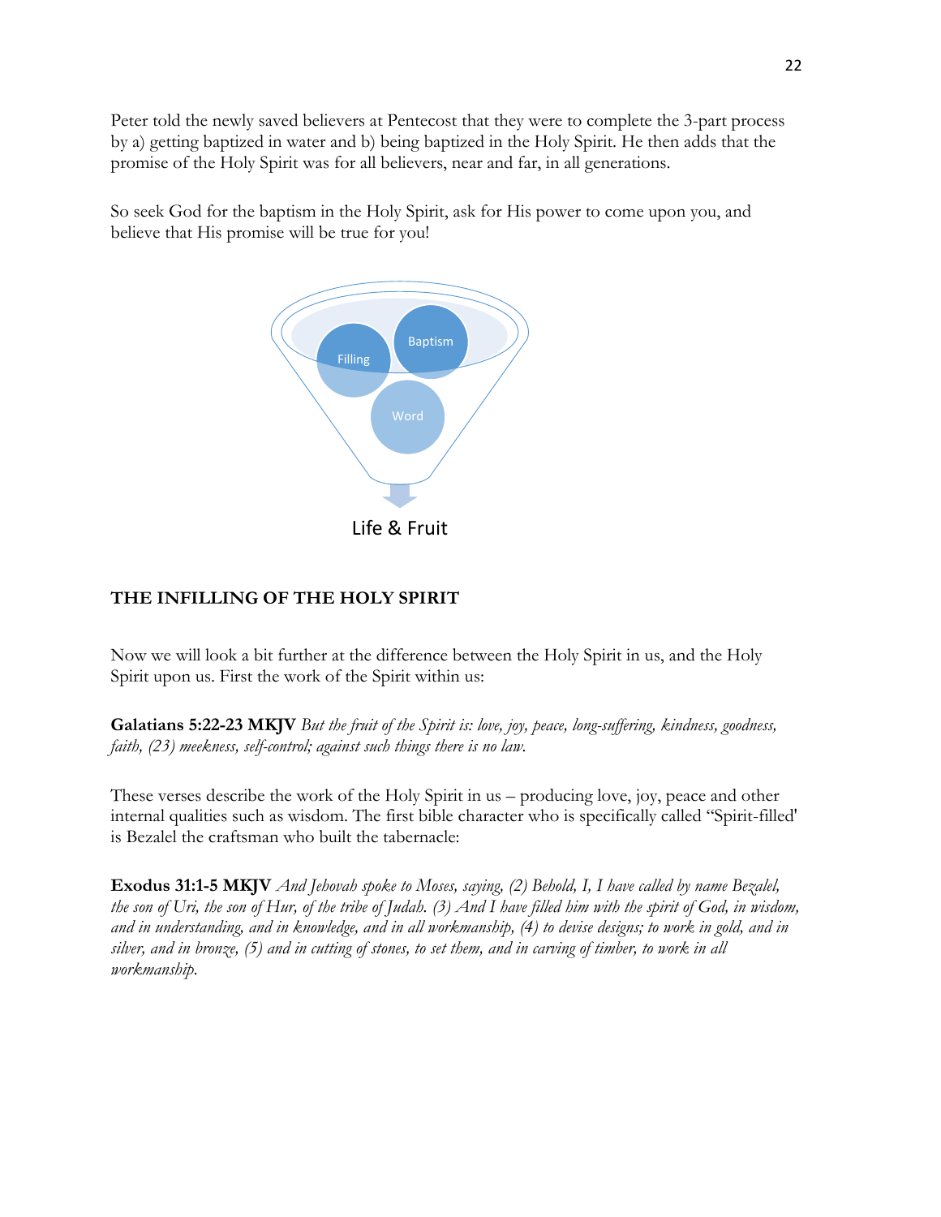Peter told the newly saved believers at Pentecost that they were to complete the 3-part process by a) getting baptized in water and b) being baptized in the Holy Spirit. He then adds that the promise of the Holy Spirit was for all believers, near and far, in all generations.

So seek God for the baptism in the Holy Spirit, ask for His power to come upon you, and believe that His promise will be true for you!

Filling

Baptism

Word

Life & Fruit

### THE INFILLING OF THE HOLY SPIRIT

Now we will look a bit further at the difference between the Holy Spirit in us, and the Holy Spirit upon us. First the work of the Spirit within us:

**Galatians 5:22-23 MKJV** *But the fruit of the Spirit is: love, joy, peace, long-suffering, kindness, goodness, faith, (23) meekness, self-control; against such things there is no law.*

These verses describe the work of the Holy Spirit in us – producing love, joy, peace and other internal qualities such as wisdom. The first bible character who is specifically called "Spirit-filled' is Bezalel the craftsman who built the tabernacle:

**Exodus 31:1-5 MKJV** *And Jehovah spoke to Moses, saying, (2) Behold, I, I have called by name Bezalel, the son of Uri, the son of Hur, of the tribe of Judah. (3) And I have filled him with the spirit of God, in wisdom, and in understanding, and in knowledge, and in all workmanship, (4) to devise designs; to work in gold, and in silver, and in bronze, (5) and in cutting of stones, to set them, and in carving of timber, to work in all workmanship.*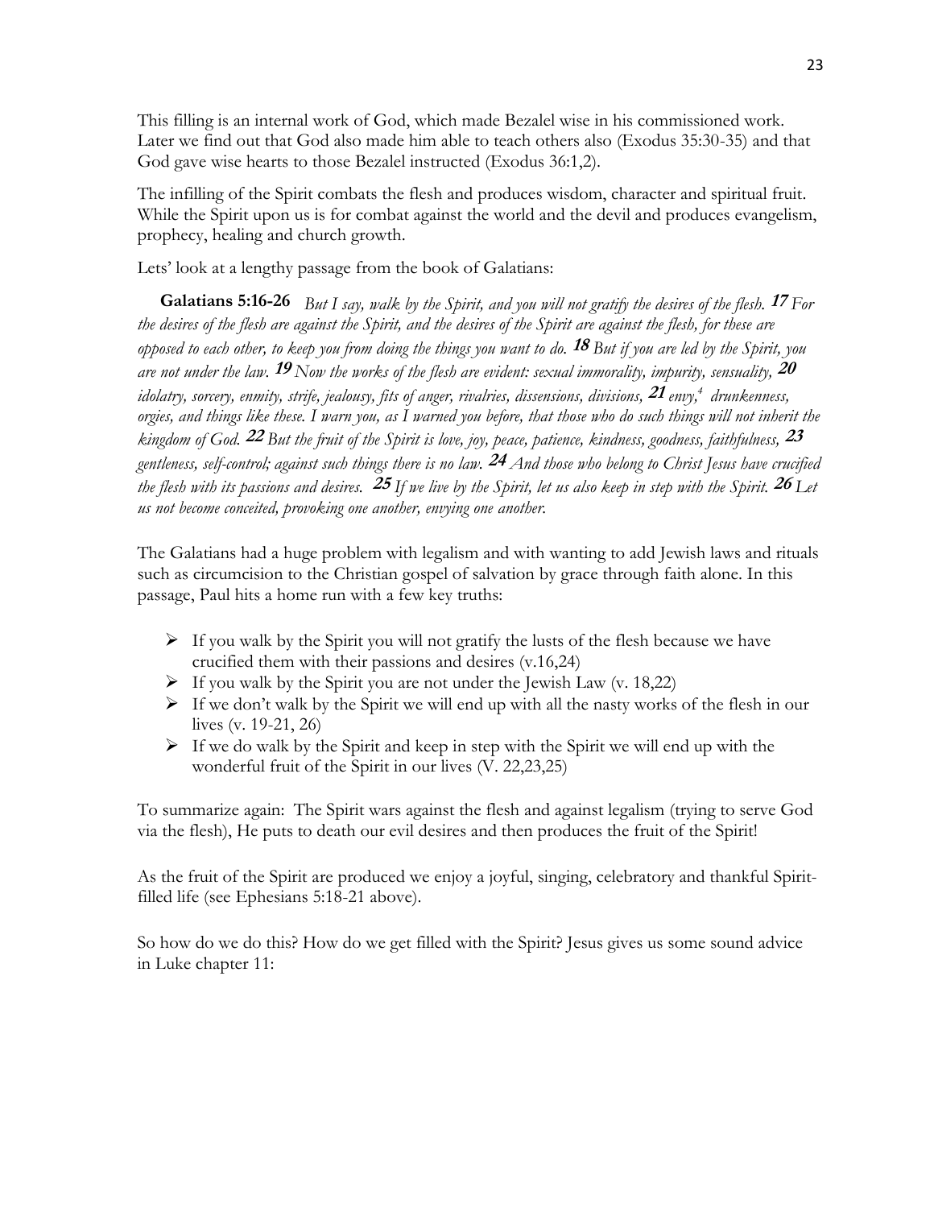This filling is an internal work of God, which made Bezalel wise in his commissioned work. Later we find out that God also made him able to teach others also (Exodus 35:30-35) and that God gave wise hearts to those Bezalel instructed (Exodus 36:1,2).

The infilling of the Spirit combats the flesh and produces wisdom, character and spiritual fruit. While the Spirit upon us is for combat against the world and the devil and produces evangelism, prophecy, healing and church growth.

Lets' look at a lengthy passage from the book of Galatians:

**Galatians 5:16-26** *But I say, walk by the Spirit, and you will not gratify the desires of the flesh.* ***17*** *For the desires of the flesh are against the Spirit, and the desires of the Spirit are against the flesh, for these are opposed to each other, to keep you from doing the things you want to do.* ***18*** *But if you are led by the Spirit, you are not under the law.* ***19*** *Now the works of the flesh are evident: sexual immorality, impurity, sensuality,* ***20*** *idolatry, sorcery, enmity, strife, jealousy, fits of anger, rivalries, dissensions, divisions,* ***21*** *envy,[4] drunkenness, orgies, and things like these. I warn you, as I warned you before, that those who do such things will not inherit the kingdom of God.* ***22*** *But the fruit of the Spirit is love, joy, peace, patience, kindness, goodness, faithfulness,* ***23*** *gentleness, self-control; against such things there is no law.* ***24*** *And those who belong to Christ Jesus have crucified the flesh with its passions and desires.* ***25*** *If we live by the Spirit, let us also keep in step with the Spirit.* ***26*** *Let us not become conceited, provoking one another, envying one another.*

The Galatians had a huge problem with legalism and with wanting to add Jewish laws and rituals such as circumcision to the Christian gospel of salvation by grace through faith alone. In this passage, Paul hits a home run with a few key truths:

- If you walk by the Spirit you will not gratify the lusts of the flesh because we have crucified them with their passions and desires (v.16,24)
- If you walk by the Spirit you are not under the Jewish Law (v. 18,22)
- If we don't walk by the Spirit we will end up with all the nasty works of the flesh in our lives (v. 19-21, 26)
- If we do walk by the Spirit and keep in step with the Spirit we will end up with the wonderful fruit of the Spirit in our lives (V. 22,23,25)

To summarize again: The Spirit wars against the flesh and against legalism (trying to serve God via the flesh), He puts to death our evil desires and then produces the fruit of the Spirit!

As the fruit of the Spirit are produced we enjoy a joyful, singing, celebratory and thankful Spirit-filled life (see Ephesians 5:18-21 above).

So how do we do this? How do we get filled with the Spirit? Jesus gives us some sound advice in Luke chapter 11: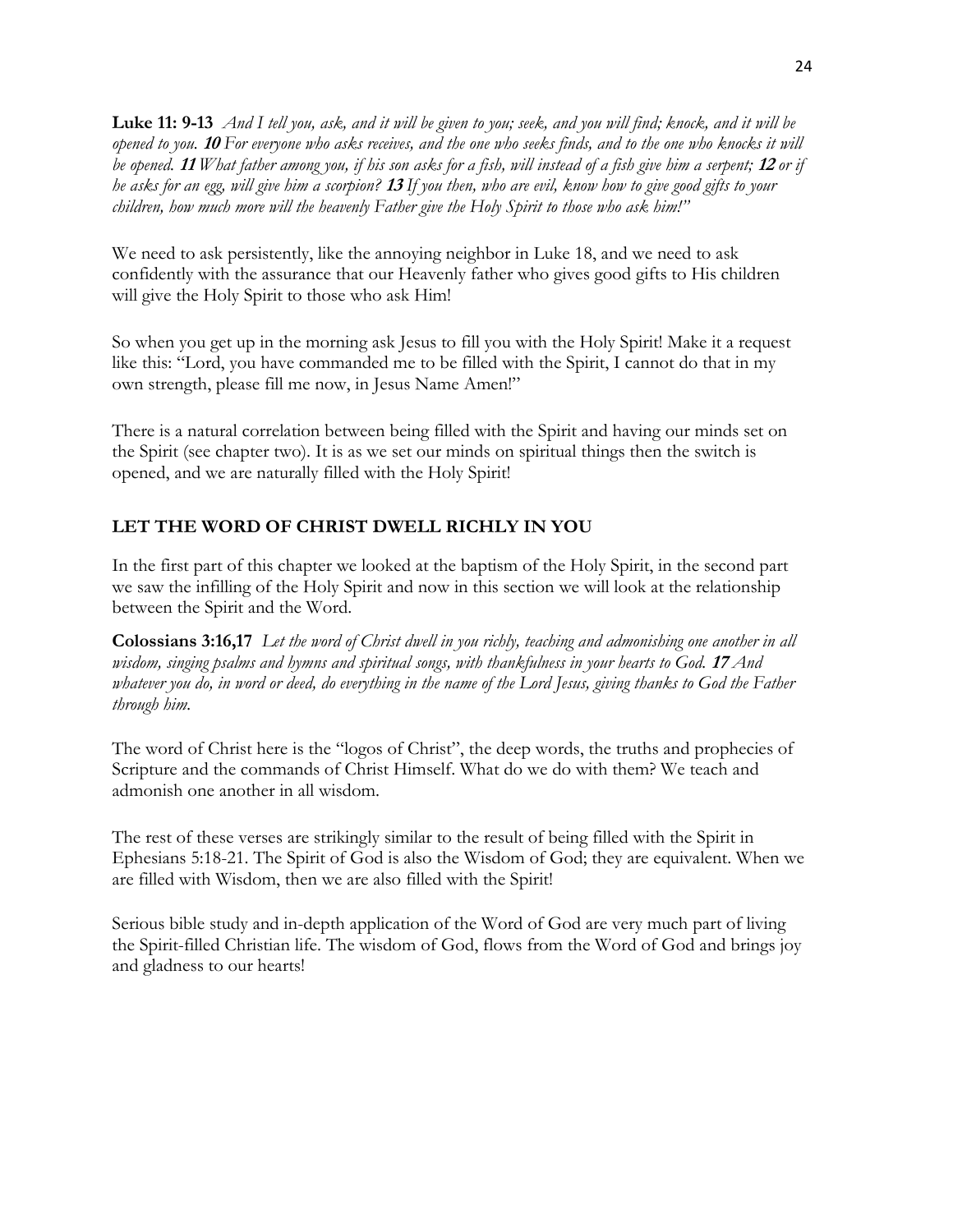**Luke 11: 9-13** *And I tell you, ask, and it will be given to you; seek, and you will find; knock, and it will be opened to you.* ***10*** *For everyone who asks receives, and the one who seeks finds, and to the one who knocks it will be opened.* ***11*** *What father among you, if his son asks for a fish, will instead of a fish give him a serpent;* ***12*** *or if he asks for an egg, will give him a scorpion?* ***13*** *If you then, who are evil, know how to give good gifts to your children, how much more will the heavenly Father give the Holy Spirit to those who ask him!"*

We need to ask persistently, like the annoying neighbor in Luke 18, and we need to ask confidently with the assurance that our Heavenly father who gives good gifts to His children will give the Holy Spirit to those who ask Him!

So when you get up in the morning ask Jesus to fill you with the Holy Spirit! Make it a request like this: "Lord, you have commanded me to be filled with the Spirit, I cannot do that in my own strength, please fill me now, in Jesus Name Amen!"

There is a natural correlation between being filled with the Spirit and having our minds set on the Spirit (see chapter two). It is as we set our minds on spiritual things then the switch is opened, and we are naturally filled with the Holy Spirit!

## LET THE WORD OF CHRIST DWELL RICHLY IN YOU

In the first part of this chapter we looked at the baptism of the Holy Spirit, in the second part we saw the infilling of the Holy Spirit and now in this section we will look at the relationship between the Spirit and the Word.

**Colossians 3:16,17** *Let the word of Christ dwell in you richly, teaching and admonishing one another in all wisdom, singing psalms and hymns and spiritual songs, with thankfulness in your hearts to God.* ***17*** *And whatever you do, in word or deed, do everything in the name of the Lord Jesus, giving thanks to God the Father through him.*

The word of Christ here is the "logos of Christ", the deep words, the truths and prophecies of Scripture and the commands of Christ Himself. What do we do with them? We teach and admonish one another in all wisdom.

The rest of these verses are strikingly similar to the result of being filled with the Spirit in Ephesians 5:18-21. The Spirit of God is also the Wisdom of God; they are equivalent. When we are filled with Wisdom, then we are also filled with the Spirit!

Serious bible study and in-depth application of the Word of God are very much part of living the Spirit-filled Christian life. The wisdom of God, flows from the Word of God and brings joy and gladness to our hearts!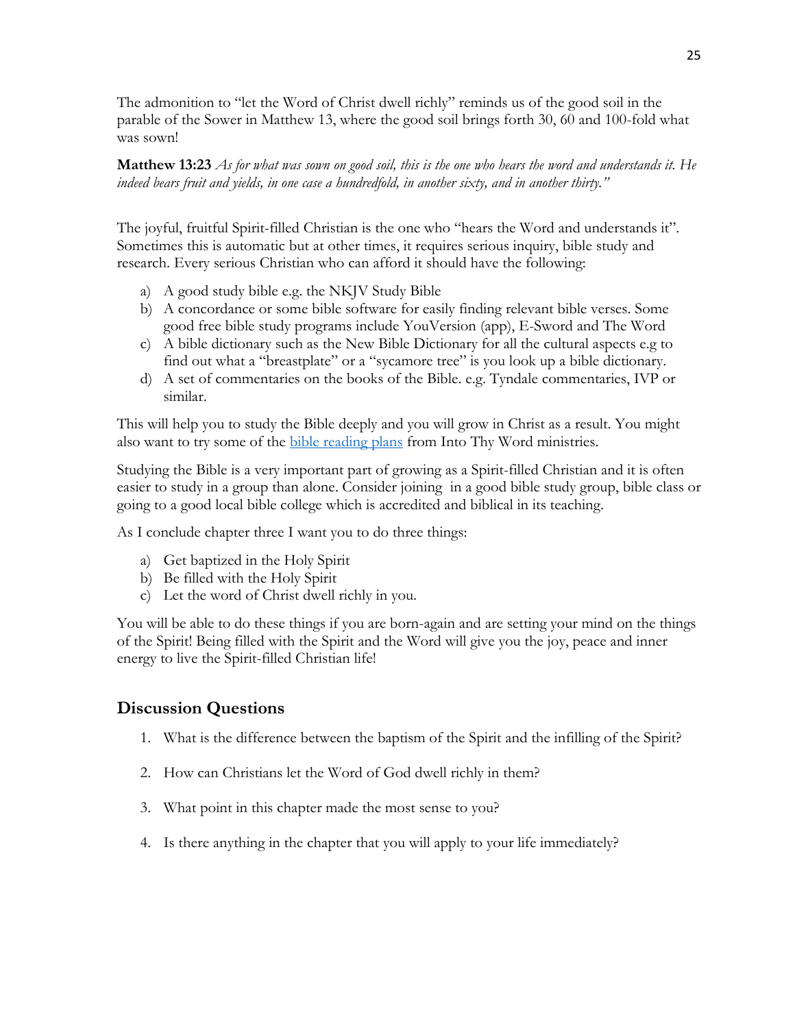The admonition to "let the Word of Christ dwell richly" reminds us of the good soil in the parable of the Sower in Matthew 13, where the good soil brings forth 30, 60 and 100-fold what was sown!

**Matthew 13:23** *As for what was sown on good soil, this is the one who hears the word and understands it. He indeed bears fruit and yields, in one case a hundredfold, in another sixty, and in another thirty."*

The joyful, fruitful Spirit-filled Christian is the one who "hears the Word and understands it". Sometimes this is automatic but at other times, it requires serious inquiry, bible study and research. Every serious Christian who can afford it should have the following:

a) A good study bible e.g. the NKJV Study Bible
b) A concordance or some bible software for easily finding relevant bible verses. Some good free bible study programs include YouVersion (app), E-Sword and The Word
c) A bible dictionary such as the New Bible Dictionary for all the cultural aspects e.g to find out what a "breastplate" or a "sycamore tree" is you look up a bible dictionary.
d) A set of commentaries on the books of the Bible. e.g. Tyndale commentaries, IVP or similar.

This will help you to study the Bible deeply and you will grow in Christ as a result. You might also want to try some of the bible reading plans from Into Thy Word ministries.

Studying the Bible is a very important part of growing as a Spirit-filled Christian and it is often easier to study in a group than alone. Consider joining in a good bible study group, bible class or going to a good local bible college which is accredited and biblical in its teaching.

As I conclude chapter three I want you to do three things:

a) Get baptized in the Holy Spirit
b) Be filled with the Holy Spirit
c) Let the word of Christ dwell richly in you.

You will be able to do these things if you are born-again and are setting your mind on the things of the Spirit! Being filled with the Spirit and the Word will give you the joy, peace and inner energy to live the Spirit-filled Christian life!

## Discussion Questions

1. What is the difference between the baptism of the Spirit and the infilling of the Spirit?

2. How can Christians let the Word of God dwell richly in them?

3. What point in this chapter made the most sense to you?

4. Is there anything in the chapter that you will apply to your life immediately?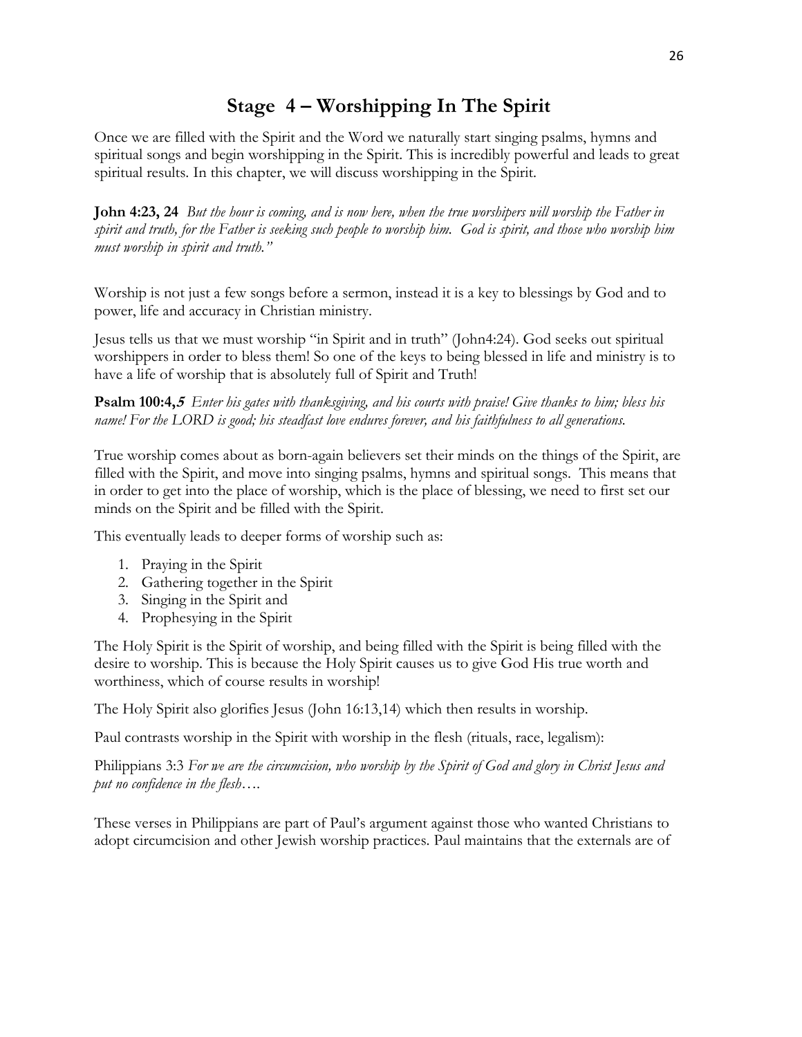# Stage 4 – Worshipping In The Spirit

Once we are filled with the Spirit and the Word we naturally start singing psalms, hymns and spiritual songs and begin worshipping in the Spirit. This is incredibly powerful and leads to great spiritual results. In this chapter, we will discuss worshipping in the Spirit.

**John 4:23, 24** *But the hour is coming, and is now here, when the true worshipers will worship the Father in spirit and truth, for the Father is seeking such people to worship him. God is spirit, and those who worship him must worship in spirit and truth."*

Worship is not just a few songs before a sermon, instead it is a key to blessings by God and to power, life and accuracy in Christian ministry.

Jesus tells us that we must worship "in Spirit and in truth" (John4:24). God seeks out spiritual worshippers in order to bless them! So one of the keys to being blessed in life and ministry is to have a life of worship that is absolutely full of Spirit and Truth!

**Psalm 100:4,*5*** *Enter his gates with thanksgiving, and his courts with praise! Give thanks to him; bless his name! For the LORD is good; his steadfast love endures forever, and his faithfulness to all generations.*

True worship comes about as born-again believers set their minds on the things of the Spirit, are filled with the Spirit, and move into singing psalms, hymns and spiritual songs. This means that in order to get into the place of worship, which is the place of blessing, we need to first set our minds on the Spirit and be filled with the Spirit.

This eventually leads to deeper forms of worship such as:

1. Praying in the Spirit
2. Gathering together in the Spirit
3. Singing in the Spirit and
4. Prophesying in the Spirit

The Holy Spirit is the Spirit of worship, and being filled with the Spirit is being filled with the desire to worship. This is because the Holy Spirit causes us to give God His true worth and worthiness, which of course results in worship!

The Holy Spirit also glorifies Jesus (John 16:13,14) which then results in worship.

Paul contrasts worship in the Spirit with worship in the flesh (rituals, race, legalism):

Philippians 3:3 *For we are the circumcision, who worship by the Spirit of God and glory in Christ Jesus and put no confidence in the flesh….*

These verses in Philippians are part of Paul's argument against those who wanted Christians to adopt circumcision and other Jewish worship practices. Paul maintains that the externals are of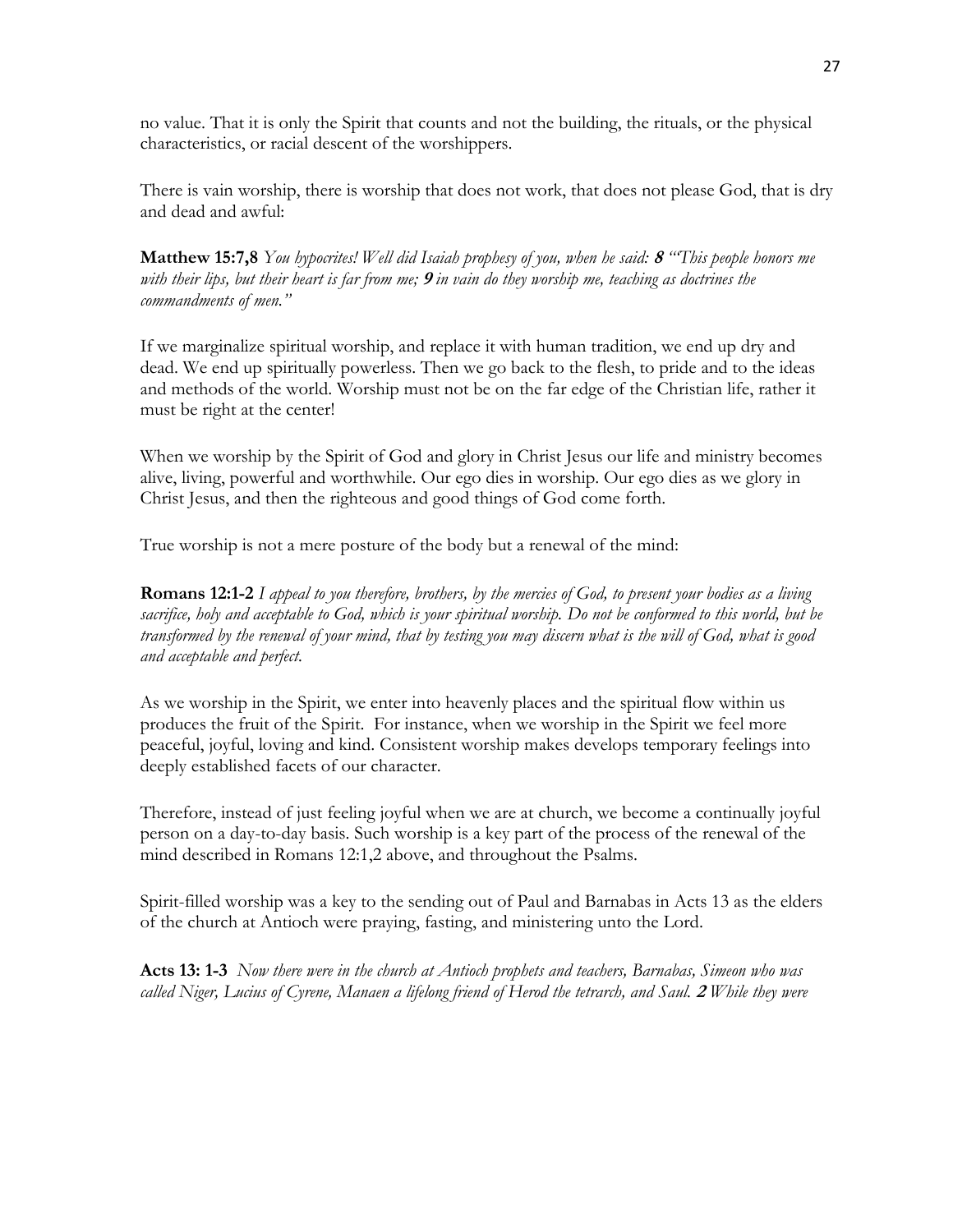no value. That it is only the Spirit that counts and not the building, the rituals, or the physical characteristics, or racial descent of the worshippers.

There is vain worship, there is worship that does not work, that does not please God, that is dry and dead and awful:

**Matthew 15:7,8** *You hypocrites! Well did Isaiah prophesy of you, when he said:* ***8*** *"This people honors me with their lips, but their heart is far from me;* ***9*** *in vain do they worship me, teaching as doctrines the commandments of men."*

If we marginalize spiritual worship, and replace it with human tradition, we end up dry and dead. We end up spiritually powerless. Then we go back to the flesh, to pride and to the ideas and methods of the world. Worship must not be on the far edge of the Christian life, rather it must be right at the center!

When we worship by the Spirit of God and glory in Christ Jesus our life and ministry becomes alive, living, powerful and worthwhile. Our ego dies in worship. Our ego dies as we glory in Christ Jesus, and then the righteous and good things of God come forth.

True worship is not a mere posture of the body but a renewal of the mind:

**Romans 12:1-2** *I appeal to you therefore, brothers, by the mercies of God, to present your bodies as a living sacrifice, holy and acceptable to God, which is your spiritual worship. Do not be conformed to this world, but be transformed by the renewal of your mind, that by testing you may discern what is the will of God, what is good and acceptable and perfect.*

As we worship in the Spirit, we enter into heavenly places and the spiritual flow within us produces the fruit of the Spirit. For instance, when we worship in the Spirit we feel more peaceful, joyful, loving and kind. Consistent worship makes develops temporary feelings into deeply established facets of our character.

Therefore, instead of just feeling joyful when we are at church, we become a continually joyful person on a day-to-day basis. Such worship is a key part of the process of the renewal of the mind described in Romans 12:1,2 above, and throughout the Psalms.

Spirit-filled worship was a key to the sending out of Paul and Barnabas in Acts 13 as the elders of the church at Antioch were praying, fasting, and ministering unto the Lord.

**Acts 13: 1-3** *Now there were in the church at Antioch prophets and teachers, Barnabas, Simeon who was called Niger, Lucius of Cyrene, Manaen a lifelong friend of Herod the tetrarch, and Saul.* ***2*** *While they were*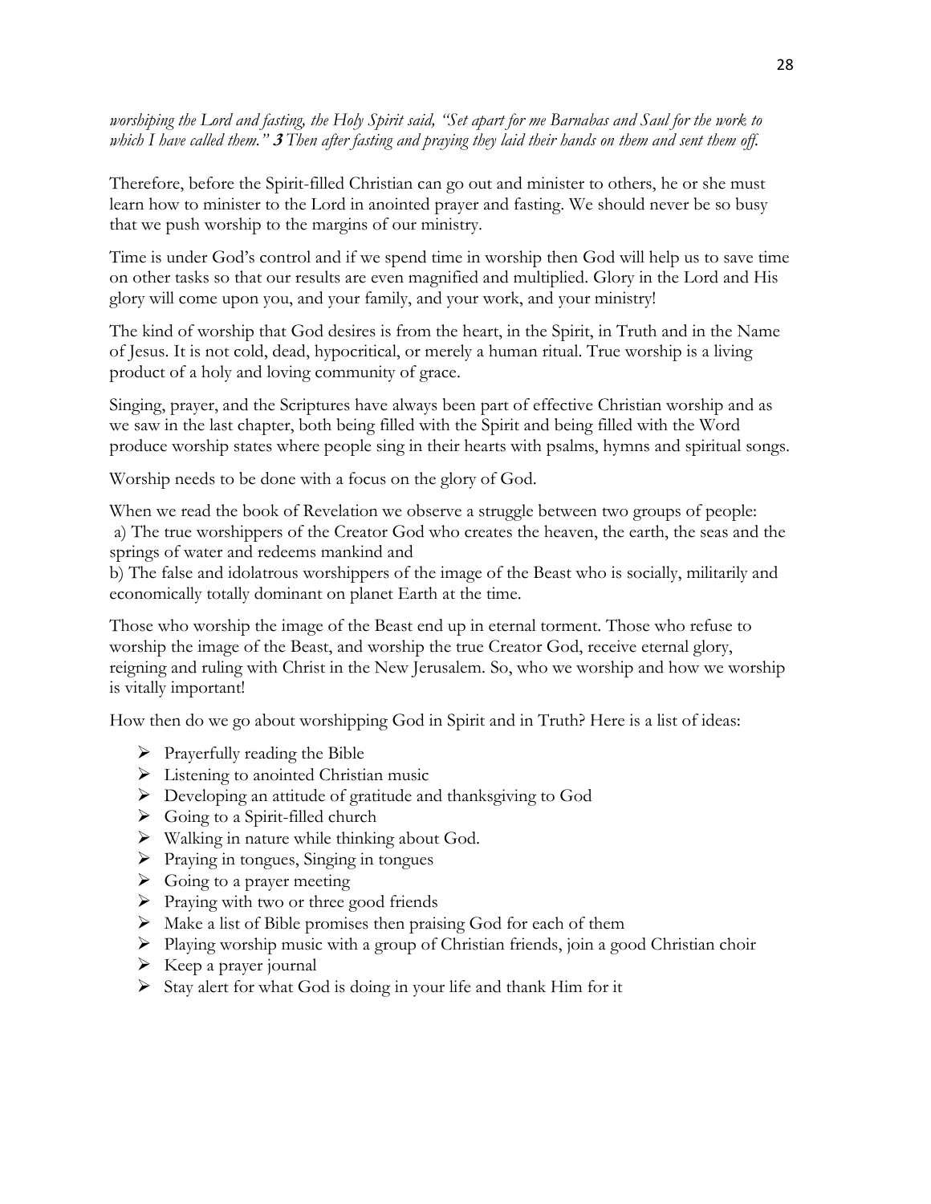*worshiping the Lord and fasting, the Holy Spirit said, "Set apart for me Barnabas and Saul for the work to which I have called them."* ***3*** *Then after fasting and praying they laid their hands on them and sent them off.*

Therefore, before the Spirit-filled Christian can go out and minister to others, he or she must learn how to minister to the Lord in anointed prayer and fasting. We should never be so busy that we push worship to the margins of our ministry.

Time is under God's control and if we spend time in worship then God will help us to save time on other tasks so that our results are even magnified and multiplied. Glory in the Lord and His glory will come upon you, and your family, and your work, and your ministry!

The kind of worship that God desires is from the heart, in the Spirit, in Truth and in the Name of Jesus. It is not cold, dead, hypocritical, or merely a human ritual. True worship is a living product of a holy and loving community of grace.

Singing, prayer, and the Scriptures have always been part of effective Christian worship and as we saw in the last chapter, both being filled with the Spirit and being filled with the Word produce worship states where people sing in their hearts with psalms, hymns and spiritual songs.

Worship needs to be done with a focus on the glory of God.

When we read the book of Revelation we observe a struggle between two groups of people:
a) The true worshippers of the Creator God who creates the heaven, the earth, the seas and the springs of water and redeems mankind and
b) The false and idolatrous worshippers of the image of the Beast who is socially, militarily and economically totally dominant on planet Earth at the time.

Those who worship the image of the Beast end up in eternal torment. Those who refuse to worship the image of the Beast, and worship the true Creator God, receive eternal glory, reigning and ruling with Christ in the New Jerusalem. So, who we worship and how we worship is vitally important!

How then do we go about worshipping God in Spirit and in Truth? Here is a list of ideas:

- Prayerfully reading the Bible
- Listening to anointed Christian music
- Developing an attitude of gratitude and thanksgiving to God
- Going to a Spirit-filled church
- Walking in nature while thinking about God.
- Praying in tongues, Singing in tongues
- Going to a prayer meeting
- Praying with two or three good friends
- Make a list of Bible promises then praising God for each of them
- Playing worship music with a group of Christian friends, join a good Christian choir
- Keep a prayer journal
- Stay alert for what God is doing in your life and thank Him for it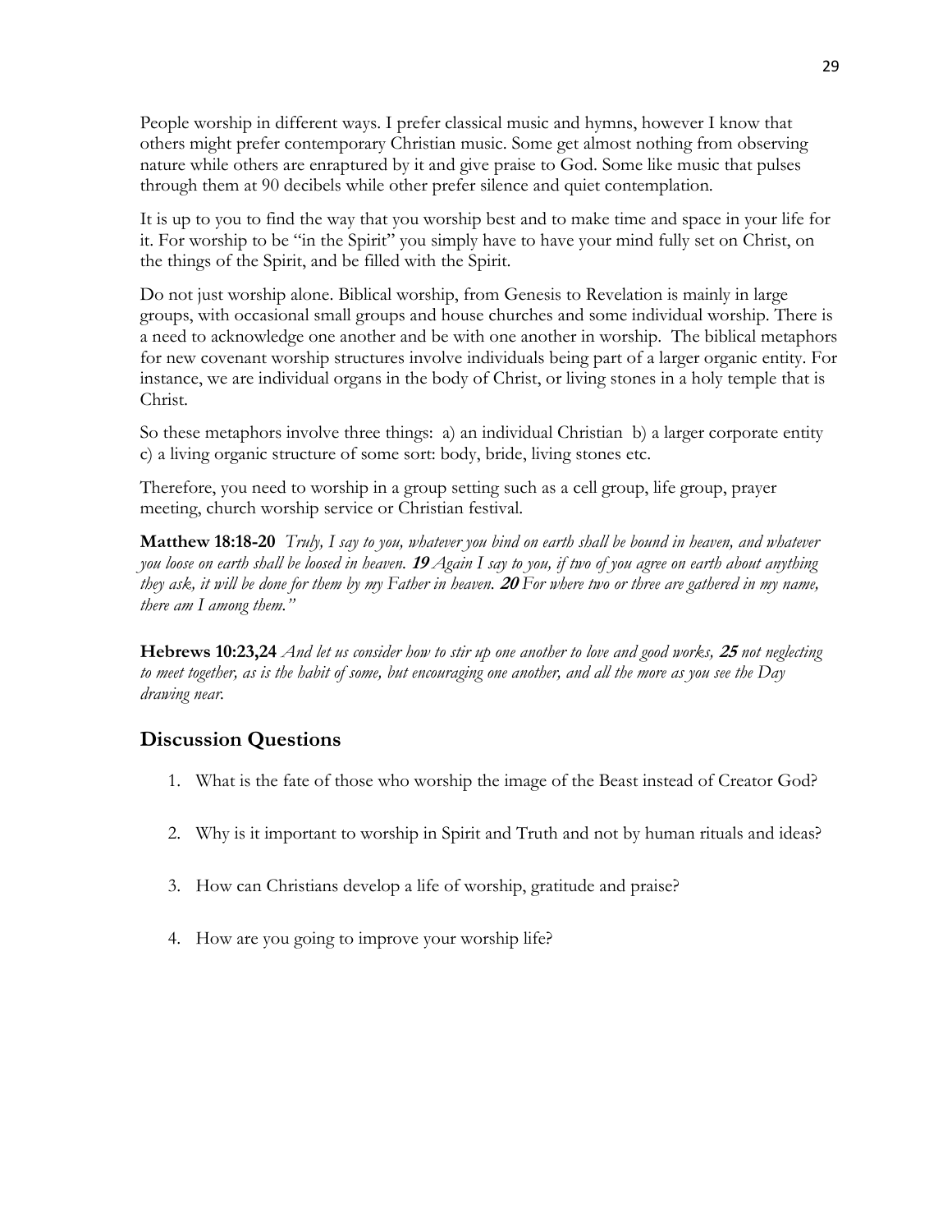People worship in different ways. I prefer classical music and hymns, however I know that others might prefer contemporary Christian music. Some get almost nothing from observing nature while others are enraptured by it and give praise to God. Some like music that pulses through them at 90 decibels while other prefer silence and quiet contemplation.

It is up to you to find the way that you worship best and to make time and space in your life for it. For worship to be "in the Spirit" you simply have to have your mind fully set on Christ, on the things of the Spirit, and be filled with the Spirit.

Do not just worship alone. Biblical worship, from Genesis to Revelation is mainly in large groups, with occasional small groups and house churches and some individual worship. There is a need to acknowledge one another and be with one another in worship. The biblical metaphors for new covenant worship structures involve individuals being part of a larger organic entity. For instance, we are individual organs in the body of Christ, or living stones in a holy temple that is Christ.

So these metaphors involve three things: a) an individual Christian b) a larger corporate entity c) a living organic structure of some sort: body, bride, living stones etc.

Therefore, you need to worship in a group setting such as a cell group, life group, prayer meeting, church worship service or Christian festival.

**Matthew 18:18-20** *Truly, I say to you, whatever you bind on earth shall be bound in heaven, and whatever you loose on earth shall be loosed in heaven.* ***19*** *Again I say to you, if two of you agree on earth about anything they ask, it will be done for them by my Father in heaven.* ***20*** *For where two or three are gathered in my name, there am I among them."*

**Hebrews 10:23,24** *And let us consider how to stir up one another to love and good works,* ***25*** *not neglecting to meet together, as is the habit of some, but encouraging one another, and all the more as you see the Day drawing near.*

## Discussion Questions

1. What is the fate of those who worship the image of the Beast instead of Creator God?

2. Why is it important to worship in Spirit and Truth and not by human rituals and ideas?

3. How can Christians develop a life of worship, gratitude and praise?

4. How are you going to improve your worship life?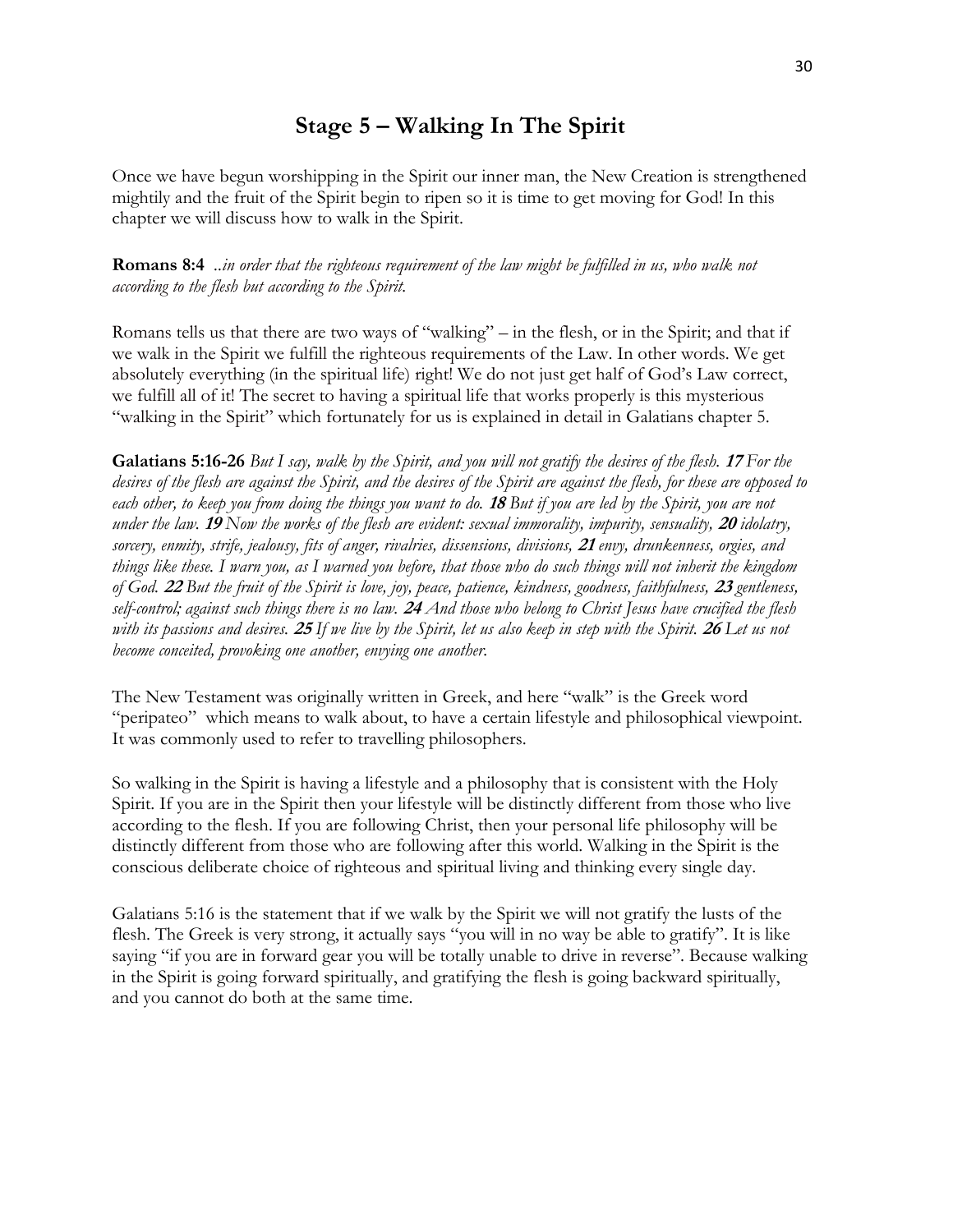# Stage 5 – Walking In The Spirit

Once we have begun worshipping in the Spirit our inner man, the New Creation is strengthened mightily and the fruit of the Spirit begin to ripen so it is time to get moving for God! In this chapter we will discuss how to walk in the Spirit.

**Romans 8:4** *..in order that the righteous requirement of the law might be fulfilled in us, who walk not according to the flesh but according to the Spirit.*

Romans tells us that there are two ways of "walking" – in the flesh, or in the Spirit; and that if we walk in the Spirit we fulfill the righteous requirements of the Law. In other words. We get absolutely everything (in the spiritual life) right! We do not just get half of God's Law correct, we fulfill all of it! The secret to having a spiritual life that works properly is this mysterious "walking in the Spirit" which fortunately for us is explained in detail in Galatians chapter 5.

**Galatians 5:16-26** *But I say, walk by the Spirit, and you will not gratify the desires of the flesh.* ***17*** *For the desires of the flesh are against the Spirit, and the desires of the Spirit are against the flesh, for these are opposed to each other, to keep you from doing the things you want to do.* ***18*** *But if you are led by the Spirit, you are not under the law.* ***19*** *Now the works of the flesh are evident: sexual immorality, impurity, sensuality,* ***20*** *idolatry, sorcery, enmity, strife, jealousy, fits of anger, rivalries, dissensions, divisions,* ***21*** *envy, drunkenness, orgies, and things like these. I warn you, as I warned you before, that those who do such things will not inherit the kingdom of God.* ***22*** *But the fruit of the Spirit is love, joy, peace, patience, kindness, goodness, faithfulness,* ***23*** *gentleness, self-control; against such things there is no law.* ***24*** *And those who belong to Christ Jesus have crucified the flesh with its passions and desires.* ***25*** *If we live by the Spirit, let us also keep in step with the Spirit.* ***26*** *Let us not become conceited, provoking one another, envying one another.*

The New Testament was originally written in Greek, and here "walk" is the Greek word "peripateo" which means to walk about, to have a certain lifestyle and philosophical viewpoint. It was commonly used to refer to travelling philosophers.

So walking in the Spirit is having a lifestyle and a philosophy that is consistent with the Holy Spirit. If you are in the Spirit then your lifestyle will be distinctly different from those who live according to the flesh. If you are following Christ, then your personal life philosophy will be distinctly different from those who are following after this world. Walking in the Spirit is the conscious deliberate choice of righteous and spiritual living and thinking every single day.

Galatians 5:16 is the statement that if we walk by the Spirit we will not gratify the lusts of the flesh. The Greek is very strong, it actually says "you will in no way be able to gratify". It is like saying "if you are in forward gear you will be totally unable to drive in reverse". Because walking in the Spirit is going forward spiritually, and gratifying the flesh is going backward spiritually, and you cannot do both at the same time.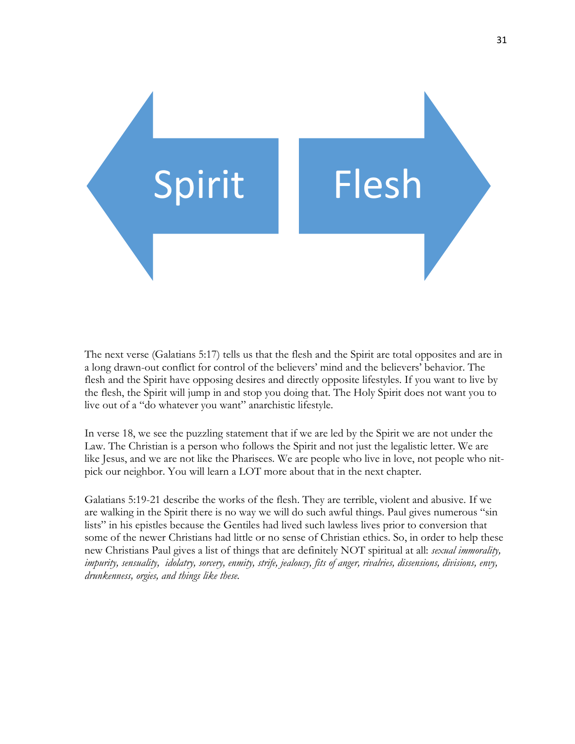Spirit Flesh

The next verse (Galatians 5:17) tells us that the flesh and the Spirit are total opposites and are in a long drawn-out conflict for control of the believers' mind and the believers' behavior. The flesh and the Spirit have opposing desires and directly opposite lifestyles. If you want to live by the flesh, the Spirit will jump in and stop you doing that. The Holy Spirit does not want you to live out of a "do whatever you want" anarchistic lifestyle.

In verse 18, we see the puzzling statement that if we are led by the Spirit we are not under the Law. The Christian is a person who follows the Spirit and not just the legalistic letter. We are like Jesus, and we are not like the Pharisees. We are people who live in love, not people who nit-pick our neighbor. You will learn a LOT more about that in the next chapter.

Galatians 5:19-21 describe the works of the flesh. They are terrible, violent and abusive. If we are walking in the Spirit there is no way we will do such awful things. Paul gives numerous "sin lists" in his epistles because the Gentiles had lived such lawless lives prior to conversion that some of the newer Christians had little or no sense of Christian ethics. So, in order to help these new Christians Paul gives a list of things that are definitely NOT spiritual at all: *sexual immorality, impurity, sensuality, idolatry, sorcery, enmity, strife, jealousy, fits of anger, rivalries, dissensions, divisions, envy, drunkenness, orgies, and things like these.*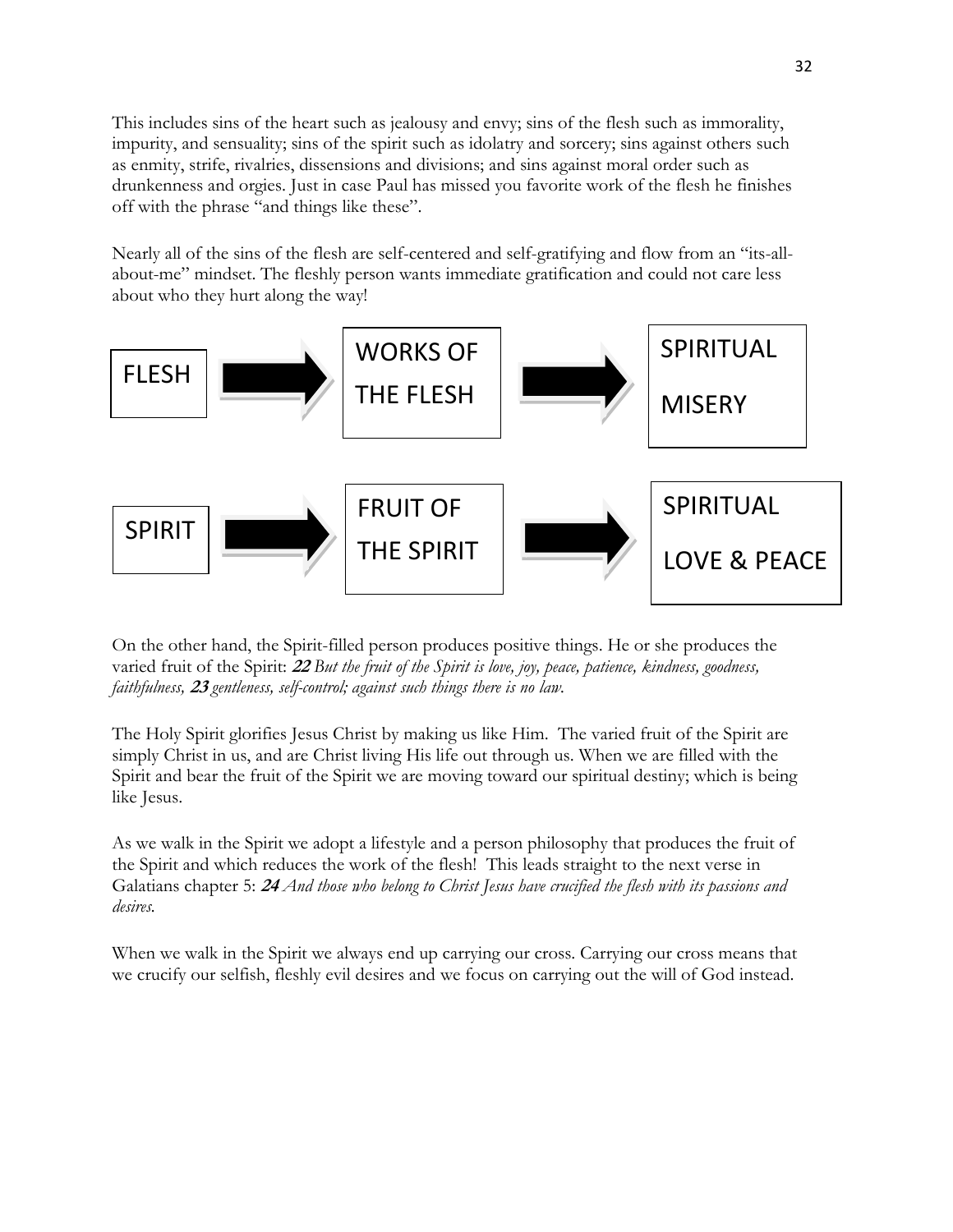This includes sins of the heart such as jealousy and envy; sins of the flesh such as immorality, impurity, and sensuality; sins of the spirit such as idolatry and sorcery; sins against others such as enmity, strife, rivalries, dissensions and divisions; and sins against moral order such as drunkenness and orgies. Just in case Paul has missed you favorite work of the flesh he finishes off with the phrase "and things like these".

Nearly all of the sins of the flesh are self-centered and self-gratifying and flow from an "its-all-about-me" mindset. The fleshly person wants immediate gratification and could not care less about who they hurt along the way!

FLESH → WORKS OF THE FLESH → SPIRITUAL MISERY

SPIRIT → FRUIT OF THE SPIRIT → SPIRITUAL LOVE & PEACE

On the other hand, the Spirit-filled person produces positive things. He or she produces the varied fruit of the Spirit: ***22*** *But the fruit of the Spirit is love, joy, peace, patience, kindness, goodness, faithfulness,* ***23*** *gentleness, self-control; against such things there is no law.*

The Holy Spirit glorifies Jesus Christ by making us like Him. The varied fruit of the Spirit are simply Christ in us, and are Christ living His life out through us. When we are filled with the Spirit and bear the fruit of the Spirit we are moving toward our spiritual destiny; which is being like Jesus.

As we walk in the Spirit we adopt a lifestyle and a person philosophy that produces the fruit of the Spirit and which reduces the work of the flesh! This leads straight to the next verse in Galatians chapter 5: ***24*** *And those who belong to Christ Jesus have crucified the flesh with its passions and desires.*

When we walk in the Spirit we always end up carrying our cross. Carrying our cross means that we crucify our selfish, fleshly evil desires and we focus on carrying out the will of God instead.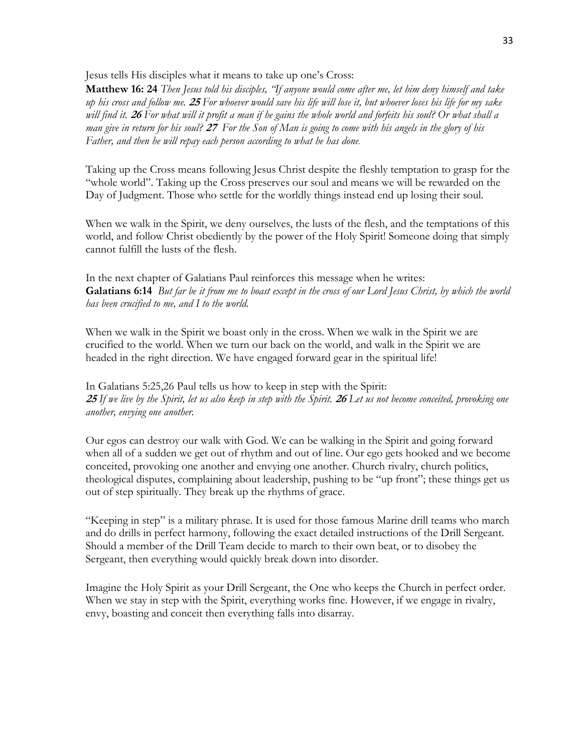Jesus tells His disciples what it means to take up one's Cross:

**Matthew 16: 24** *Then Jesus told his disciples, "If anyone would come after me, let him deny himself and take up his cross and follow me.* ***25*** *For whoever would save his life will lose it, but whoever loses his life for my sake will find it.* ***26*** *For what will it profit a man if he gains the whole world and forfeits his soul? Or what shall a man give in return for his soul?* ***27*** *For the Son of Man is going to come with his angels in the glory of his Father, and then he will repay each person according to what he has done.*

Taking up the Cross means following Jesus Christ despite the fleshly temptation to grasp for the "whole world". Taking up the Cross preserves our soul and means we will be rewarded on the Day of Judgment. Those who settle for the worldly things instead end up losing their soul.

When we walk in the Spirit, we deny ourselves, the lusts of the flesh, and the temptations of this world, and follow Christ obediently by the power of the Holy Spirit! Someone doing that simply cannot fulfill the lusts of the flesh.

In the next chapter of Galatians Paul reinforces this message when he writes:
**Galatians 6:14** *But far be it from me to boast except in the cross of our Lord Jesus Christ, by which the world has been crucified to me, and I to the world.*

When we walk in the Spirit we boast only in the cross. When we walk in the Spirit we are crucified to the world. When we turn our back on the world, and walk in the Spirit we are headed in the right direction. We have engaged forward gear in the spiritual life!

In Galatians 5:25,26 Paul tells us how to keep in step with the Spirit:
***25*** *If we live by the Spirit, let us also keep in step with the Spirit.* ***26*** *Let us not become conceited, provoking one another, envying one another.*

Our egos can destroy our walk with God. We can be walking in the Spirit and going forward when all of a sudden we get out of rhythm and out of line. Our ego gets hooked and we become conceited, provoking one another and envying one another. Church rivalry, church politics, theological disputes, complaining about leadership, pushing to be "up front"; these things get us out of step spiritually. They break up the rhythms of grace.

"Keeping in step" is a military phrase. It is used for those famous Marine drill teams who march and do drills in perfect harmony, following the exact detailed instructions of the Drill Sergeant. Should a member of the Drill Team decide to march to their own beat, or to disobey the Sergeant, then everything would quickly break down into disorder.

Imagine the Holy Spirit as your Drill Sergeant, the One who keeps the Church in perfect order. When we stay in step with the Spirit, everything works fine. However, if we engage in rivalry, envy, boasting and conceit then everything falls into disarray.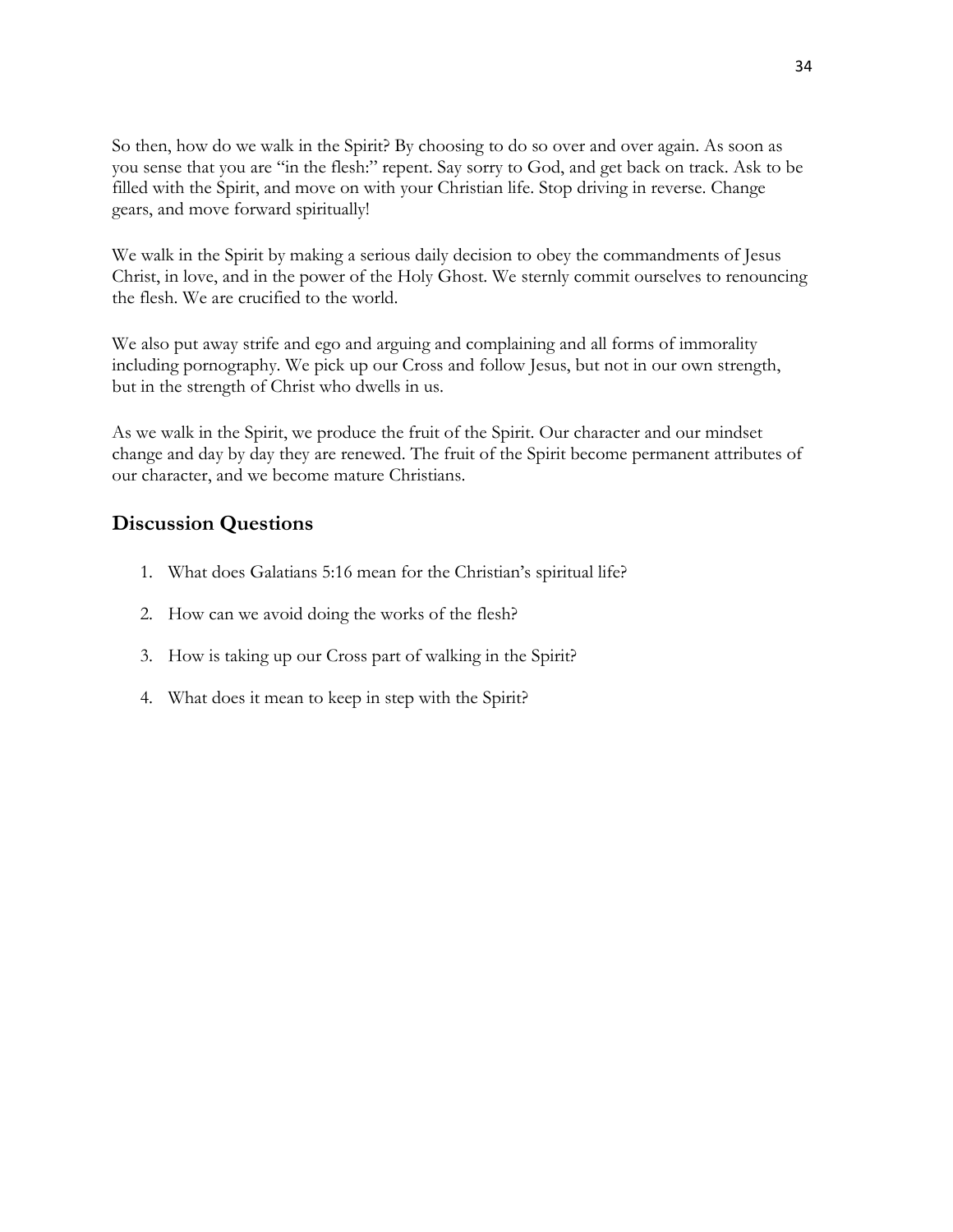So then, how do we walk in the Spirit? By choosing to do so over and over again. As soon as you sense that you are "in the flesh:" repent. Say sorry to God, and get back on track. Ask to be filled with the Spirit, and move on with your Christian life. Stop driving in reverse. Change gears, and move forward spiritually!

We walk in the Spirit by making a serious daily decision to obey the commandments of Jesus Christ, in love, and in the power of the Holy Ghost. We sternly commit ourselves to renouncing the flesh. We are crucified to the world.

We also put away strife and ego and arguing and complaining and all forms of immorality including pornography. We pick up our Cross and follow Jesus, but not in our own strength, but in the strength of Christ who dwells in us.

As we walk in the Spirit, we produce the fruit of the Spirit. Our character and our mindset change and day by day they are renewed. The fruit of the Spirit become permanent attributes of our character, and we become mature Christians.

## Discussion Questions

1. What does Galatians 5:16 mean for the Christian's spiritual life?
2. How can we avoid doing the works of the flesh?
3. How is taking up our Cross part of walking in the Spirit?
4. What does it mean to keep in step with the Spirit?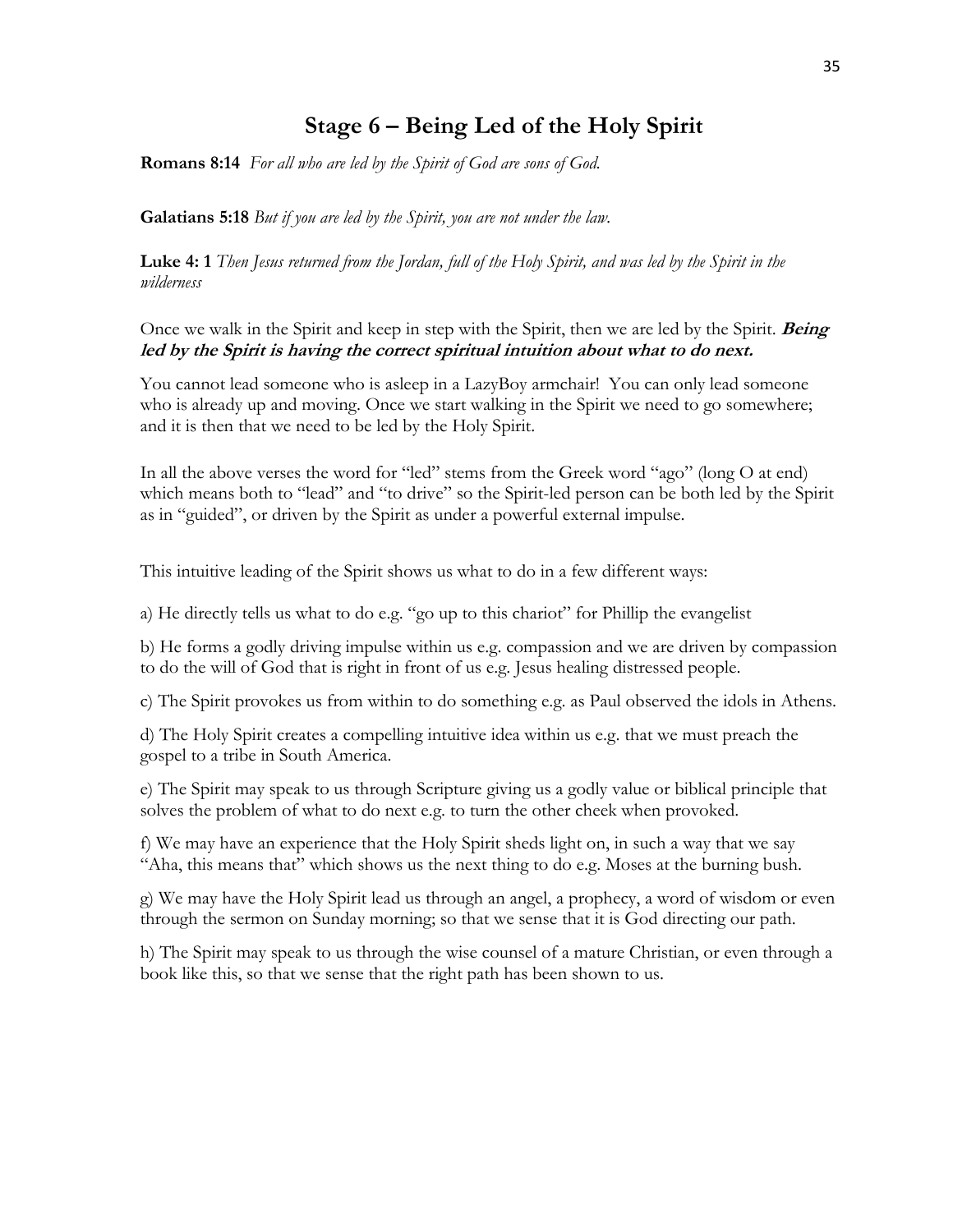# Stage 6 – Being Led of the Holy Spirit

**Romans 8:14** *For all who are led by the Spirit of God are sons of God.*

**Galatians 5:18** *But if you are led by the Spirit, you are not under the law.*

**Luke 4: 1** *Then Jesus returned from the Jordan, full of the Holy Spirit, and was led by the Spirit in the wilderness*

Once we walk in the Spirit and keep in step with the Spirit, then we are led by the Spirit. ***Being led by the Spirit is having the correct spiritual intuition about what to do next.***

You cannot lead someone who is asleep in a LazyBoy armchair! You can only lead someone who is already up and moving. Once we start walking in the Spirit we need to go somewhere; and it is then that we need to be led by the Holy Spirit.

In all the above verses the word for "led" stems from the Greek word "ago" (long O at end) which means both to "lead" and "to drive" so the Spirit-led person can be both led by the Spirit as in "guided", or driven by the Spirit as under a powerful external impulse.

This intuitive leading of the Spirit shows us what to do in a few different ways:

a) He directly tells us what to do e.g. "go up to this chariot" for Phillip the evangelist

b) He forms a godly driving impulse within us e.g. compassion and we are driven by compassion to do the will of God that is right in front of us e.g. Jesus healing distressed people.

c) The Spirit provokes us from within to do something e.g. as Paul observed the idols in Athens.

d) The Holy Spirit creates a compelling intuitive idea within us e.g. that we must preach the gospel to a tribe in South America.

e) The Spirit may speak to us through Scripture giving us a godly value or biblical principle that solves the problem of what to do next e.g. to turn the other cheek when provoked.

f) We may have an experience that the Holy Spirit sheds light on, in such a way that we say "Aha, this means that" which shows us the next thing to do e.g. Moses at the burning bush.

g) We may have the Holy Spirit lead us through an angel, a prophecy, a word of wisdom or even through the sermon on Sunday morning; so that we sense that it is God directing our path.

h) The Spirit may speak to us through the wise counsel of a mature Christian, or even through a book like this, so that we sense that the right path has been shown to us.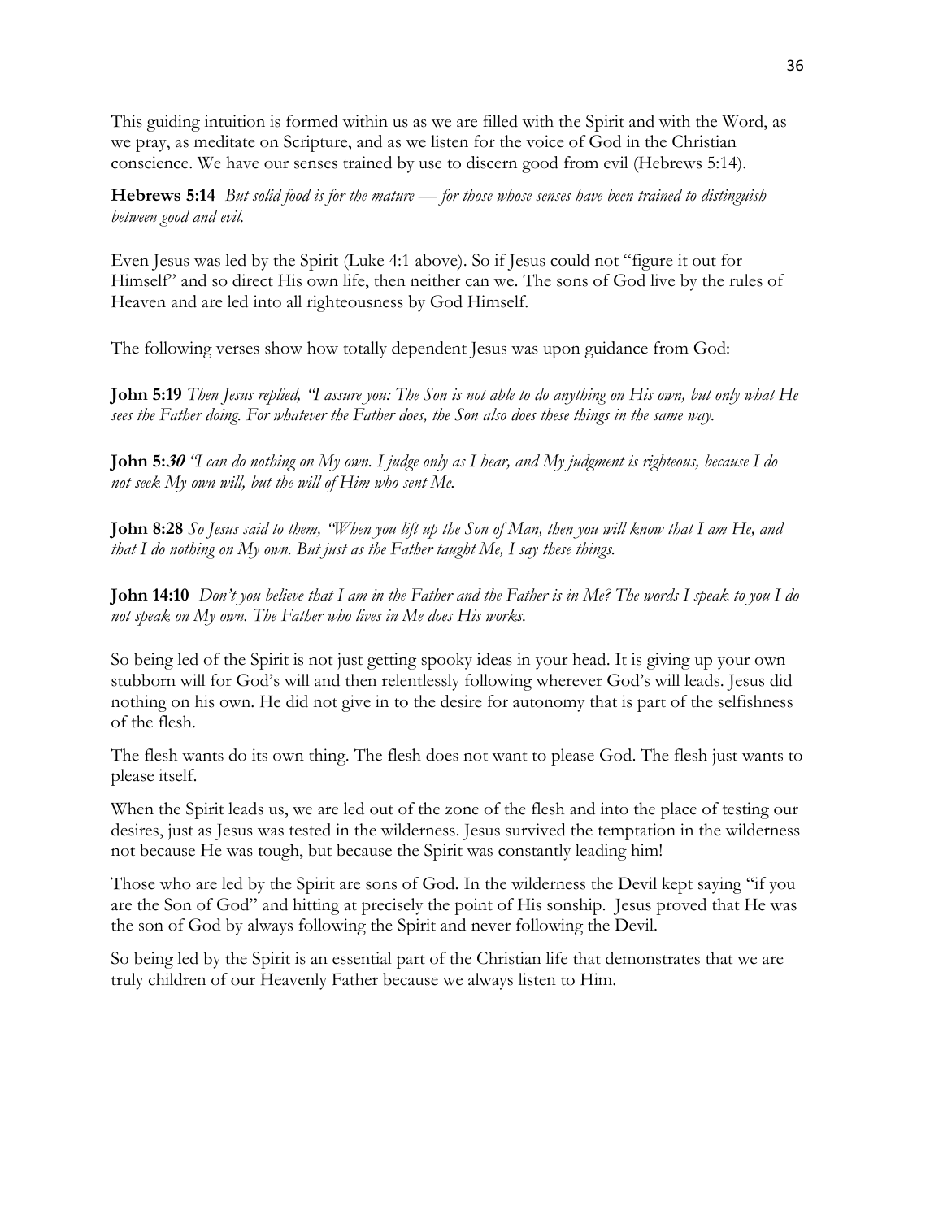This guiding intuition is formed within us as we are filled with the Spirit and with the Word, as we pray, as meditate on Scripture, and as we listen for the voice of God in the Christian conscience. We have our senses trained by use to discern good from evil (Hebrews 5:14).

**Hebrews 5:14** *But solid food is for the mature — for those whose senses have been trained to distinguish between good and evil.*

Even Jesus was led by the Spirit (Luke 4:1 above). So if Jesus could not "figure it out for Himself" and so direct His own life, then neither can we. The sons of God live by the rules of Heaven and are led into all righteousness by God Himself.

The following verses show how totally dependent Jesus was upon guidance from God:

**John 5:19** *Then Jesus replied, "I assure you: The Son is not able to do anything on His own, but only what He sees the Father doing. For whatever the Father does, the Son also does these things in the same way.*

**John 5:*30*** *"I can do nothing on My own. I judge only as I hear, and My judgment is righteous, because I do not seek My own will, but the will of Him who sent Me.*

**John 8:28** *So Jesus said to them, "When you lift up the Son of Man, then you will know that I am He, and that I do nothing on My own. But just as the Father taught Me, I say these things.*

**John 14:10** *Don't you believe that I am in the Father and the Father is in Me? The words I speak to you I do not speak on My own. The Father who lives in Me does His works.*

So being led of the Spirit is not just getting spooky ideas in your head. It is giving up your own stubborn will for God's will and then relentlessly following wherever God's will leads. Jesus did nothing on his own. He did not give in to the desire for autonomy that is part of the selfishness of the flesh.

The flesh wants do its own thing. The flesh does not want to please God. The flesh just wants to please itself.

When the Spirit leads us, we are led out of the zone of the flesh and into the place of testing our desires, just as Jesus was tested in the wilderness. Jesus survived the temptation in the wilderness not because He was tough, but because the Spirit was constantly leading him!

Those who are led by the Spirit are sons of God. In the wilderness the Devil kept saying "if you are the Son of God" and hitting at precisely the point of His sonship. Jesus proved that He was the son of God by always following the Spirit and never following the Devil.

So being led by the Spirit is an essential part of the Christian life that demonstrates that we are truly children of our Heavenly Father because we always listen to Him.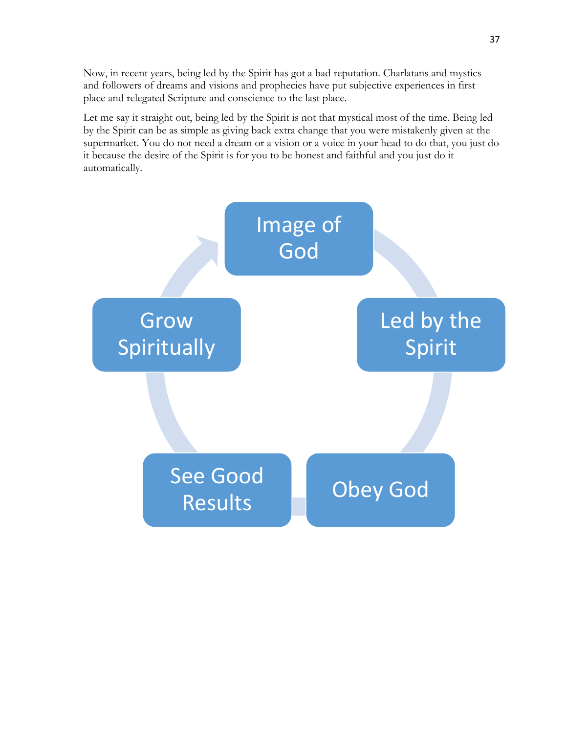Now, in recent years, being led by the Spirit has got a bad reputation. Charlatans and mystics and followers of dreams and visions and prophecies have put subjective experiences in first place and relegated Scripture and conscience to the last place.

Let me say it straight out, being led by the Spirit is not that mystical most of the time. Being led by the Spirit can be as simple as giving back extra change that you were mistakenly given at the supermarket. You do not need a dream or a vision or a voice in your head to do that, you just do it because the desire of the Spirit is for you to be honest and faithful and you just do it automatically.

Image of God

Led by the Spirit

Obey God

See Good Results

Grow Spiritually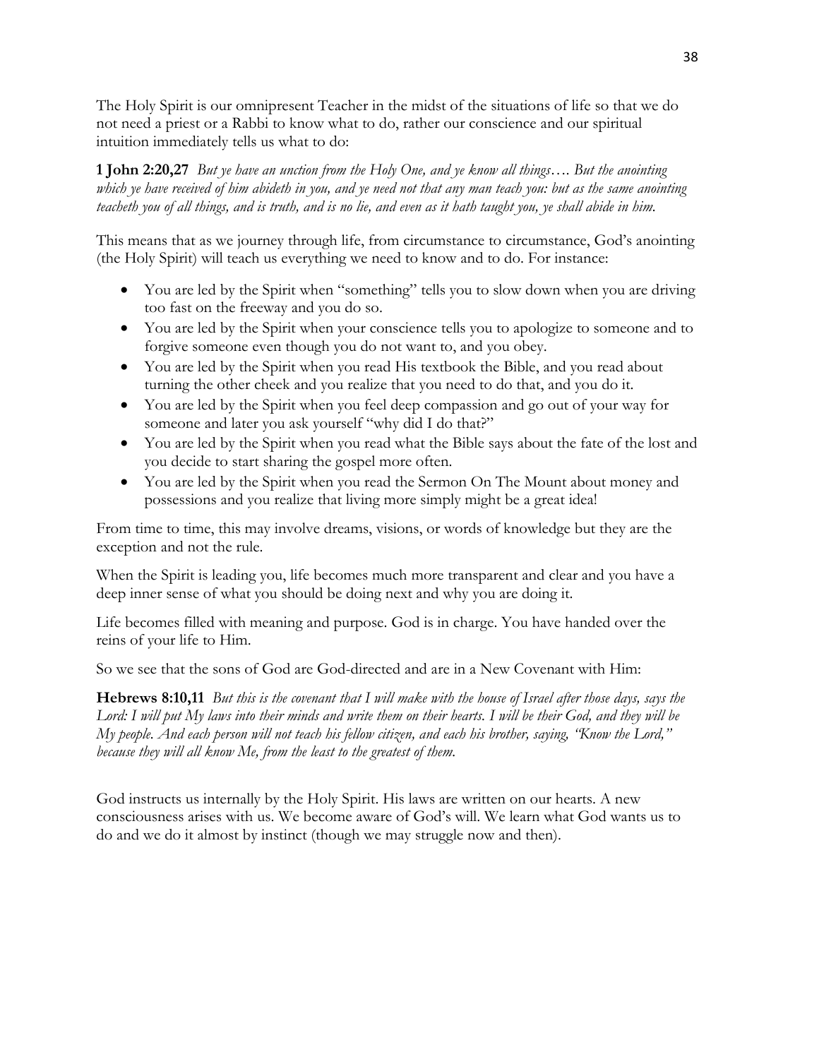The Holy Spirit is our omnipresent Teacher in the midst of the situations of life so that we do not need a priest or a Rabbi to know what to do, rather our conscience and our spiritual intuition immediately tells us what to do:

**1 John 2:20,27** *But ye have an unction from the Holy One, and ye know all things…. But the anointing which ye have received of him abideth in you, and ye need not that any man teach you: but as the same anointing teacheth you of all things, and is truth, and is no lie, and even as it hath taught you, ye shall abide in him.*

This means that as we journey through life, from circumstance to circumstance, God's anointing (the Holy Spirit) will teach us everything we need to know and to do. For instance:

- You are led by the Spirit when "something" tells you to slow down when you are driving too fast on the freeway and you do so.
- You are led by the Spirit when your conscience tells you to apologize to someone and to forgive someone even though you do not want to, and you obey.
- You are led by the Spirit when you read His textbook the Bible, and you read about turning the other cheek and you realize that you need to do that, and you do it.
- You are led by the Spirit when you feel deep compassion and go out of your way for someone and later you ask yourself "why did I do that?"
- You are led by the Spirit when you read what the Bible says about the fate of the lost and you decide to start sharing the gospel more often.
- You are led by the Spirit when you read the Sermon On The Mount about money and possessions and you realize that living more simply might be a great idea!

From time to time, this may involve dreams, visions, or words of knowledge but they are the exception and not the rule.

When the Spirit is leading you, life becomes much more transparent and clear and you have a deep inner sense of what you should be doing next and why you are doing it.

Life becomes filled with meaning and purpose. God is in charge. You have handed over the reins of your life to Him.

So we see that the sons of God are God-directed and are in a New Covenant with Him:

**Hebrews 8:10,11** *But this is the covenant that I will make with the house of Israel after those days, says the Lord: I will put My laws into their minds and write them on their hearts. I will be their God, and they will be My people. And each person will not teach his fellow citizen, and each his brother, saying, "Know the Lord," because they will all know Me, from the least to the greatest of them.*

God instructs us internally by the Holy Spirit. His laws are written on our hearts. A new consciousness arises with us. We become aware of God's will. We learn what God wants us to do and we do it almost by instinct (though we may struggle now and then).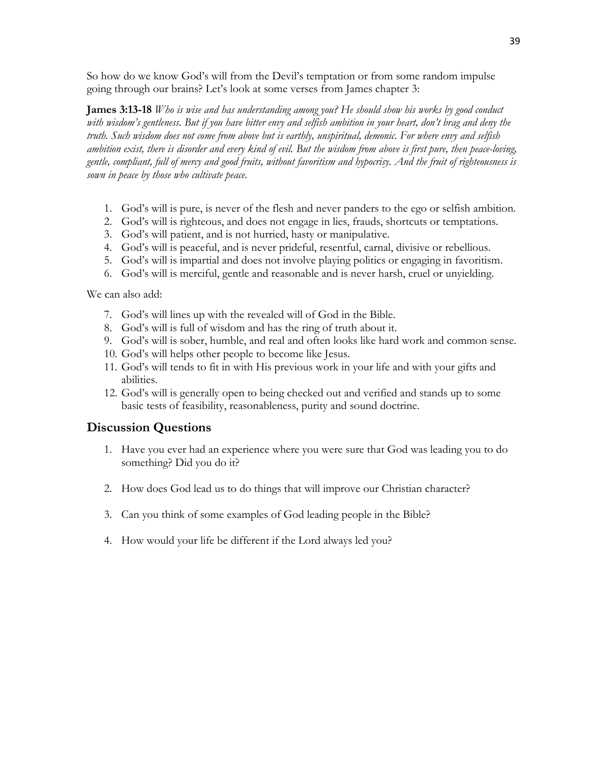So how do we know God's will from the Devil's temptation or from some random impulse going through our brains? Let's look at some verses from James chapter 3:

**James 3:13-18** *Who is wise and has understanding among you? He should show his works by good conduct with wisdom's gentleness. But if you have bitter envy and selfish ambition in your heart, don't brag and deny the truth. Such wisdom does not come from above but is earthly, unspiritual, demonic. For where envy and selfish ambition exist, there is disorder and every kind of evil. But the wisdom from above is first pure, then peace-loving, gentle, compliant, full of mercy and good fruits, without favoritism and hypocrisy. And the fruit of righteousness is sown in peace by those who cultivate peace.*

1. God's will is pure, is never of the flesh and never panders to the ego or selfish ambition.
2. God's will is righteous, and does not engage in lies, frauds, shortcuts or temptations.
3. God's will patient, and is not hurried, hasty or manipulative.
4. God's will is peaceful, and is never prideful, resentful, carnal, divisive or rebellious.
5. God's will is impartial and does not involve playing politics or engaging in favoritism.
6. God's will is merciful, gentle and reasonable and is never harsh, cruel or unyielding.

We can also add:

7. God's will lines up with the revealed will of God in the Bible.
8. God's will is full of wisdom and has the ring of truth about it.
9. God's will is sober, humble, and real and often looks like hard work and common sense.
10. God's will helps other people to become like Jesus.
11. God's will tends to fit in with His previous work in your life and with your gifts and abilities.
12. God's will is generally open to being checked out and verified and stands up to some basic tests of feasibility, reasonableness, purity and sound doctrine.

## Discussion Questions

1. Have you ever had an experience where you were sure that God was leading you to do something? Did you do it?

2. How does God lead us to do things that will improve our Christian character?

3. Can you think of some examples of God leading people in the Bible?

4. How would your life be different if the Lord always led you?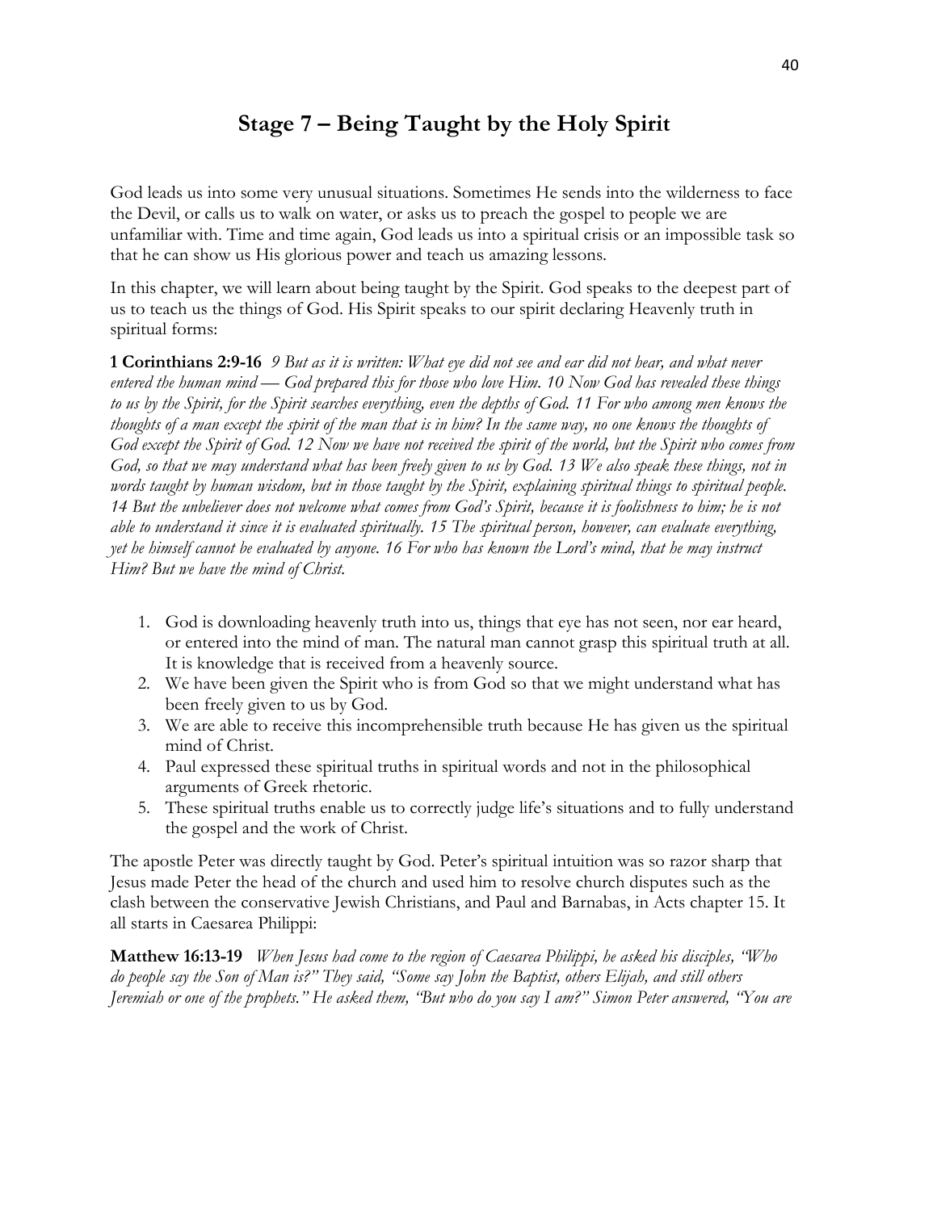# Stage 7 – Being Taught by the Holy Spirit

God leads us into some very unusual situations. Sometimes He sends into the wilderness to face the Devil, or calls us to walk on water, or asks us to preach the gospel to people we are unfamiliar with. Time and time again, God leads us into a spiritual crisis or an impossible task so that he can show us His glorious power and teach us amazing lessons.

In this chapter, we will learn about being taught by the Spirit. God speaks to the deepest part of us to teach us the things of God. His Spirit speaks to our spirit declaring Heavenly truth in spiritual forms:

**1 Corinthians 2:9-16** *9 But as it is written: What eye did not see and ear did not hear, and what never entered the human mind — God prepared this for those who love Him. 10 Now God has revealed these things to us by the Spirit, for the Spirit searches everything, even the depths of God. 11 For who among men knows the thoughts of a man except the spirit of the man that is in him? In the same way, no one knows the thoughts of God except the Spirit of God. 12 Now we have not received the spirit of the world, but the Spirit who comes from God, so that we may understand what has been freely given to us by God. 13 We also speak these things, not in words taught by human wisdom, but in those taught by the Spirit, explaining spiritual things to spiritual people. 14 But the unbeliever does not welcome what comes from God's Spirit, because it is foolishness to him; he is not able to understand it since it is evaluated spiritually. 15 The spiritual person, however, can evaluate everything, yet he himself cannot be evaluated by anyone. 16 For who has known the Lord's mind, that he may instruct Him? But we have the mind of Christ.*

1. God is downloading heavenly truth into us, things that eye has not seen, nor ear heard, or entered into the mind of man. The natural man cannot grasp this spiritual truth at all. It is knowledge that is received from a heavenly source.
2. We have been given the Spirit who is from God so that we might understand what has been freely given to us by God.
3. We are able to receive this incomprehensible truth because He has given us the spiritual mind of Christ.
4. Paul expressed these spiritual truths in spiritual words and not in the philosophical arguments of Greek rhetoric.
5. These spiritual truths enable us to correctly judge life's situations and to fully understand the gospel and the work of Christ.

The apostle Peter was directly taught by God. Peter's spiritual intuition was so razor sharp that Jesus made Peter the head of the church and used him to resolve church disputes such as the clash between the conservative Jewish Christians, and Paul and Barnabas, in Acts chapter 15. It all starts in Caesarea Philippi:

**Matthew 16:13-19** *When Jesus had come to the region of Caesarea Philippi, he asked his disciples, "Who do people say the Son of Man is?" They said, "Some say John the Baptist, others Elijah, and still others Jeremiah or one of the prophets." He asked them, "But who do you say I am?" Simon Peter answered, "You are*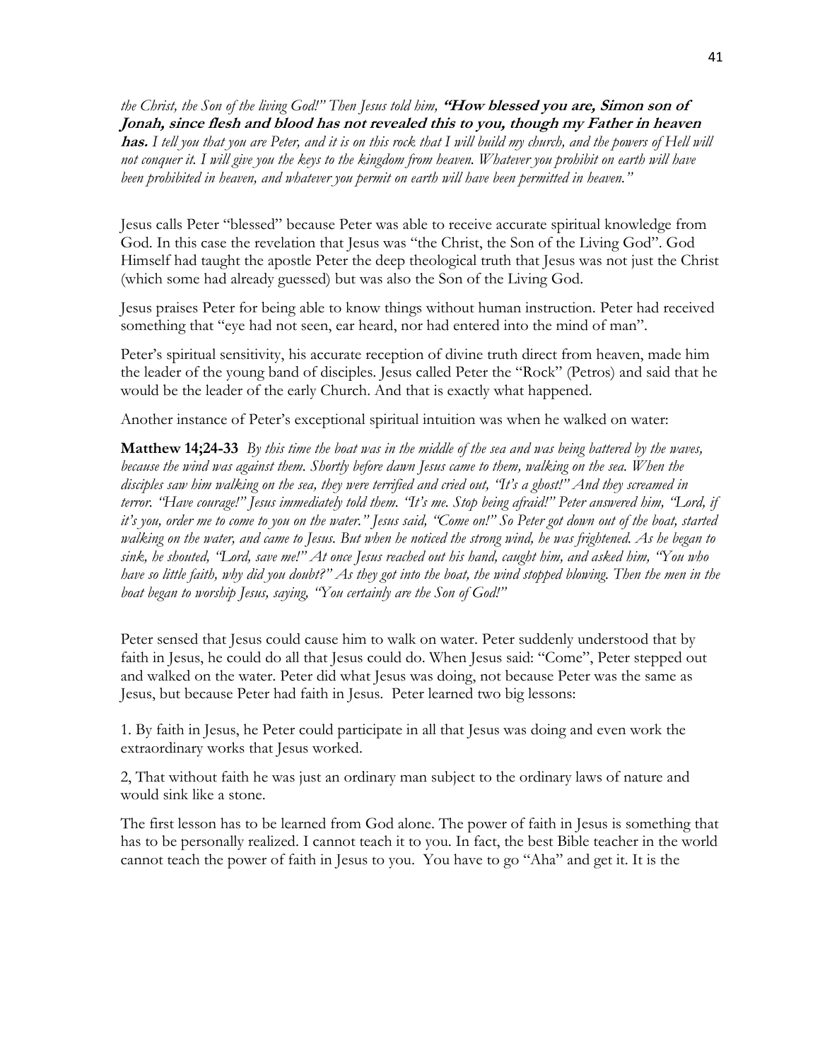*the Christ, the Son of the living God!" Then Jesus told him,* ***"How blessed you are, Simon son of Jonah, since flesh and blood has not revealed this to you, though my Father in heaven has.*** *I tell you that you are Peter, and it is on this rock that I will build my church, and the powers of Hell will not conquer it. I will give you the keys to the kingdom from heaven. Whatever you prohibit on earth will have been prohibited in heaven, and whatever you permit on earth will have been permitted in heaven."*

Jesus calls Peter "blessed" because Peter was able to receive accurate spiritual knowledge from God. In this case the revelation that Jesus was "the Christ, the Son of the Living God". God Himself had taught the apostle Peter the deep theological truth that Jesus was not just the Christ (which some had already guessed) but was also the Son of the Living God.

Jesus praises Peter for being able to know things without human instruction. Peter had received something that "eye had not seen, ear heard, nor had entered into the mind of man".

Peter's spiritual sensitivity, his accurate reception of divine truth direct from heaven, made him the leader of the young band of disciples. Jesus called Peter the "Rock" (Petros) and said that he would be the leader of the early Church. And that is exactly what happened.

Another instance of Peter's exceptional spiritual intuition was when he walked on water:

**Matthew 14;24-33** *By this time the boat was in the middle of the sea and was being battered by the waves, because the wind was against them. Shortly before dawn Jesus came to them, walking on the sea. When the disciples saw him walking on the sea, they were terrified and cried out, "It's a ghost!" And they screamed in terror. "Have courage!" Jesus immediately told them. "It's me. Stop being afraid!" Peter answered him, "Lord, if it's you, order me to come to you on the water." Jesus said, "Come on!" So Peter got down out of the boat, started walking on the water, and came to Jesus. But when he noticed the strong wind, he was frightened. As he began to sink, he shouted, "Lord, save me!" At once Jesus reached out his hand, caught him, and asked him, "You who have so little faith, why did you doubt?" As they got into the boat, the wind stopped blowing. Then the men in the boat began to worship Jesus, saying, "You certainly are the Son of God!"*

Peter sensed that Jesus could cause him to walk on water. Peter suddenly understood that by faith in Jesus, he could do all that Jesus could do. When Jesus said: "Come", Peter stepped out and walked on the water. Peter did what Jesus was doing, not because Peter was the same as Jesus, but because Peter had faith in Jesus. Peter learned two big lessons:

1. By faith in Jesus, he Peter could participate in all that Jesus was doing and even work the extraordinary works that Jesus worked.

2, That without faith he was just an ordinary man subject to the ordinary laws of nature and would sink like a stone.

The first lesson has to be learned from God alone. The power of faith in Jesus is something that has to be personally realized. I cannot teach it to you. In fact, the best Bible teacher in the world cannot teach the power of faith in Jesus to you. You have to go "Aha" and get it. It is the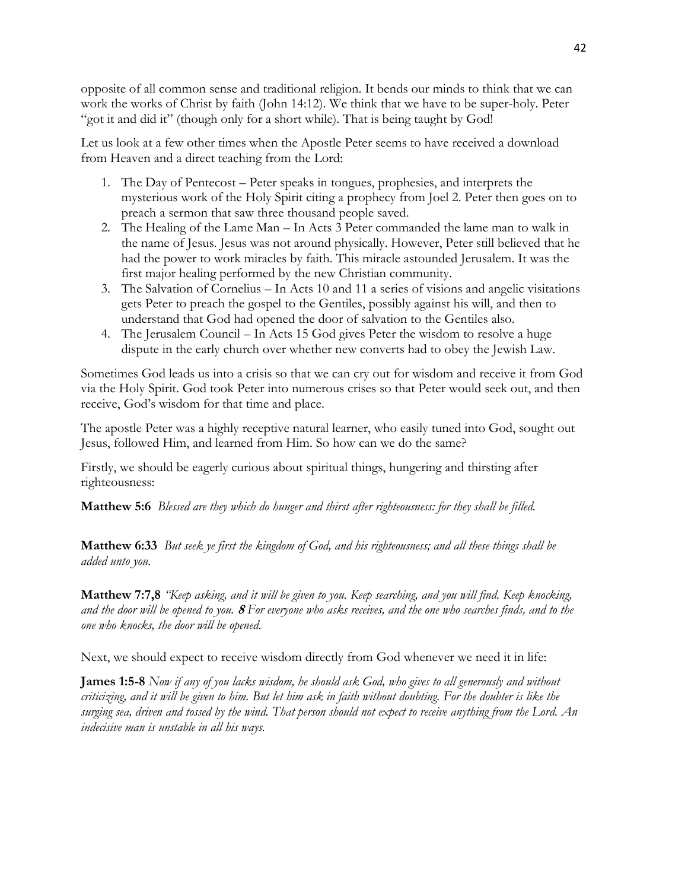opposite of all common sense and traditional religion. It bends our minds to think that we can work the works of Christ by faith (John 14:12). We think that we have to be super-holy. Peter "got it and did it" (though only for a short while). That is being taught by God!

Let us look at a few other times when the Apostle Peter seems to have received a download from Heaven and a direct teaching from the Lord:

1. The Day of Pentecost – Peter speaks in tongues, prophesies, and interprets the mysterious work of the Holy Spirit citing a prophecy from Joel 2. Peter then goes on to preach a sermon that saw three thousand people saved.
2. The Healing of the Lame Man – In Acts 3 Peter commanded the lame man to walk in the name of Jesus. Jesus was not around physically. However, Peter still believed that he had the power to work miracles by faith. This miracle astounded Jerusalem. It was the first major healing performed by the new Christian community.
3. The Salvation of Cornelius – In Acts 10 and 11 a series of visions and angelic visitations gets Peter to preach the gospel to the Gentiles, possibly against his will, and then to understand that God had opened the door of salvation to the Gentiles also.
4. The Jerusalem Council – In Acts 15 God gives Peter the wisdom to resolve a huge dispute in the early church over whether new converts had to obey the Jewish Law.

Sometimes God leads us into a crisis so that we can cry out for wisdom and receive it from God via the Holy Spirit. God took Peter into numerous crises so that Peter would seek out, and then receive, God's wisdom for that time and place.

The apostle Peter was a highly receptive natural learner, who easily tuned into God, sought out Jesus, followed Him, and learned from Him. So how can we do the same?

Firstly, we should be eagerly curious about spiritual things, hungering and thirsting after righteousness:

**Matthew 5:6** *Blessed are they which do hunger and thirst after righteousness: for they shall be filled.*

**Matthew 6:33** *But seek ye first the kingdom of God, and his righteousness; and all these things shall be added unto you.*

**Matthew 7:7,8** *"Keep asking, and it will be given to you. Keep searching, and you will find. Keep knocking, and the door will be opened to you.* ***8*** *For everyone who asks receives, and the one who searches finds, and to the one who knocks, the door will be opened.*

Next, we should expect to receive wisdom directly from God whenever we need it in life:

**James 1:5-8** *Now if any of you lacks wisdom, he should ask God, who gives to all generously and without criticizing, and it will be given to him. But let him ask in faith without doubting. For the doubter is like the surging sea, driven and tossed by the wind. That person should not expect to receive anything from the Lord. An indecisive man is unstable in all his ways.*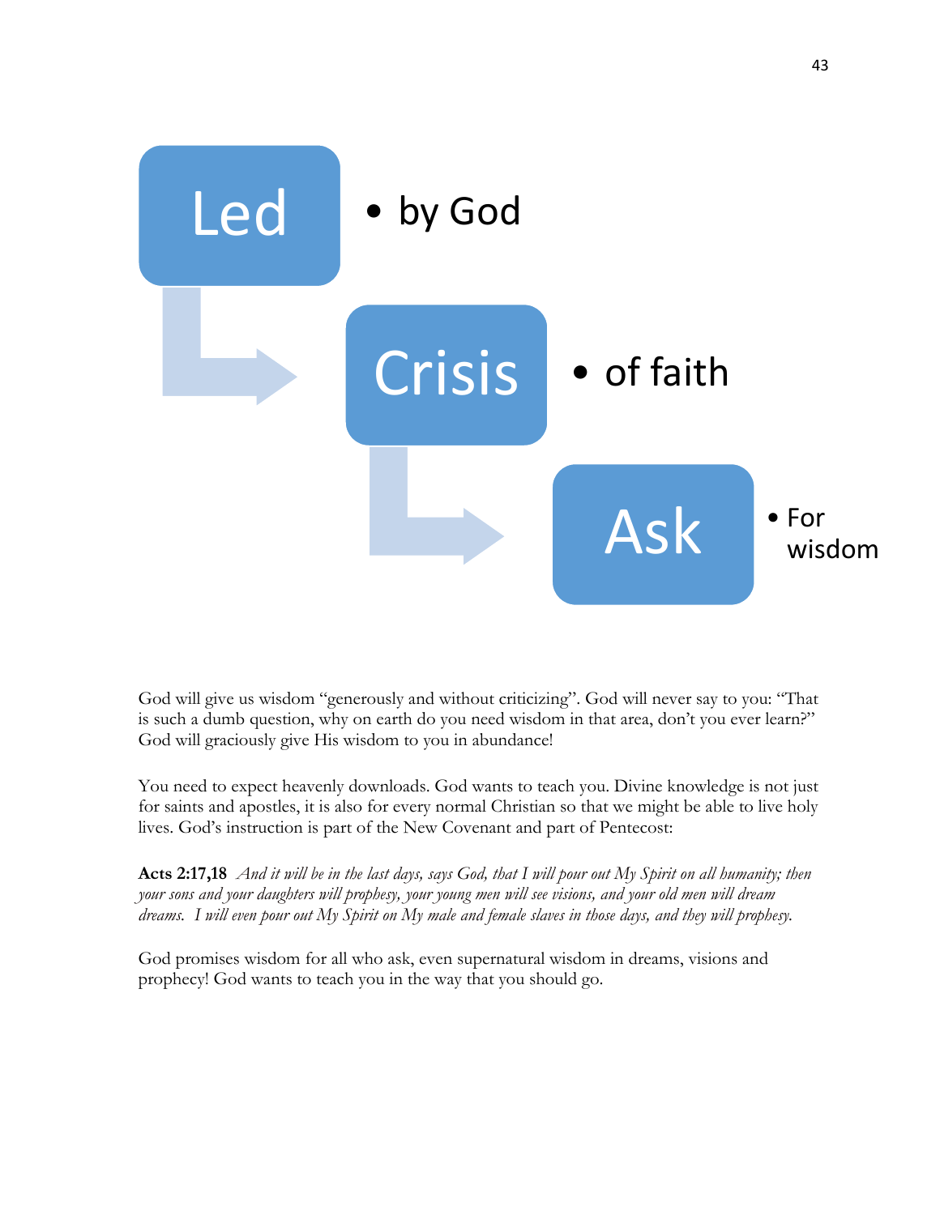**Led**
- by God

**Crisis**
- of faith

**Ask**
- For wisdom

God will give us wisdom "generously and without criticizing". God will never say to you: "That is such a dumb question, why on earth do you need wisdom in that area, don't you ever learn?" God will graciously give His wisdom to you in abundance!

You need to expect heavenly downloads. God wants to teach you. Divine knowledge is not just for saints and apostles, it is also for every normal Christian so that we might be able to live holy lives. God's instruction is part of the New Covenant and part of Pentecost:

**Acts 2:17,18** *And it will be in the last days, says God, that I will pour out My Spirit on all humanity; then your sons and your daughters will prophesy, your young men will see visions, and your old men will dream dreams. I will even pour out My Spirit on My male and female slaves in those days, and they will prophesy.*

God promises wisdom for all who ask, even supernatural wisdom in dreams, visions and prophecy! God wants to teach you in the way that you should go.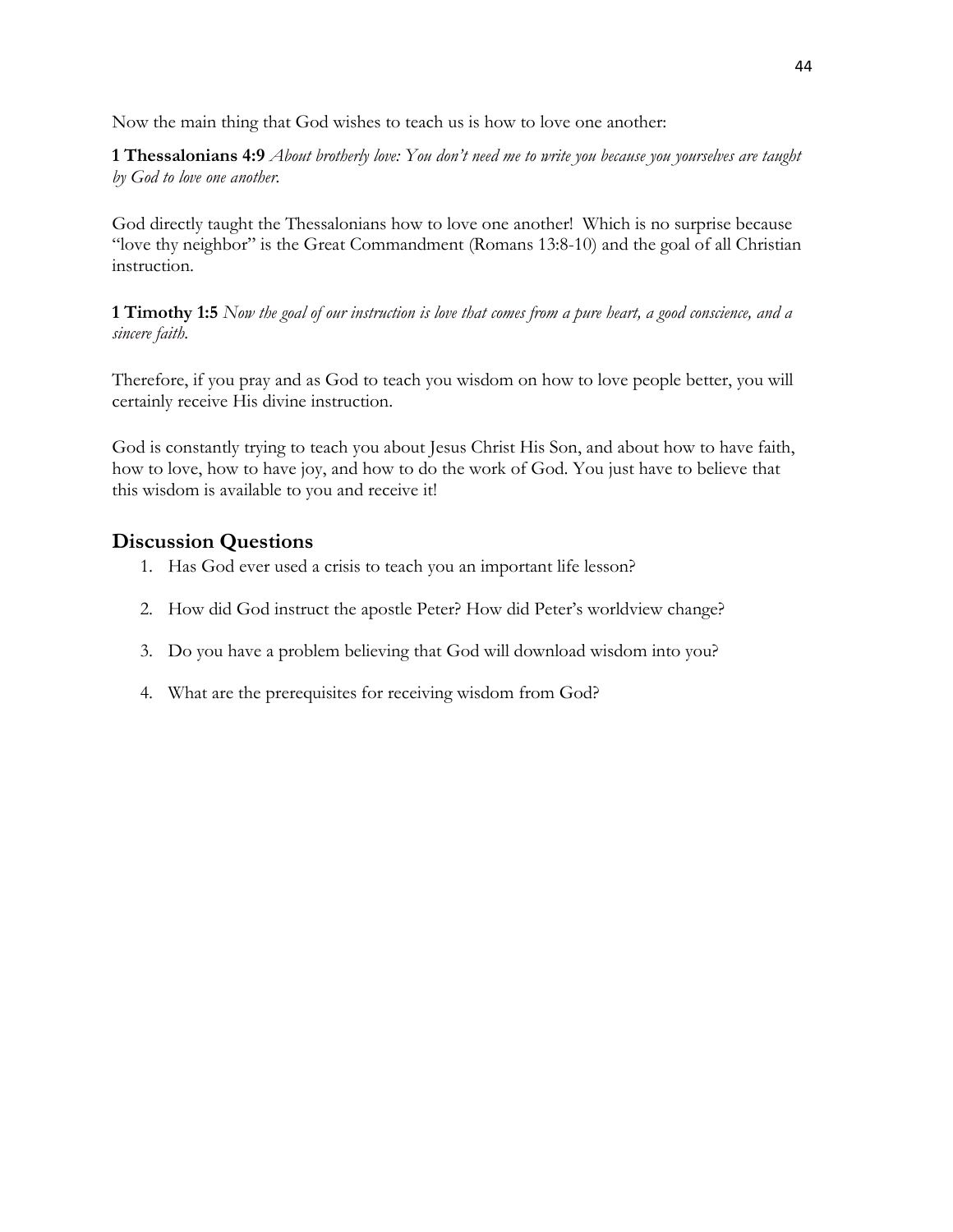Now the main thing that God wishes to teach us is how to love one another:

**1 Thessalonians 4:9** *About brotherly love: You don't need me to write you because you yourselves are taught by God to love one another.*

God directly taught the Thessalonians how to love one another! Which is no surprise because "love thy neighbor" is the Great Commandment (Romans 13:8-10) and the goal of all Christian instruction.

**1 Timothy 1:5** *Now the goal of our instruction is love that comes from a pure heart, a good conscience, and a sincere faith.*

Therefore, if you pray and as God to teach you wisdom on how to love people better, you will certainly receive His divine instruction.

God is constantly trying to teach you about Jesus Christ His Son, and about how to have faith, how to love, how to have joy, and how to do the work of God. You just have to believe that this wisdom is available to you and receive it!

## Discussion Questions

1. Has God ever used a crisis to teach you an important life lesson?
2. How did God instruct the apostle Peter? How did Peter's worldview change?
3. Do you have a problem believing that God will download wisdom into you?
4. What are the prerequisites for receiving wisdom from God?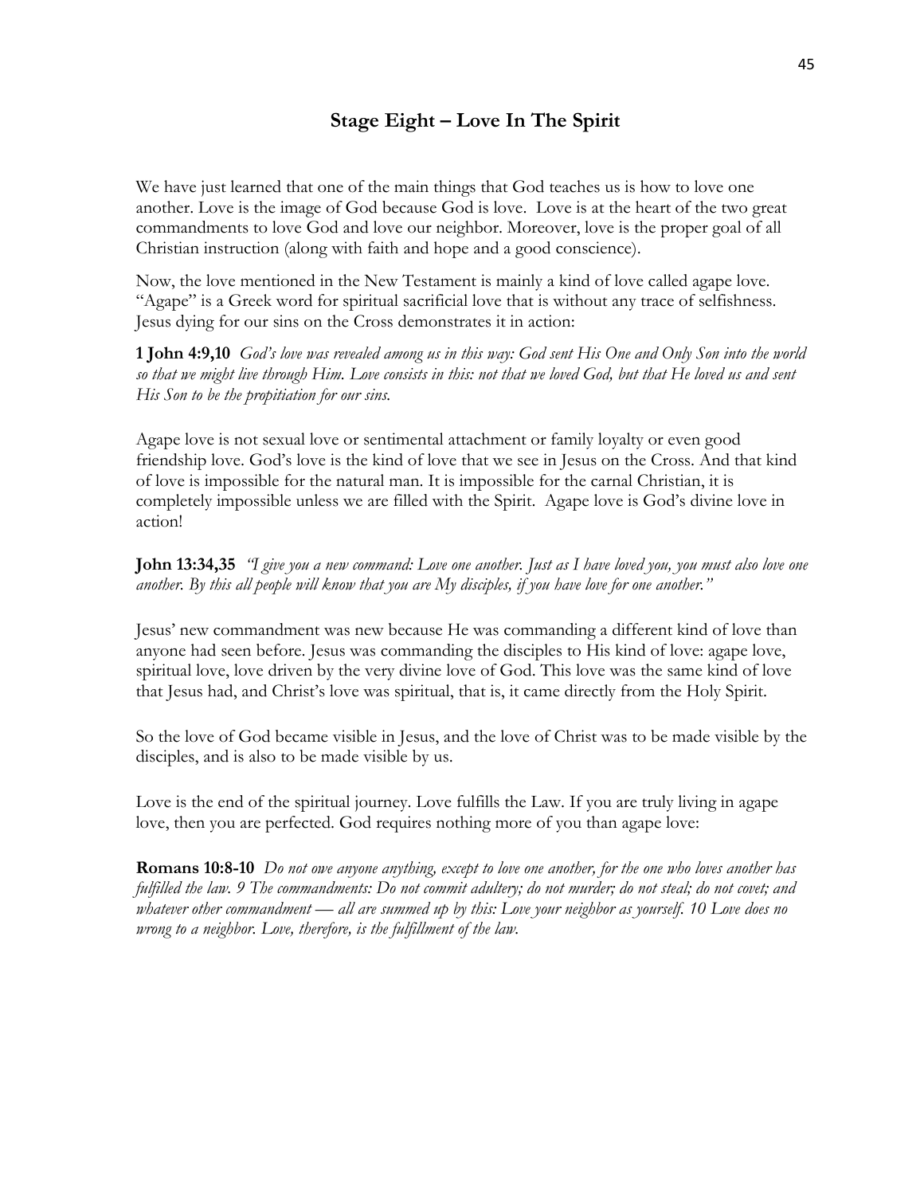## Stage Eight – Love In The Spirit

We have just learned that one of the main things that God teaches us is how to love one another. Love is the image of God because God is love. Love is at the heart of the two great commandments to love God and love our neighbor. Moreover, love is the proper goal of all Christian instruction (along with faith and hope and a good conscience).

Now, the love mentioned in the New Testament is mainly a kind of love called agape love. "Agape" is a Greek word for spiritual sacrificial love that is without any trace of selfishness. Jesus dying for our sins on the Cross demonstrates it in action:

**1 John 4:9,10** *God's love was revealed among us in this way: God sent His One and Only Son into the world so that we might live through Him. Love consists in this: not that we loved God, but that He loved us and sent His Son to be the propitiation for our sins.*

Agape love is not sexual love or sentimental attachment or family loyalty or even good friendship love. God's love is the kind of love that we see in Jesus on the Cross. And that kind of love is impossible for the natural man. It is impossible for the carnal Christian, it is completely impossible unless we are filled with the Spirit. Agape love is God's divine love in action!

**John 13:34,35** *"I give you a new command: Love one another. Just as I have loved you, you must also love one another. By this all people will know that you are My disciples, if you have love for one another."*

Jesus' new commandment was new because He was commanding a different kind of love than anyone had seen before. Jesus was commanding the disciples to His kind of love: agape love, spiritual love, love driven by the very divine love of God. This love was the same kind of love that Jesus had, and Christ's love was spiritual, that is, it came directly from the Holy Spirit.

So the love of God became visible in Jesus, and the love of Christ was to be made visible by the disciples, and is also to be made visible by us.

Love is the end of the spiritual journey. Love fulfills the Law. If you are truly living in agape love, then you are perfected. God requires nothing more of you than agape love:

**Romans 10:8-10** *Do not owe anyone anything, except to love one another, for the one who loves another has fulfilled the law. 9 The commandments: Do not commit adultery; do not murder; do not steal; do not covet; and whatever other commandment — all are summed up by this: Love your neighbor as yourself. 10 Love does no wrong to a neighbor. Love, therefore, is the fulfillment of the law.*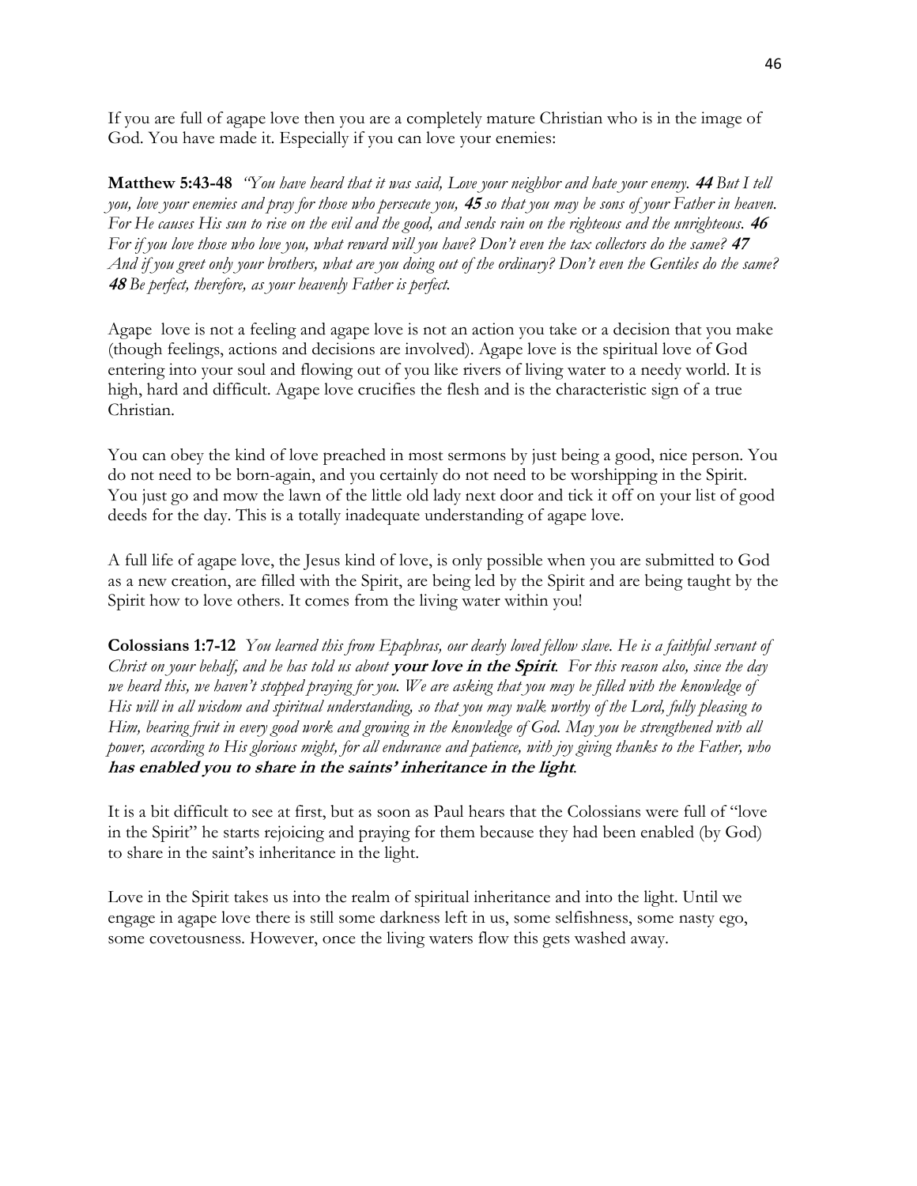If you are full of agape love then you are a completely mature Christian who is in the image of God. You have made it. Especially if you can love your enemies:

**Matthew 5:43-48** *"You have heard that it was said, Love your neighbor and hate your enemy.* ***44*** *But I tell you, love your enemies and pray for those who persecute you,* ***45*** *so that you may be sons of your Father in heaven. For He causes His sun to rise on the evil and the good, and sends rain on the righteous and the unrighteous.* ***46*** *For if you love those who love you, what reward will you have? Don't even the tax collectors do the same?* ***47*** *And if you greet only your brothers, what are you doing out of the ordinary? Don't even the Gentiles do the same?* ***48*** *Be perfect, therefore, as your heavenly Father is perfect.*

Agape love is not a feeling and agape love is not an action you take or a decision that you make (though feelings, actions and decisions are involved). Agape love is the spiritual love of God entering into your soul and flowing out of you like rivers of living water to a needy world. It is high, hard and difficult. Agape love crucifies the flesh and is the characteristic sign of a true Christian.

You can obey the kind of love preached in most sermons by just being a good, nice person. You do not need to be born-again, and you certainly do not need to be worshipping in the Spirit. You just go and mow the lawn of the little old lady next door and tick it off on your list of good deeds for the day. This is a totally inadequate understanding of agape love.

A full life of agape love, the Jesus kind of love, is only possible when you are submitted to God as a new creation, are filled with the Spirit, are being led by the Spirit and are being taught by the Spirit how to love others. It comes from the living water within you!

**Colossians 1:7-12** *You learned this from Epaphras, our dearly loved fellow slave. He is a faithful servant of Christ on your behalf, and he has told us about* ***your love in the Spirit****. For this reason also, since the day we heard this, we haven't stopped praying for you. We are asking that you may be filled with the knowledge of His will in all wisdom and spiritual understanding, so that you may walk worthy of the Lord, fully pleasing to Him, bearing fruit in every good work and growing in the knowledge of God. May you be strengthened with all power, according to His glorious might, for all endurance and patience, with joy giving thanks to the Father, who* ***has enabled you to share in the saints' inheritance in the light****.*

It is a bit difficult to see at first, but as soon as Paul hears that the Colossians were full of "love in the Spirit" he starts rejoicing and praying for them because they had been enabled (by God) to share in the saint's inheritance in the light.

Love in the Spirit takes us into the realm of spiritual inheritance and into the light. Until we engage in agape love there is still some darkness left in us, some selfishness, some nasty ego, some covetousness. However, once the living waters flow this gets washed away.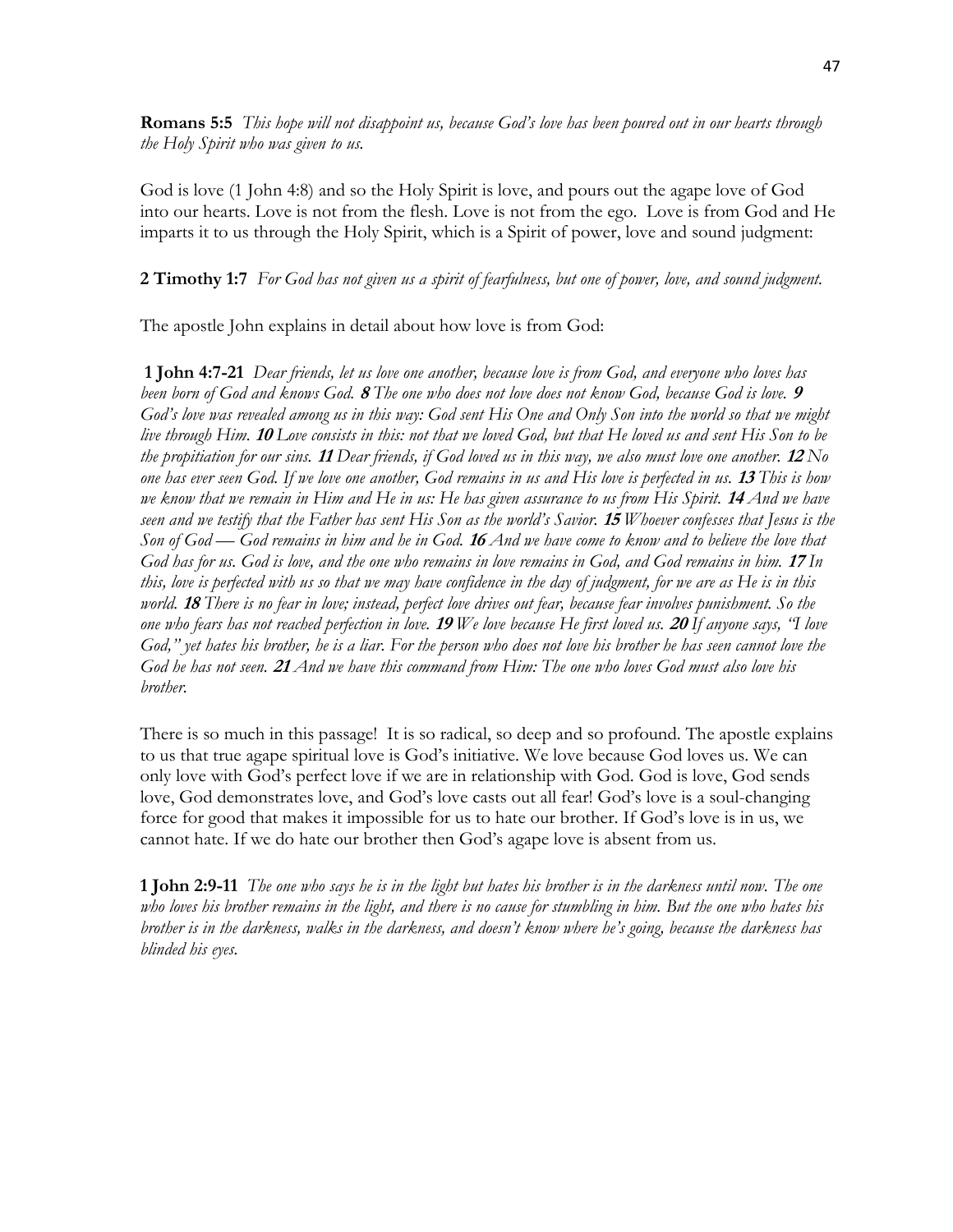**Romans 5:5** *This hope will not disappoint us, because God's love has been poured out in our hearts through the Holy Spirit who was given to us.*

God is love (1 John 4:8) and so the Holy Spirit is love, and pours out the agape love of God into our hearts. Love is not from the flesh. Love is not from the ego. Love is from God and He imparts it to us through the Holy Spirit, which is a Spirit of power, love and sound judgment:

**2 Timothy 1:7** *For God has not given us a spirit of fearfulness, but one of power, love, and sound judgment.*

The apostle John explains in detail about how love is from God:

**1 John 4:7-21** *Dear friends, let us love one another, because love is from God, and everyone who loves has been born of God and knows God.* ***8*** *The one who does not love does not know God, because God is love.* ***9*** *God's love was revealed among us in this way: God sent His One and Only Son into the world so that we might live through Him.* ***10*** *Love consists in this: not that we loved God, but that He loved us and sent His Son to be the propitiation for our sins.* ***11*** *Dear friends, if God loved us in this way, we also must love one another.* ***12*** *No one has ever seen God. If we love one another, God remains in us and His love is perfected in us.* ***13*** *This is how we know that we remain in Him and He in us: He has given assurance to us from His Spirit.* ***14*** *And we have seen and we testify that the Father has sent His Son as the world's Savior.* ***15*** *Whoever confesses that Jesus is the Son of God — God remains in him and he in God.* ***16*** *And we have come to know and to believe the love that God has for us. God is love, and the one who remains in love remains in God, and God remains in him.* ***17*** *In this, love is perfected with us so that we may have confidence in the day of judgment, for we are as He is in this world.* ***18*** *There is no fear in love; instead, perfect love drives out fear, because fear involves punishment. So the one who fears has not reached perfection in love.* ***19*** *We love because He first loved us.* ***20*** *If anyone says, "I love God," yet hates his brother, he is a liar. For the person who does not love his brother he has seen cannot love the God he has not seen.* ***21*** *And we have this command from Him: The one who loves God must also love his brother.*

There is so much in this passage! It is so radical, so deep and so profound. The apostle explains to us that true agape spiritual love is God's initiative. We love because God loves us. We can only love with God's perfect love if we are in relationship with God. God is love, God sends love, God demonstrates love, and God's love casts out all fear! God's love is a soul-changing force for good that makes it impossible for us to hate our brother. If God's love is in us, we cannot hate. If we do hate our brother then God's agape love is absent from us.

**1 John 2:9-11** *The one who says he is in the light but hates his brother is in the darkness until now. The one who loves his brother remains in the light, and there is no cause for stumbling in him. But the one who hates his brother is in the darkness, walks in the darkness, and doesn't know where he's going, because the darkness has blinded his eyes.*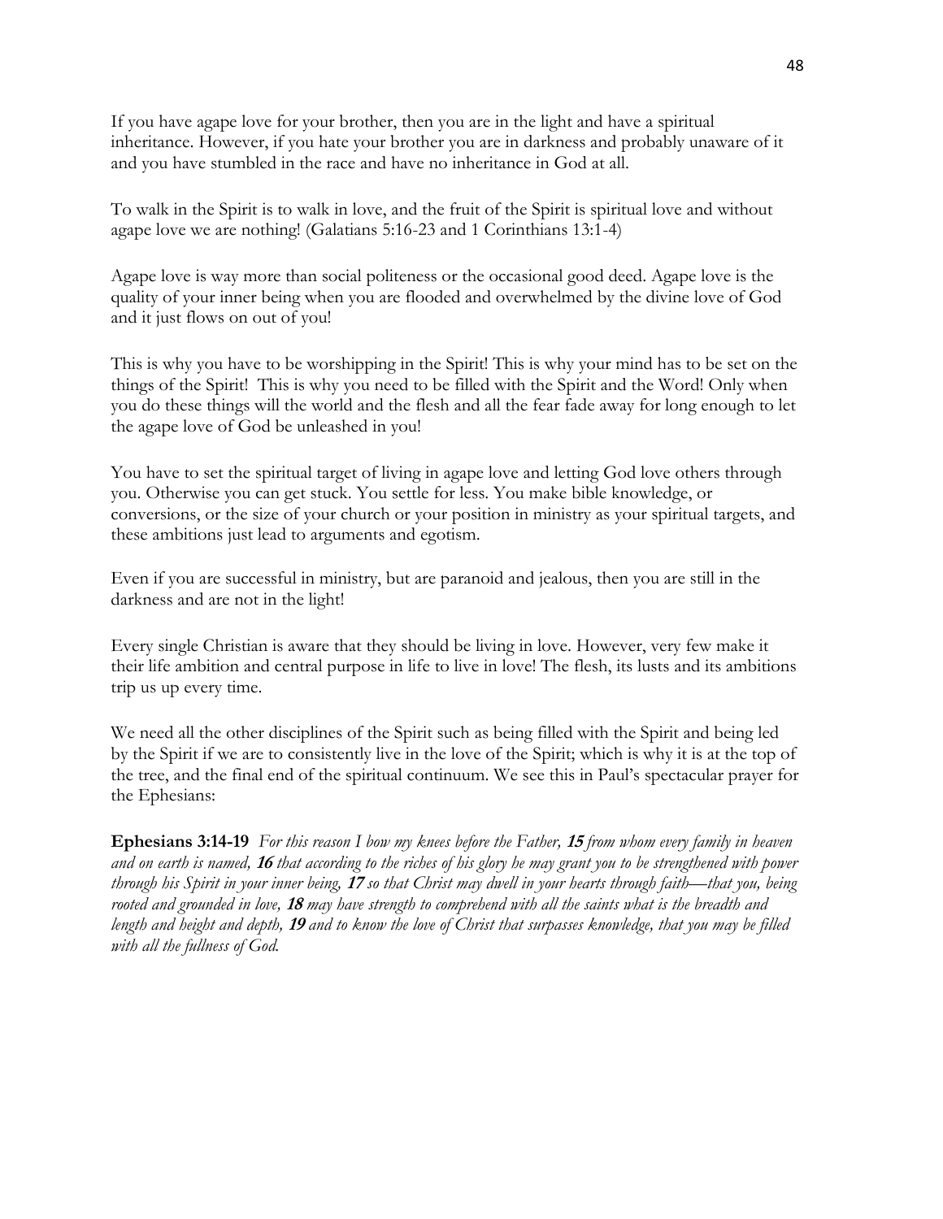If you have agape love for your brother, then you are in the light and have a spiritual inheritance. However, if you hate your brother you are in darkness and probably unaware of it and you have stumbled in the race and have no inheritance in God at all.

To walk in the Spirit is to walk in love, and the fruit of the Spirit is spiritual love and without agape love we are nothing! (Galatians 5:16-23 and 1 Corinthians 13:1-4)

Agape love is way more than social politeness or the occasional good deed. Agape love is the quality of your inner being when you are flooded and overwhelmed by the divine love of God and it just flows on out of you!

This is why you have to be worshipping in the Spirit! This is why your mind has to be set on the things of the Spirit! This is why you need to be filled with the Spirit and the Word! Only when you do these things will the world and the flesh and all the fear fade away for long enough to let the agape love of God be unleashed in you!

You have to set the spiritual target of living in agape love and letting God love others through you. Otherwise you can get stuck. You settle for less. You make bible knowledge, or conversions, or the size of your church or your position in ministry as your spiritual targets, and these ambitions just lead to arguments and egotism.

Even if you are successful in ministry, but are paranoid and jealous, then you are still in the darkness and are not in the light!

Every single Christian is aware that they should be living in love. However, very few make it their life ambition and central purpose in life to live in love! The flesh, its lusts and its ambitions trip us up every time.

We need all the other disciplines of the Spirit such as being filled with the Spirit and being led by the Spirit if we are to consistently live in the love of the Spirit; which is why it is at the top of the tree, and the final end of the spiritual continuum. We see this in Paul's spectacular prayer for the Ephesians:

**Ephesians 3:14-19** *For this reason I bow my knees before the Father,* ***15*** *from whom every family in heaven and on earth is named,* ***16*** *that according to the riches of his glory he may grant you to be strengthened with power through his Spirit in your inner being,* ***17*** *so that Christ may dwell in your hearts through faith—that you, being rooted and grounded in love,* ***18*** *may have strength to comprehend with all the saints what is the breadth and length and height and depth,* ***19*** *and to know the love of Christ that surpasses knowledge, that you may be filled with all the fullness of God.*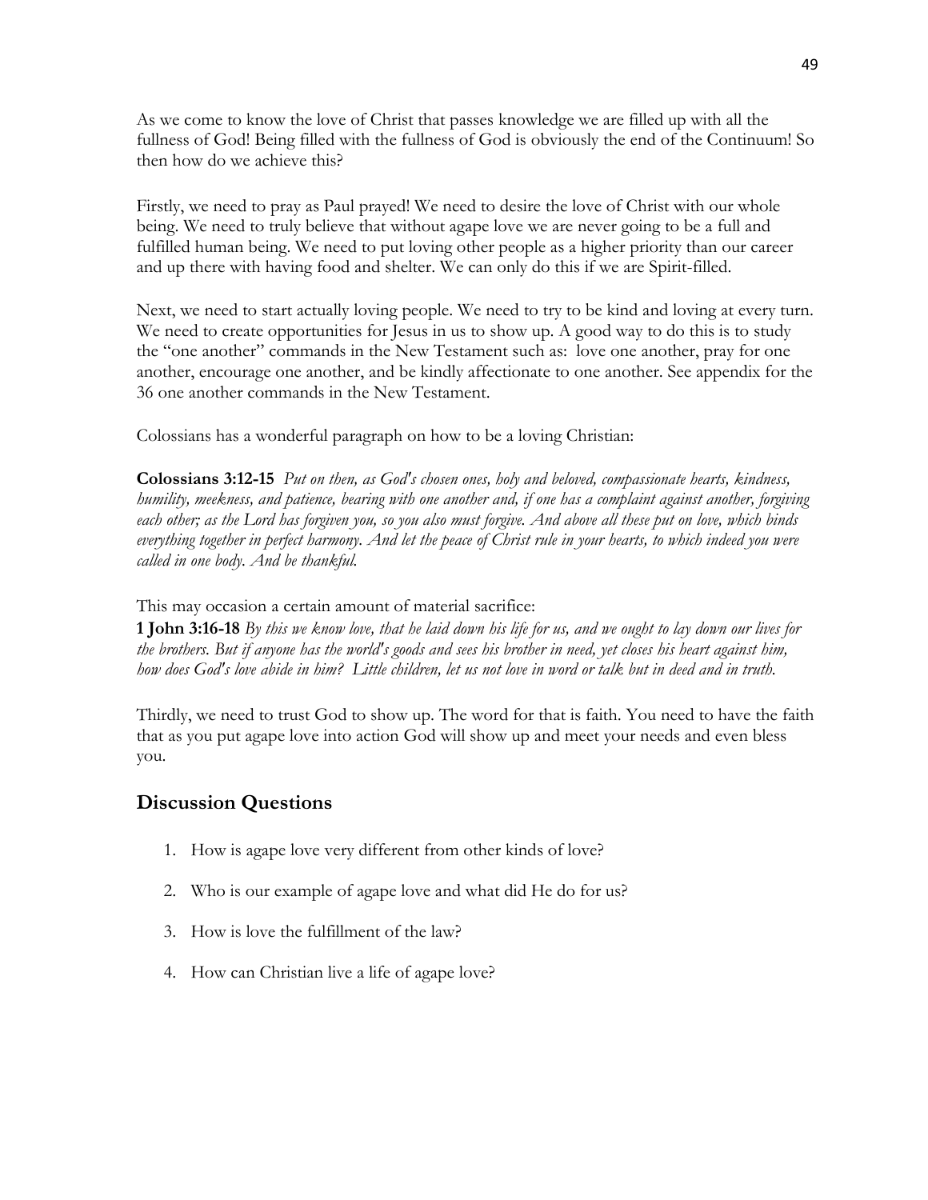As we come to know the love of Christ that passes knowledge we are filled up with all the fullness of God! Being filled with the fullness of God is obviously the end of the Continuum! So then how do we achieve this?

Firstly, we need to pray as Paul prayed! We need to desire the love of Christ with our whole being. We need to truly believe that without agape love we are never going to be a full and fulfilled human being. We need to put loving other people as a higher priority than our career and up there with having food and shelter. We can only do this if we are Spirit-filled.

Next, we need to start actually loving people. We need to try to be kind and loving at every turn. We need to create opportunities for Jesus in us to show up. A good way to do this is to study the "one another" commands in the New Testament such as: love one another, pray for one another, encourage one another, and be kindly affectionate to one another. See appendix for the 36 one another commands in the New Testament.

Colossians has a wonderful paragraph on how to be a loving Christian:

**Colossians 3:12-15** *Put on then, as God's chosen ones, holy and beloved, compassionate hearts, kindness, humility, meekness, and patience, bearing with one another and, if one has a complaint against another, forgiving each other; as the Lord has forgiven you, so you also must forgive. And above all these put on love, which binds everything together in perfect harmony. And let the peace of Christ rule in your hearts, to which indeed you were called in one body. And be thankful.*

This may occasion a certain amount of material sacrifice:

**1 John 3:16-18** *By this we know love, that he laid down his life for us, and we ought to lay down our lives for the brothers. But if anyone has the world's goods and sees his brother in need, yet closes his heart against him, how does God's love abide in him? Little children, let us not love in word or talk but in deed and in truth.*

Thirdly, we need to trust God to show up. The word for that is faith. You need to have the faith that as you put agape love into action God will show up and meet your needs and even bless you.

## Discussion Questions

1. How is agape love very different from other kinds of love?
2. Who is our example of agape love and what did He do for us?
3. How is love the fulfillment of the law?
4. How can Christian live a life of agape love?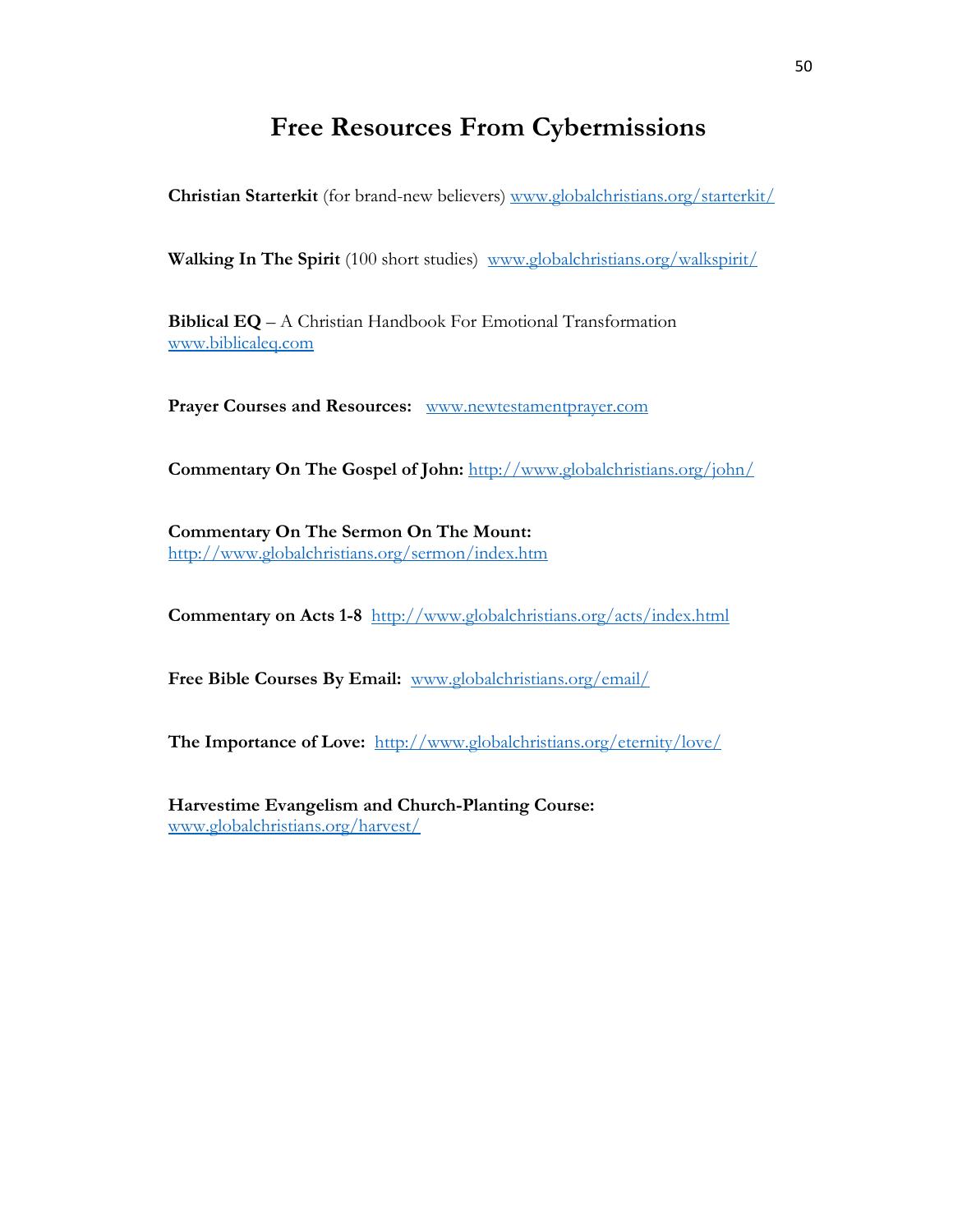# Free Resources From Cybermissions

**Christian Starterkit** (for brand-new believers) www.globalchristians.org/starterkit/

**Walking In The Spirit** (100 short studies) www.globalchristians.org/walkspirit/

**Biblical EQ** – A Christian Handbook For Emotional Transformation
www.biblicaleq.com

**Prayer Courses and Resources:** www.newtestamentprayer.com

**Commentary On The Gospel of John:** http://www.globalchristians.org/john/

**Commentary On The Sermon On The Mount:**
http://www.globalchristians.org/sermon/index.htm

**Commentary on Acts 1-8** http://www.globalchristians.org/acts/index.html

**Free Bible Courses By Email:** www.globalchristians.org/email/

**The Importance of Love:** http://www.globalchristians.org/eternity/love/

**Harvestime Evangelism and Church-Planting Course:**
www.globalchristians.org/harvest/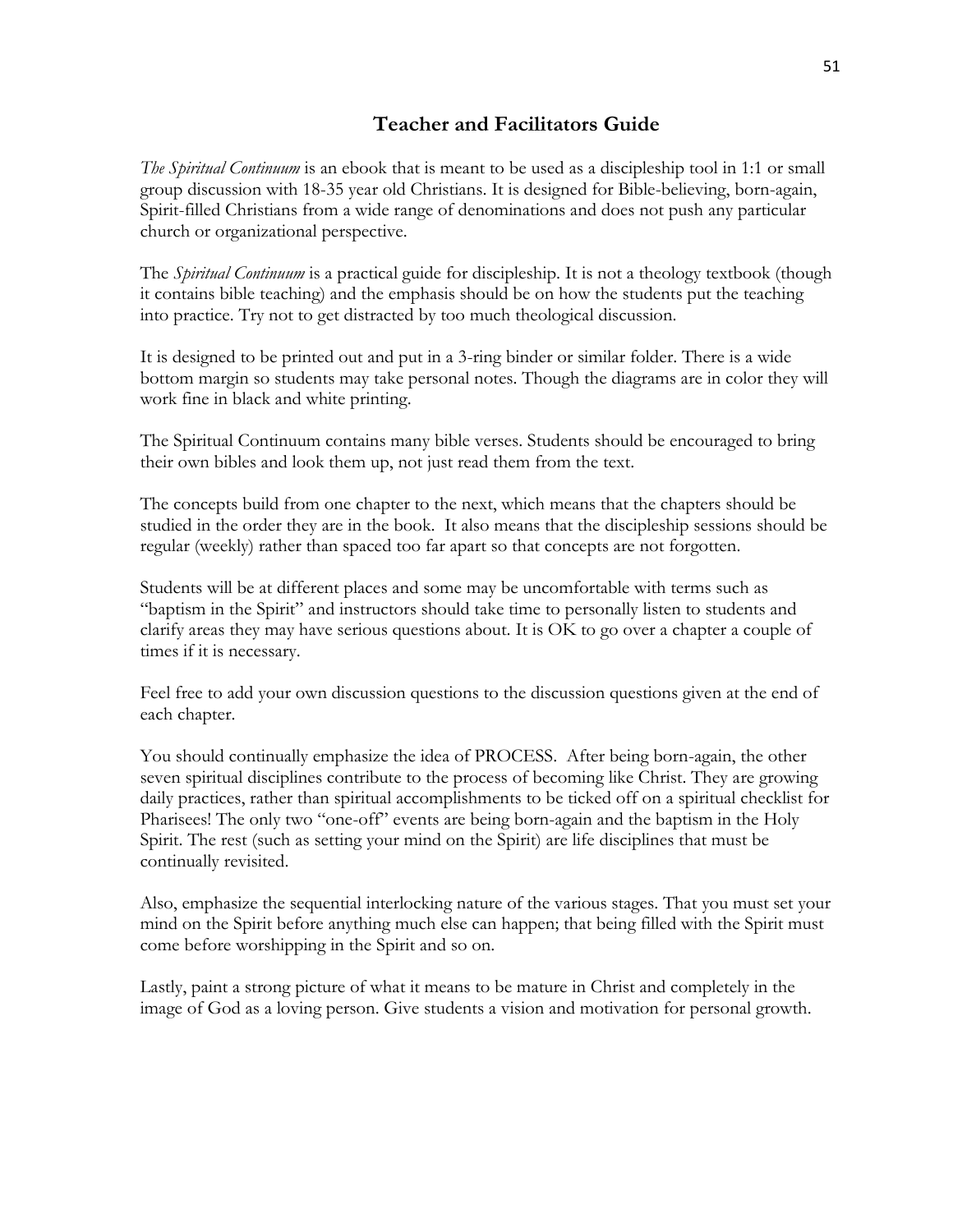## Teacher and Facilitators Guide

*The Spiritual Continuum* is an ebook that is meant to be used as a discipleship tool in 1:1 or small group discussion with 18-35 year old Christians. It is designed for Bible-believing, born-again, Spirit-filled Christians from a wide range of denominations and does not push any particular church or organizational perspective.

The *Spiritual Continuum* is a practical guide for discipleship. It is not a theology textbook (though it contains bible teaching) and the emphasis should be on how the students put the teaching into practice. Try not to get distracted by too much theological discussion.

It is designed to be printed out and put in a 3-ring binder or similar folder. There is a wide bottom margin so students may take personal notes. Though the diagrams are in color they will work fine in black and white printing.

The Spiritual Continuum contains many bible verses. Students should be encouraged to bring their own bibles and look them up, not just read them from the text.

The concepts build from one chapter to the next, which means that the chapters should be studied in the order they are in the book. It also means that the discipleship sessions should be regular (weekly) rather than spaced too far apart so that concepts are not forgotten.

Students will be at different places and some may be uncomfortable with terms such as "baptism in the Spirit" and instructors should take time to personally listen to students and clarify areas they may have serious questions about. It is OK to go over a chapter a couple of times if it is necessary.

Feel free to add your own discussion questions to the discussion questions given at the end of each chapter.

You should continually emphasize the idea of PROCESS. After being born-again, the other seven spiritual disciplines contribute to the process of becoming like Christ. They are growing daily practices, rather than spiritual accomplishments to be ticked off on a spiritual checklist for Pharisees! The only two "one-off" events are being born-again and the baptism in the Holy Spirit. The rest (such as setting your mind on the Spirit) are life disciplines that must be continually revisited.

Also, emphasize the sequential interlocking nature of the various stages. That you must set your mind on the Spirit before anything much else can happen; that being filled with the Spirit must come before worshipping in the Spirit and so on.

Lastly, paint a strong picture of what it means to be mature in Christ and completely in the image of God as a loving person. Give students a vision and motivation for personal growth.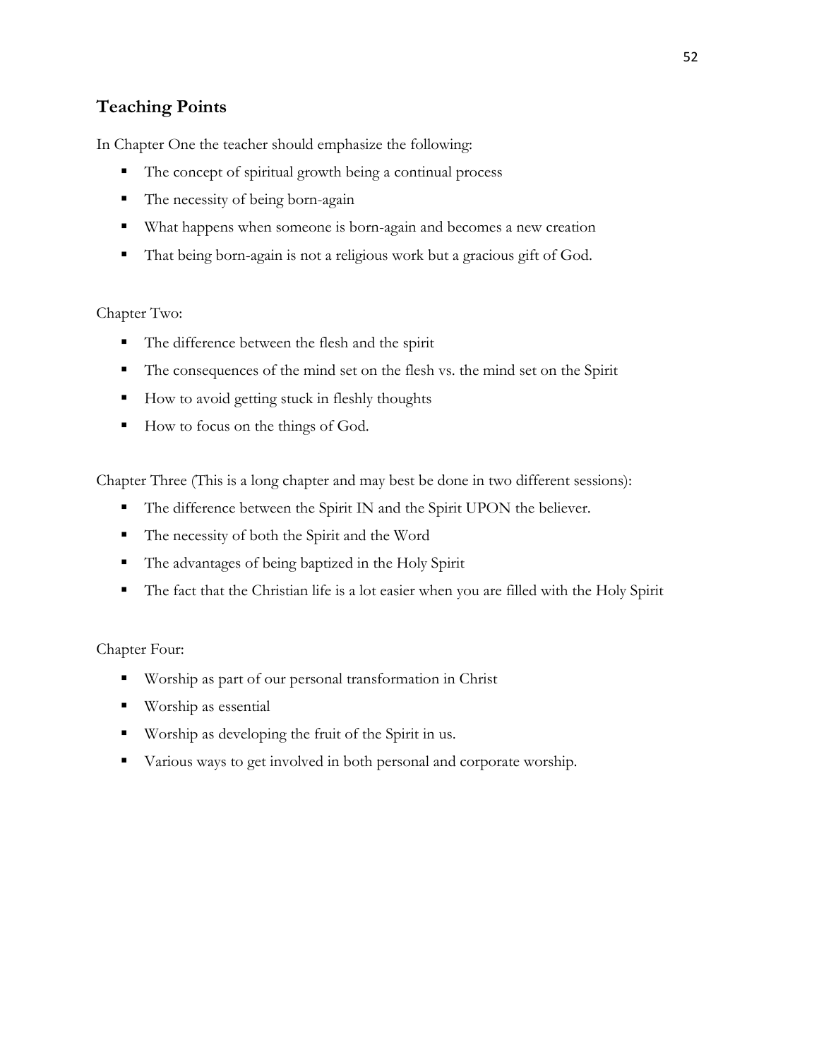## Teaching Points

In Chapter One the teacher should emphasize the following:

- The concept of spiritual growth being a continual process
- The necessity of being born-again
- What happens when someone is born-again and becomes a new creation
- That being born-again is not a religious work but a gracious gift of God.

Chapter Two:

- The difference between the flesh and the spirit
- The consequences of the mind set on the flesh vs. the mind set on the Spirit
- How to avoid getting stuck in fleshly thoughts
- How to focus on the things of God.

Chapter Three (This is a long chapter and may best be done in two different sessions):

- The difference between the Spirit IN and the Spirit UPON the believer.
- The necessity of both the Spirit and the Word
- The advantages of being baptized in the Holy Spirit
- The fact that the Christian life is a lot easier when you are filled with the Holy Spirit

Chapter Four:

- Worship as part of our personal transformation in Christ
- Worship as essential
- Worship as developing the fruit of the Spirit in us.
- Various ways to get involved in both personal and corporate worship.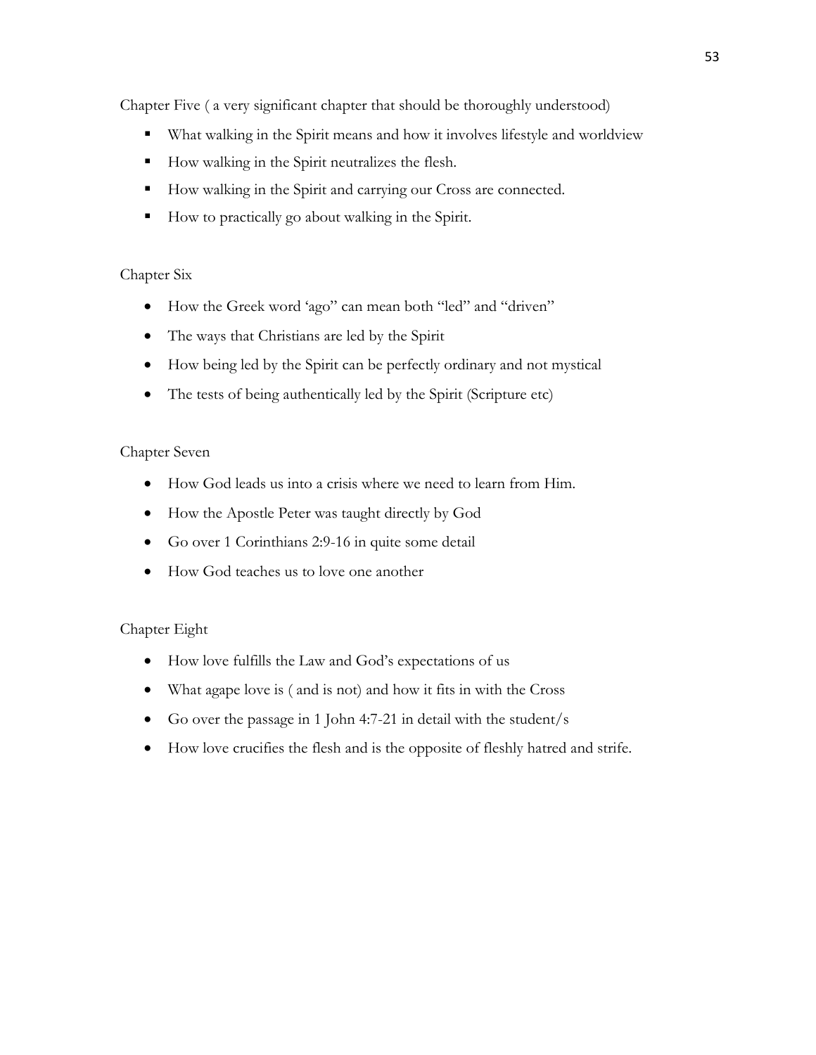Chapter Five ( a very significant chapter that should be thoroughly understood)

- What walking in the Spirit means and how it involves lifestyle and worldview
- How walking in the Spirit neutralizes the flesh.
- How walking in the Spirit and carrying our Cross are connected.
- How to practically go about walking in the Spirit.

Chapter Six

- How the Greek word 'ago" can mean both "led" and "driven"
- The ways that Christians are led by the Spirit
- How being led by the Spirit can be perfectly ordinary and not mystical
- The tests of being authentically led by the Spirit (Scripture etc)

Chapter Seven

- How God leads us into a crisis where we need to learn from Him.
- How the Apostle Peter was taught directly by God
- Go over 1 Corinthians 2:9-16 in quite some detail
- How God teaches us to love one another

Chapter Eight

- How love fulfills the Law and God's expectations of us
- What agape love is ( and is not) and how it fits in with the Cross
- Go over the passage in 1 John 4:7-21 in detail with the student/s
- How love crucifies the flesh and is the opposite of fleshly hatred and strife.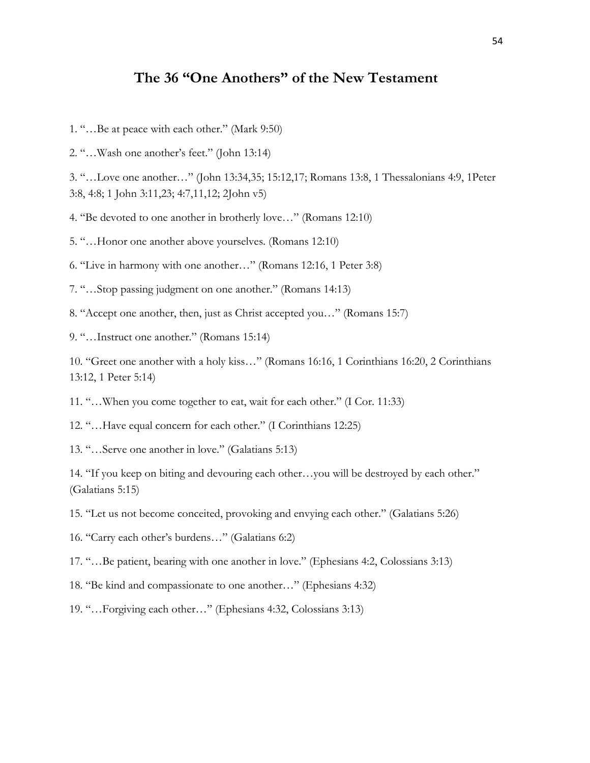## The 36 "One Anothers" of the New Testament

1. "…Be at peace with each other." (Mark 9:50)

2. "…Wash one another's feet." (John 13:14)

3. "…Love one another…" (John 13:34,35; 15:12,17; Romans 13:8, 1 Thessalonians 4:9, 1Peter 3:8, 4:8; 1 John 3:11,23; 4:7,11,12; 2John v5)

4. "Be devoted to one another in brotherly love…" (Romans 12:10)

5. "…Honor one another above yourselves. (Romans 12:10)

6. "Live in harmony with one another…" (Romans 12:16, 1 Peter 3:8)

7. "…Stop passing judgment on one another." (Romans 14:13)

8. "Accept one another, then, just as Christ accepted you…" (Romans 15:7)

9. "…Instruct one another." (Romans 15:14)

10. "Greet one another with a holy kiss…" (Romans 16:16, 1 Corinthians 16:20, 2 Corinthians 13:12, 1 Peter 5:14)

11. "…When you come together to eat, wait for each other." (I Cor. 11:33)

12. "…Have equal concern for each other." (I Corinthians 12:25)

13. "…Serve one another in love." (Galatians 5:13)

14. "If you keep on biting and devouring each other…you will be destroyed by each other." (Galatians 5:15)

15. "Let us not become conceited, provoking and envying each other." (Galatians 5:26)

16. "Carry each other's burdens…" (Galatians 6:2)

17. "…Be patient, bearing with one another in love." (Ephesians 4:2, Colossians 3:13)

18. "Be kind and compassionate to one another…" (Ephesians 4:32)

19. "…Forgiving each other…" (Ephesians 4:32, Colossians 3:13)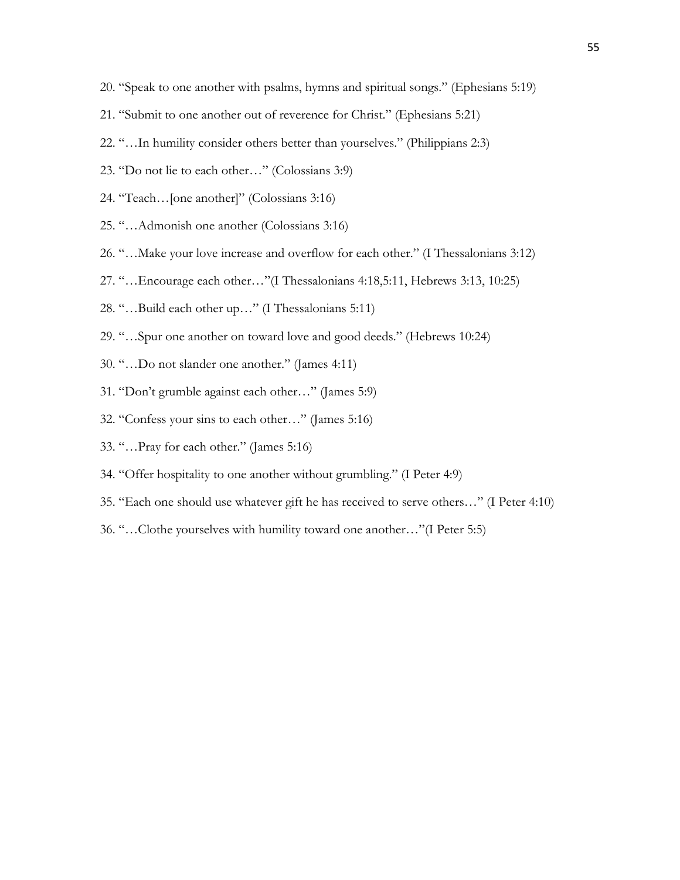20. "Speak to one another with psalms, hymns and spiritual songs." (Ephesians 5:19)
21. "Submit to one another out of reverence for Christ." (Ephesians 5:21)
22. "…In humility consider others better than yourselves." (Philippians 2:3)
23. "Do not lie to each other…" (Colossians 3:9)
24. "Teach…[one another]" (Colossians 3:16)
25. "…Admonish one another (Colossians 3:16)
26. "…Make your love increase and overflow for each other." (I Thessalonians 3:12)
27. "…Encourage each other…"(I Thessalonians 4:18,5:11, Hebrews 3:13, 10:25)
28. "…Build each other up…" (I Thessalonians 5:11)
29. "…Spur one another on toward love and good deeds." (Hebrews 10:24)
30. "…Do not slander one another." (James 4:11)
31. "Don't grumble against each other…" (James 5:9)
32. "Confess your sins to each other…" (James 5:16)
33. "…Pray for each other." (James 5:16)
34. "Offer hospitality to one another without grumbling." (I Peter 4:9)
35. "Each one should use whatever gift he has received to serve others…" (I Peter 4:10)
36. "…Clothe yourselves with humility toward one another…"(I Peter 5:5)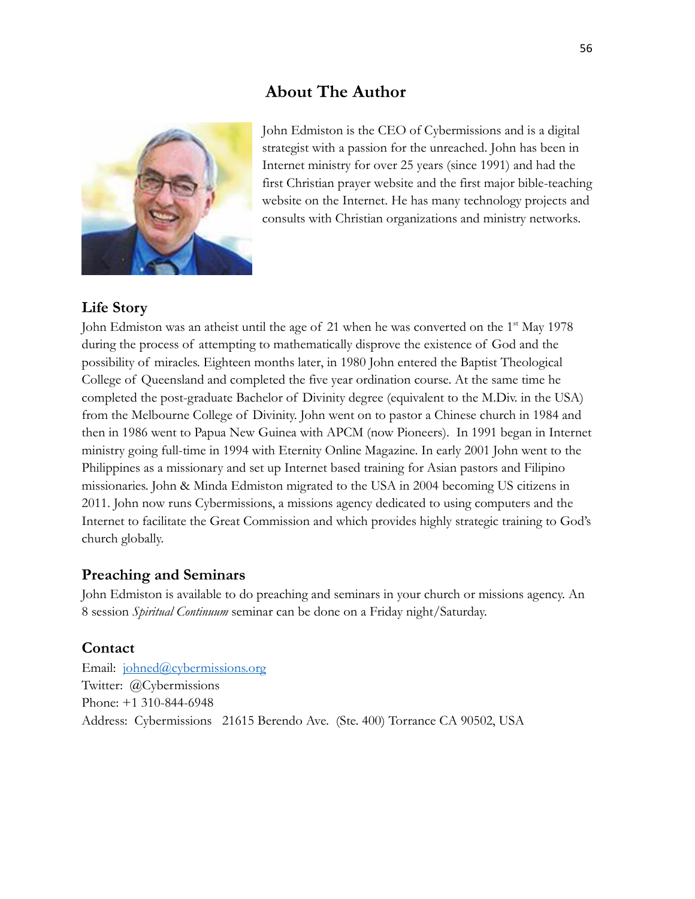## About The Author

John Edmiston is the CEO of Cybermissions and is a digital strategist with a passion for the unreached. John has been in Internet ministry for over 25 years (since 1991) and had the first Christian prayer website and the first major bible-teaching website on the Internet. He has many technology projects and consults with Christian organizations and ministry networks.

### Life Story

John Edmiston was an atheist until the age of 21 when he was converted on the 1st May 1978 during the process of attempting to mathematically disprove the existence of God and the possibility of miracles. Eighteen months later, in 1980 John entered the Baptist Theological College of Queensland and completed the five year ordination course. At the same time he completed the post-graduate Bachelor of Divinity degree (equivalent to the M.Div. in the USA) from the Melbourne College of Divinity. John went on to pastor a Chinese church in 1984 and then in 1986 went to Papua New Guinea with APCM (now Pioneers). In 1991 began in Internet ministry going full-time in 1994 with Eternity Online Magazine. In early 2001 John went to the Philippines as a missionary and set up Internet based training for Asian pastors and Filipino missionaries. John & Minda Edmiston migrated to the USA in 2004 becoming US citizens in 2011. John now runs Cybermissions, a missions agency dedicated to using computers and the Internet to facilitate the Great Commission and which provides highly strategic training to God's church globally.

### Preaching and Seminars

John Edmiston is available to do preaching and seminars in your church or missions agency. An 8 session *Spiritual Continuum* seminar can be done on a Friday night/Saturday.

### Contact

Email: johned@cybermissions.org
Twitter: @Cybermissions
Phone: +1 310-844-6948
Address: Cybermissions 21615 Berendo Ave. (Ste. 400) Torrance CA 90502, USA